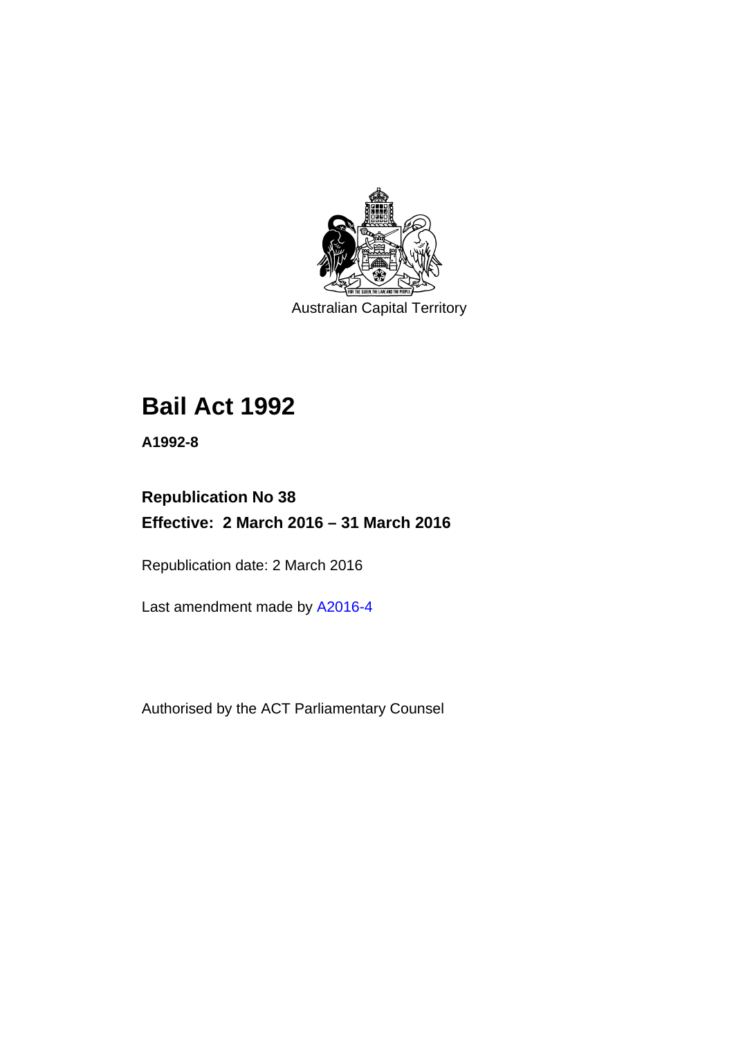Australian Capital Territory

# Bail Act 1992

**A1992-8**

## Republication No 38

## Effective: 2 March 2016 – 31 March 2016

Republication date: 2 March 2016

Last amendment made by A2016-4

Authorised by the ACT Parliamentary Counsel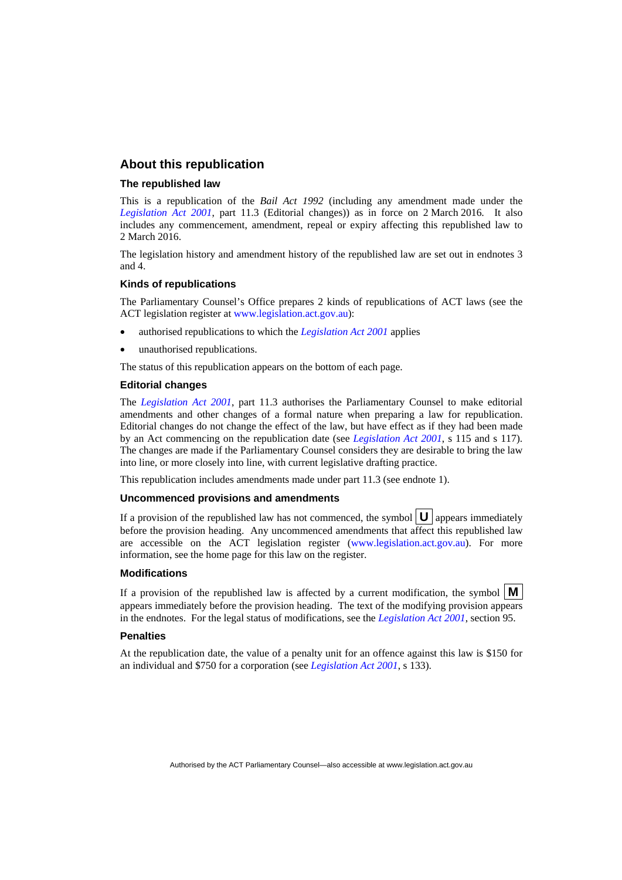## About this republication

### The republished law

This is a republication of the *Bail Act 1992* (including any amendment made under the *Legislation Act 2001*, part 11.3 (Editorial changes)) as in force on 2 March 2016. It also includes any commencement, amendment, repeal or expiry affecting this republished law to 2 March 2016.

The legislation history and amendment history of the republished law are set out in endnotes 3 and 4.

### Kinds of republications

The Parliamentary Counsel's Office prepares 2 kinds of republications of ACT laws (see the ACT legislation register at www.legislation.act.gov.au):

- authorised republications to which the *Legislation Act 2001* applies
- unauthorised republications.

The status of this republication appears on the bottom of each page.

### Editorial changes

The *Legislation Act 2001*, part 11.3 authorises the Parliamentary Counsel to make editorial amendments and other changes of a formal nature when preparing a law for republication. Editorial changes do not change the effect of the law, but have effect as if they had been made by an Act commencing on the republication date (see *Legislation Act 2001*, s 115 and s 117). The changes are made if the Parliamentary Counsel considers they are desirable to bring the law into line, or more closely into line, with current legislative drafting practice.

This republication includes amendments made under part 11.3 (see endnote 1).

### Uncommenced provisions and amendments

If a provision of the republished law has not commenced, the symbol **U** appears immediately before the provision heading. Any uncommenced amendments that affect this republished law are accessible on the ACT legislation register (www.legislation.act.gov.au). For more information, see the home page for this law on the register.

### Modifications

If a provision of the republished law is affected by a current modification, the symbol **M** appears immediately before the provision heading. The text of the modifying provision appears in the endnotes. For the legal status of modifications, see the *Legislation Act 2001*, section 95.

### Penalties

At the republication date, the value of a penalty unit for an offence against this law is $150 for an individual and $750 for a corporation (see *Legislation Act 2001*, s 133).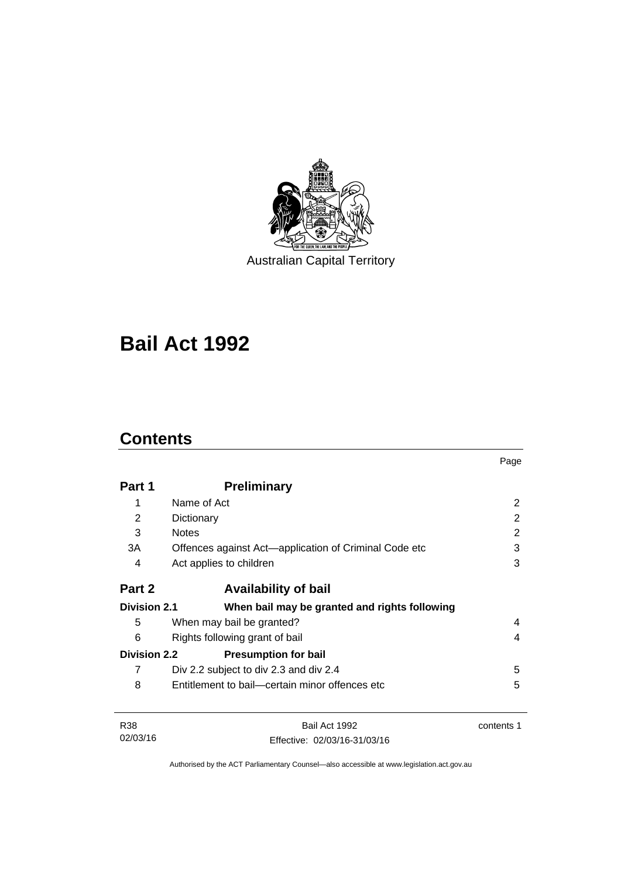Australian Capital Territory

# Bail Act 1992

## Contents

| | | Page |
|---|---|---|
| **Part 1** | **Preliminary** | |
| 1 | Name of Act | 2 |
| 2 | Dictionary | 2 |
| 3 | Notes | 2 |
| 3A | Offences against Act—application of Criminal Code etc | 3 |
| 4 | Act applies to children | 3 |
| **Part 2** | **Availability of bail** | |
| **Division 2.1** | **When bail may be granted and rights following** | |
| 5 | When may bail be granted? | 4 |
| 6 | Rights following grant of bail | 4 |
| **Division 2.2** | **Presumption for bail** | |
| 7 | Div 2.2 subject to div 2.3 and div 2.4 | 5 |
| 8 | Entitlement to bail—certain minor offences etc | 5 |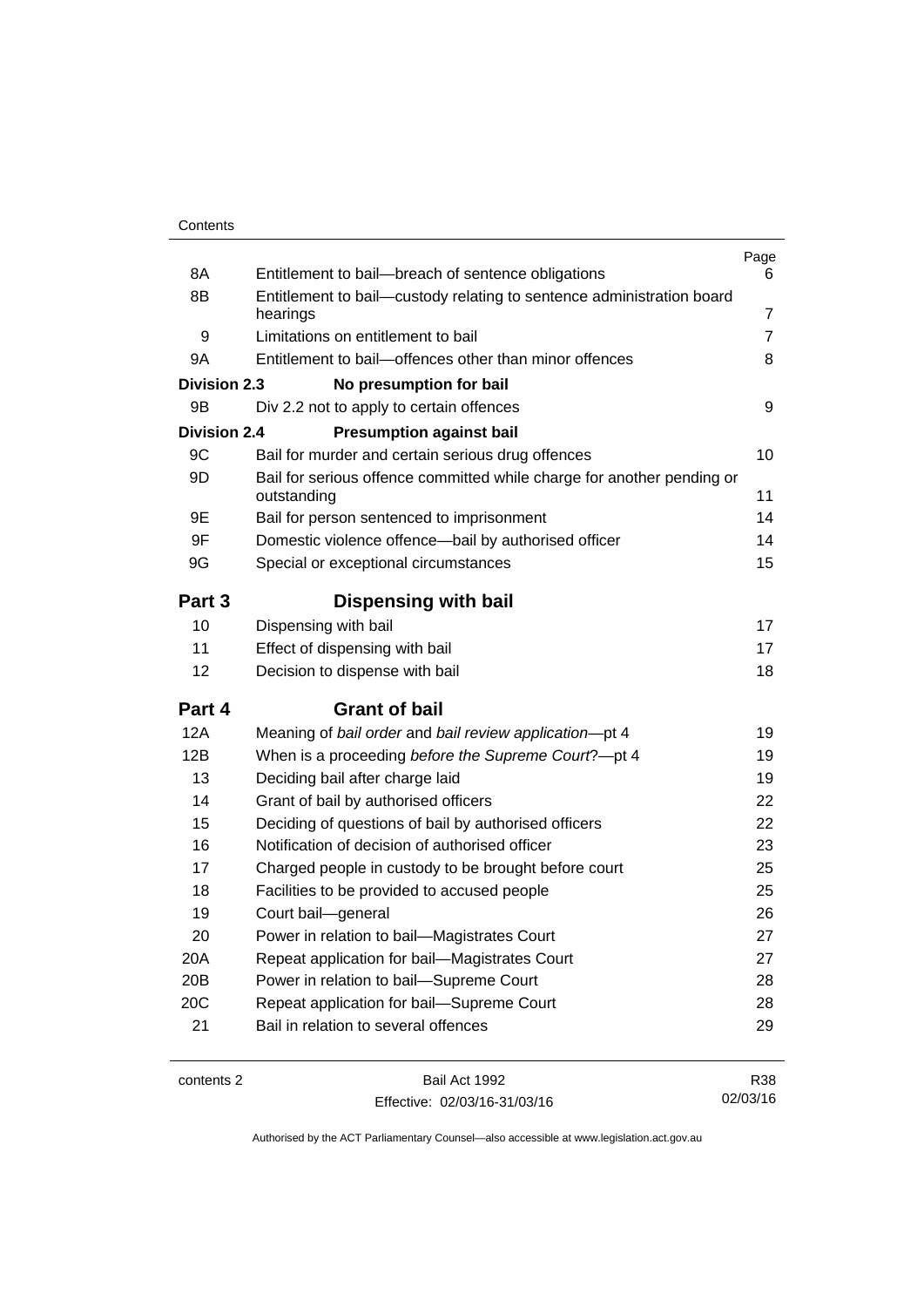| | | Page |
|---|---|---|
| 8A | Entitlement to bail—breach of sentence obligations | 6 |
| 8B | Entitlement to bail—custody relating to sentence administration board hearings | 7 |
| 9 | Limitations on entitlement to bail | 7 |
| 9A | Entitlement to bail—offences other than minor offences | 8 |
| **Division 2.3** | **No presumption for bail** | |
| 9B | Div 2.2 not to apply to certain offences | 9 |
| **Division 2.4** | **Presumption against bail** | |
| 9C | Bail for murder and certain serious drug offences | 10 |
| 9D | Bail for serious offence committed while charge for another pending or outstanding | 11 |
| 9E | Bail for person sentenced to imprisonment | 14 |
| 9F | Domestic violence offence—bail by authorised officer | 14 |
| 9G | Special or exceptional circumstances | 15 |
| **Part 3** | **Dispensing with bail** | |
| 10 | Dispensing with bail | 17 |
| 11 | Effect of dispensing with bail | 17 |
| 12 | Decision to dispense with bail | 18 |
| **Part 4** | **Grant of bail** | |
| 12A | Meaning of *bail order* and *bail review application*—pt 4 | 19 |
| 12B | When is a proceeding *before the Supreme Court*?—pt 4 | 19 |
| 13 | Deciding bail after charge laid | 19 |
| 14 | Grant of bail by authorised officers | 22 |
| 15 | Deciding of questions of bail by authorised officers | 22 |
| 16 | Notification of decision of authorised officer | 23 |
| 17 | Charged people in custody to be brought before court | 25 |
| 18 | Facilities to be provided to accused people | 25 |
| 19 | Court bail—general | 26 |
| 20 | Power in relation to bail—Magistrates Court | 27 |
| 20A | Repeat application for bail—Magistrates Court | 27 |
| 20B | Power in relation to bail—Supreme Court | 28 |
| 20C | Repeat application for bail—Supreme Court | 28 |
| 21 | Bail in relation to several offences | 29 |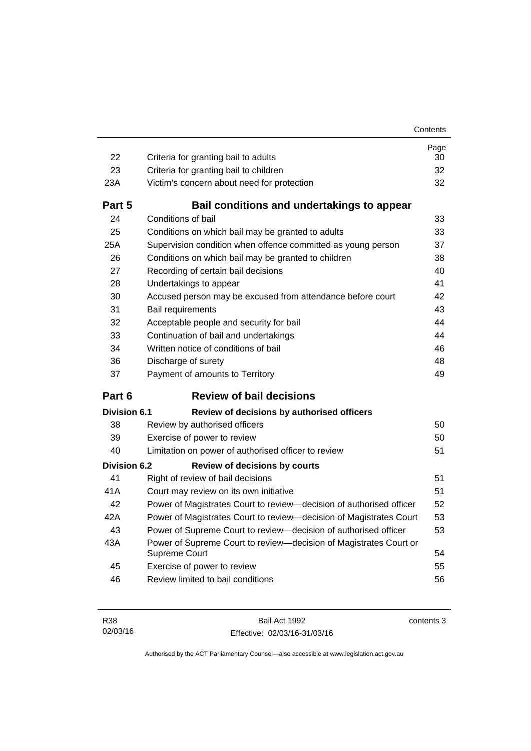| | | Page |
|---|---|---|
| 22 | Criteria for granting bail to adults | 30 |
| 23 | Criteria for granting bail to children | 32 |
| 23A | Victim's concern about need for protection | 32 |
| **Part 5** | **Bail conditions and undertakings to appear** | |
| 24 | Conditions of bail | 33 |
| 25 | Conditions on which bail may be granted to adults | 33 |
| 25A | Supervision condition when offence committed as young person | 37 |
| 26 | Conditions on which bail may be granted to children | 38 |
| 27 | Recording of certain bail decisions | 40 |
| 28 | Undertakings to appear | 41 |
| 30 | Accused person may be excused from attendance before court | 42 |
| 31 | Bail requirements | 43 |
| 32 | Acceptable people and security for bail | 44 |
| 33 | Continuation of bail and undertakings | 44 |
| 34 | Written notice of conditions of bail | 46 |
| 36 | Discharge of surety | 48 |
| 37 | Payment of amounts to Territory | 49 |
| **Part 6** | **Review of bail decisions** | |
| **Division 6.1** | **Review of decisions by authorised officers** | |
| 38 | Review by authorised officers | 50 |
| 39 | Exercise of power to review | 50 |
| 40 | Limitation on power of authorised officer to review | 51 |
| **Division 6.2** | **Review of decisions by courts** | |
| 41 | Right of review of bail decisions | 51 |
| 41A | Court may review on its own initiative | 51 |
| 42 | Power of Magistrates Court to review—decision of authorised officer | 52 |
| 42A | Power of Magistrates Court to review—decision of Magistrates Court | 53 |
| 43 | Power of Supreme Court to review—decision of authorised officer | 53 |
| 43A | Power of Supreme Court to review—decision of Magistrates Court or Supreme Court | 54 |
| 45 | Exercise of power to review | 55 |
| 46 | Review limited to bail conditions | 56 |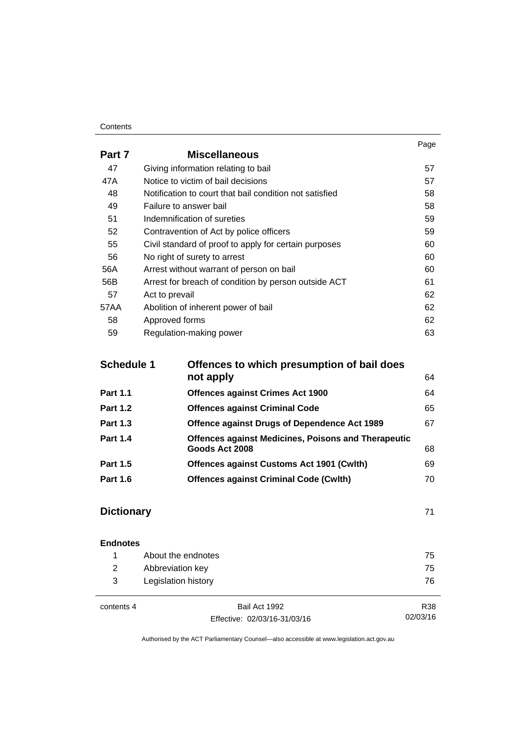| | | Page |
|---|---|---|
| **Part 7** | **Miscellaneous** | |
| 47 | Giving information relating to bail | 57 |
| 47A | Notice to victim of bail decisions | 57 |
| 48 | Notification to court that bail condition not satisfied | 58 |
| 49 | Failure to answer bail | 58 |
| 51 | Indemnification of sureties | 59 |
| 52 | Contravention of Act by police officers | 59 |
| 55 | Civil standard of proof to apply for certain purposes | 60 |
| 56 | No right of surety to arrest | 60 |
| 56A | Arrest without warrant of person on bail | 60 |
| 56B | Arrest for breach of condition by person outside ACT | 61 |
| 57 | Act to prevail | 62 |
| 57AA | Abolition of inherent power of bail | 62 |
| 58 | Approved forms | 62 |
| 59 | Regulation-making power | 63 |

| | | |
|---|---|---|
| **Schedule 1** | **Offences to which presumption of bail does not apply** | 64 |
| **Part 1.1** | **Offences against Crimes Act 1900** | 64 |
| **Part 1.2** | **Offences against Criminal Code** | 65 |
| **Part 1.3** | **Offence against Drugs of Dependence Act 1989** | 67 |
| **Part 1.4** | **Offences against Medicines, Poisons and Therapeutic Goods Act 2008** | 68 |
| **Part 1.5** | **Offences against Customs Act 1901 (Cwlth)** | 69 |
| **Part 1.6** | **Offences against Criminal Code (Cwlth)** | 70 |

| | |
|---|---|
| **Dictionary** | 71 |

**Endnotes**

| | | |
|---|---|---|
| 1 | About the endnotes | 75 |
| 2 | Abbreviation key | 75 |
| 3 | Legislation history | 76 |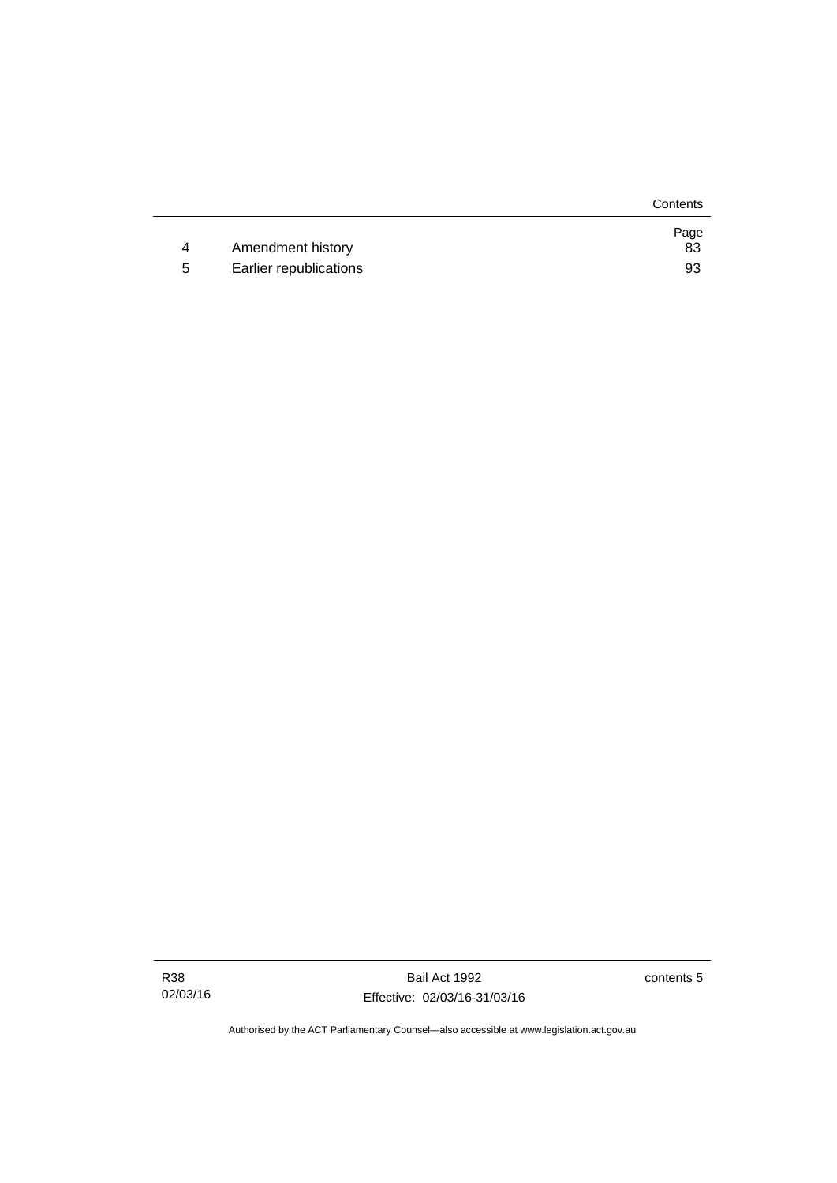| | | Page |
|---|---|---|
| 4 | Amendment history | 83 |
| 5 | Earlier republications | 93 |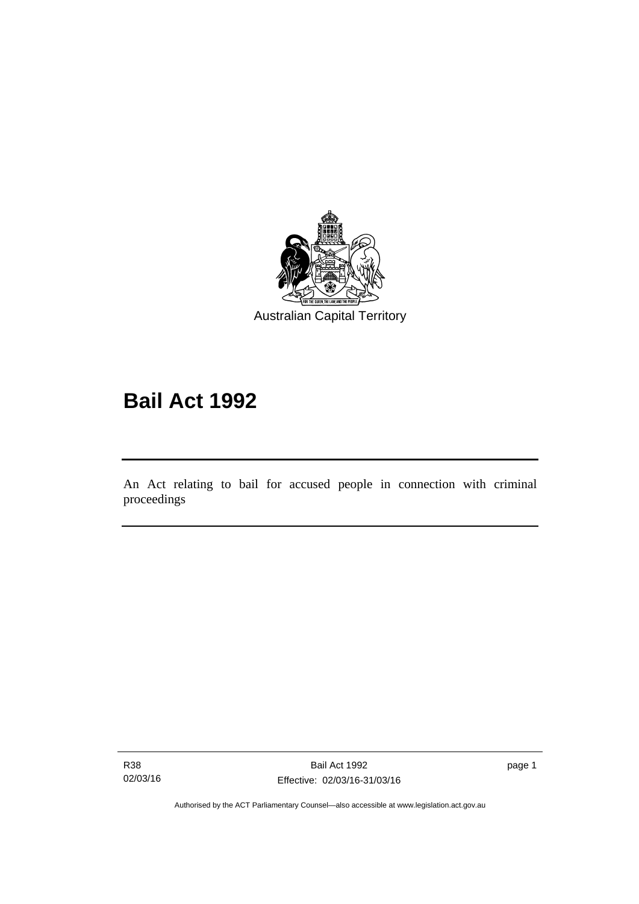Australian Capital Territory

# Bail Act 1992

An Act relating to bail for accused people in connection with criminal proceedings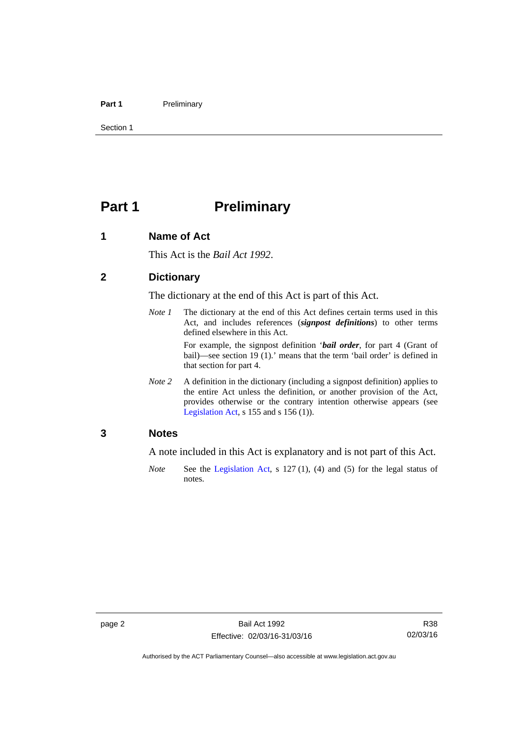# Part 1 Preliminary

## 1 Name of Act

This Act is the *Bail Act 1992*.

## 2 Dictionary

The dictionary at the end of this Act is part of this Act.

*Note 1* The dictionary at the end of this Act defines certain terms used in this Act, and includes references (***signpost definitions***) to other terms defined elsewhere in this Act.

For example, the signpost definition '***bail order***, for part 4 (Grant of bail)—see section 19 (1).' means that the term 'bail order' is defined in that section for part 4.

*Note 2* A definition in the dictionary (including a signpost definition) applies to the entire Act unless the definition, or another provision of the Act, provides otherwise or the contrary intention otherwise appears (see Legislation Act, s 155 and s 156 (1)).

## 3 Notes

A note included in this Act is explanatory and is not part of this Act.

*Note* See the Legislation Act, s 127 (1), (4) and (5) for the legal status of notes.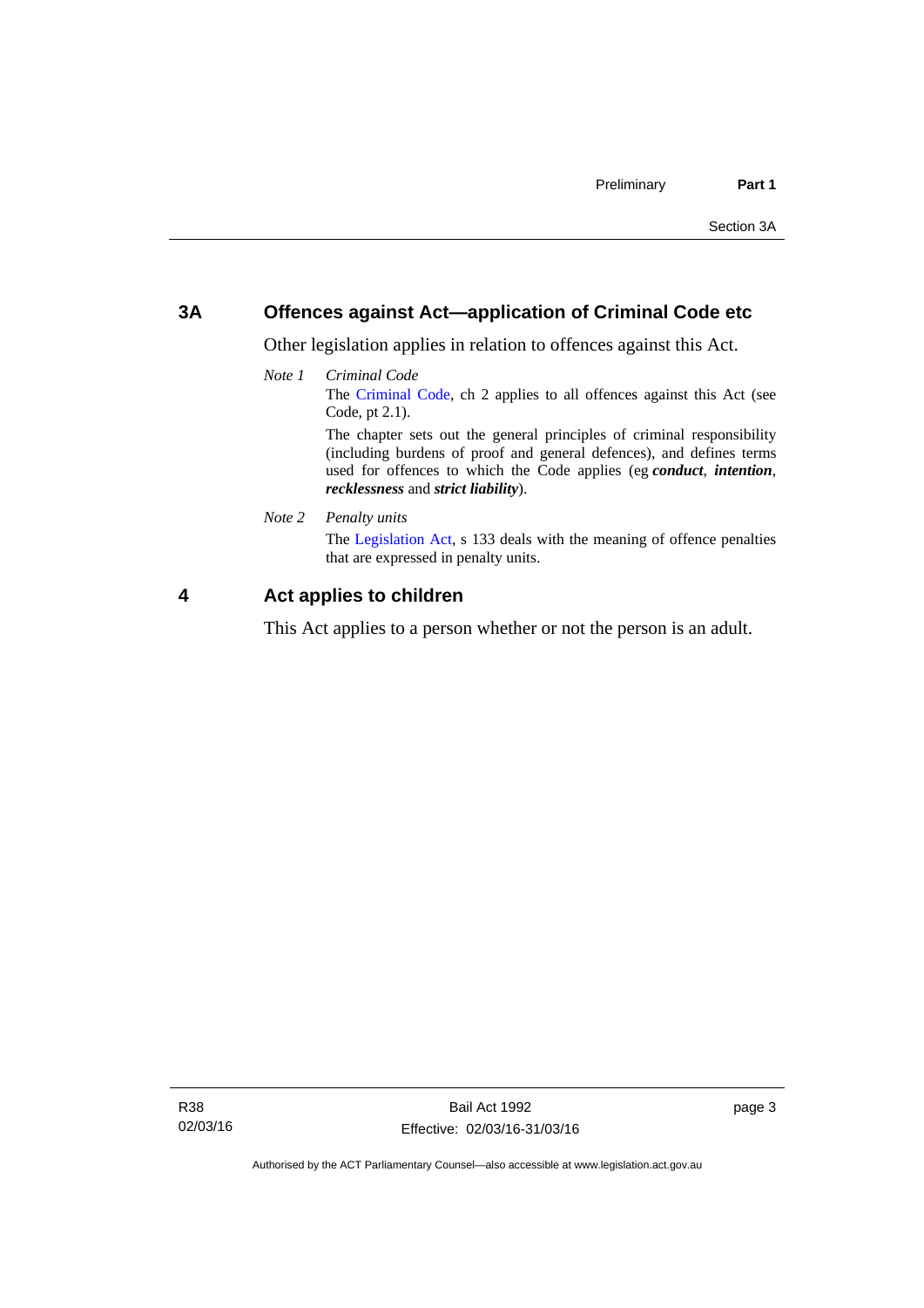## 3A Offences against Act—application of Criminal Code etc

Other legislation applies in relation to offences against this Act.

*Note 1* *Criminal Code*

The Criminal Code, ch 2 applies to all offences against this Act (see Code, pt 2.1).

The chapter sets out the general principles of criminal responsibility (including burdens of proof and general defences), and defines terms used for offences to which the Code applies (eg ***conduct***, ***intention***, ***recklessness*** and ***strict liability***).

*Note 2* *Penalty units*

The Legislation Act, s 133 deals with the meaning of offence penalties that are expressed in penalty units.

## 4 Act applies to children

This Act applies to a person whether or not the person is an adult.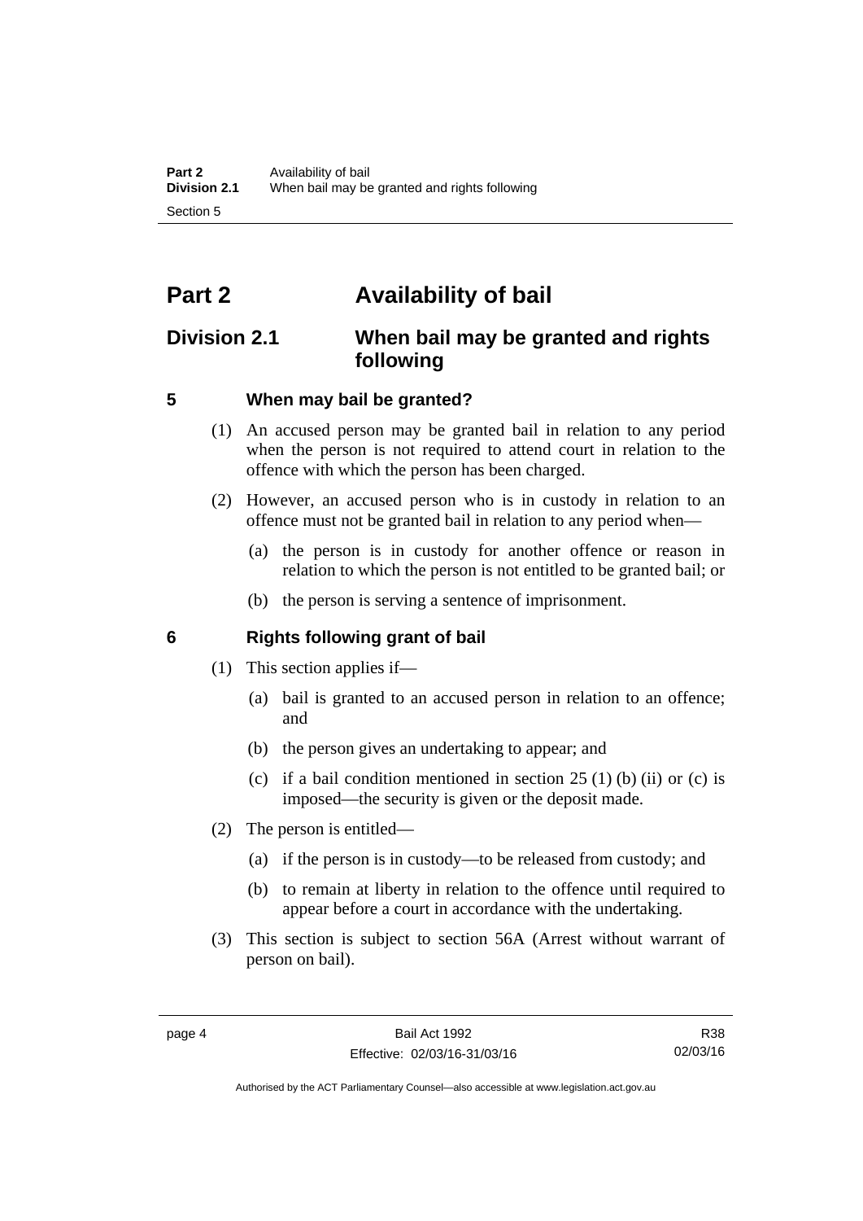# Part 2 Availability of bail

## Division 2.1 When bail may be granted and rights following

### 5 When may bail be granted?

(1) An accused person may be granted bail in relation to any period when the person is not required to attend court in relation to the offence with which the person has been charged.

(2) However, an accused person who is in custody in relation to an offence must not be granted bail in relation to any period when—

(a) the person is in custody for another offence or reason in relation to which the person is not entitled to be granted bail; or

(b) the person is serving a sentence of imprisonment.

### 6 Rights following grant of bail

(1) This section applies if—

(a) bail is granted to an accused person in relation to an offence; and

(b) the person gives an undertaking to appear; and

(c) if a bail condition mentioned in section 25 (1) (b) (ii) or (c) is imposed—the security is given or the deposit made.

(2) The person is entitled—

(a) if the person is in custody—to be released from custody; and

(b) to remain at liberty in relation to the offence until required to appear before a court in accordance with the undertaking.

(3) This section is subject to section 56A (Arrest without warrant of person on bail).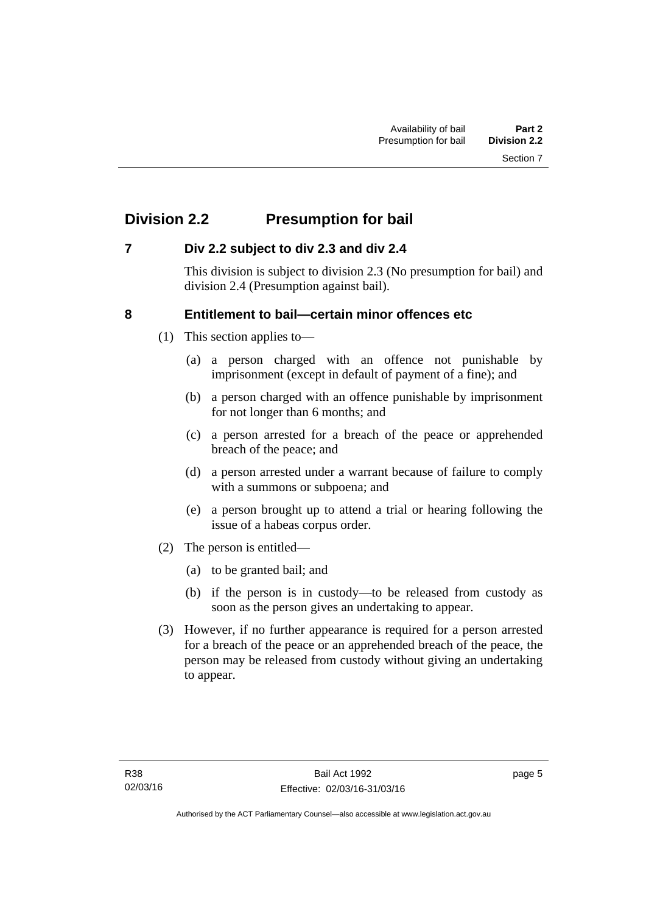## Division 2.2 Presumption for bail

### 7 Div 2.2 subject to div 2.3 and div 2.4

This division is subject to division 2.3 (No presumption for bail) and division 2.4 (Presumption against bail).

### 8 Entitlement to bail—certain minor offences etc

(1) This section applies to—

(a) a person charged with an offence not punishable by imprisonment (except in default of payment of a fine); and

(b) a person charged with an offence punishable by imprisonment for not longer than 6 months; and

(c) a person arrested for a breach of the peace or apprehended breach of the peace; and

(d) a person arrested under a warrant because of failure to comply with a summons or subpoena; and

(e) a person brought up to attend a trial or hearing following the issue of a habeas corpus order.

(2) The person is entitled—

(a) to be granted bail; and

(b) if the person is in custody—to be released from custody as soon as the person gives an undertaking to appear.

(3) However, if no further appearance is required for a person arrested for a breach of the peace or an apprehended breach of the peace, the person may be released from custody without giving an undertaking to appear.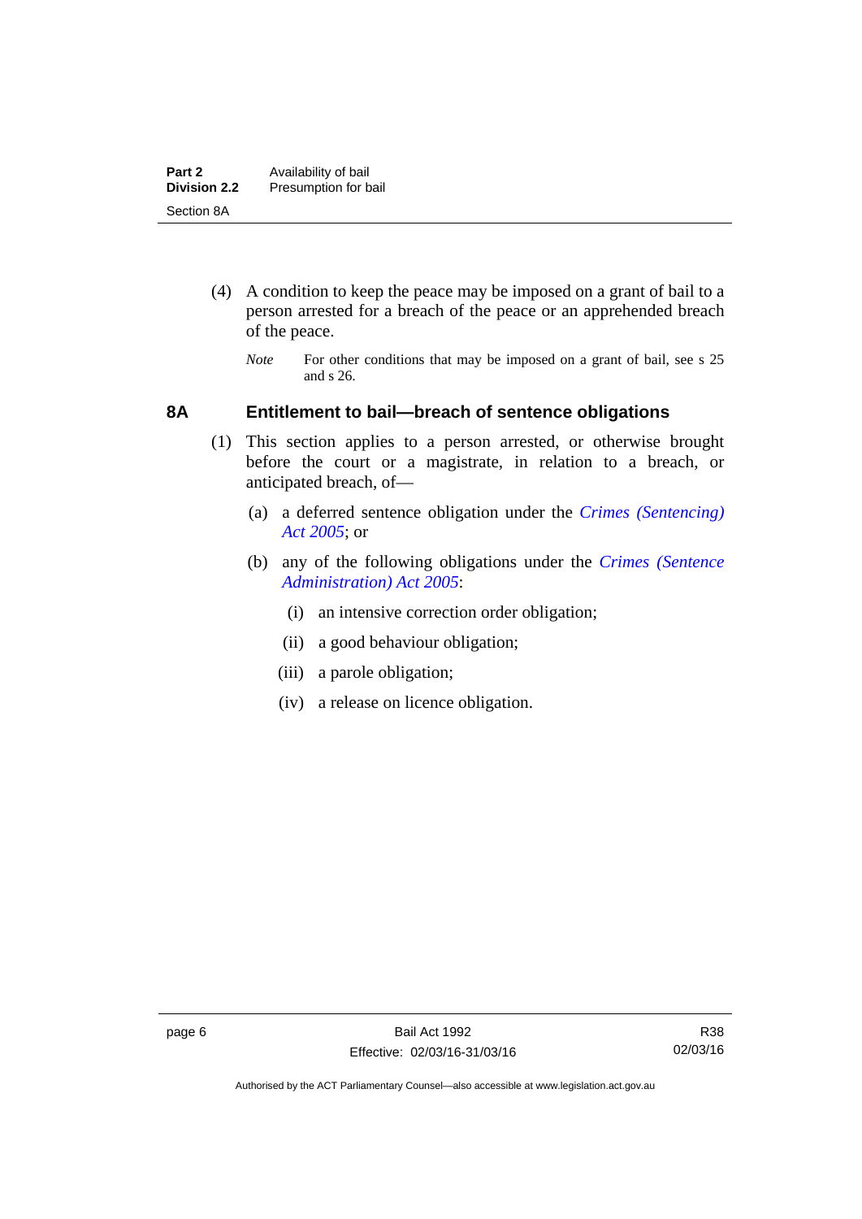(4) A condition to keep the peace may be imposed on a grant of bail to a person arrested for a breach of the peace or an apprehended breach of the peace.

*Note* For other conditions that may be imposed on a grant of bail, see s 25 and s 26.

## 8A Entitlement to bail—breach of sentence obligations

(1) This section applies to a person arrested, or otherwise brought before the court or a magistrate, in relation to a breach, or anticipated breach, of—

(a) a deferred sentence obligation under the *Crimes (Sentencing) Act 2005*; or

(b) any of the following obligations under the *Crimes (Sentence Administration) Act 2005*:

(i) an intensive correction order obligation;

(ii) a good behaviour obligation;

(iii) a parole obligation;

(iv) a release on licence obligation.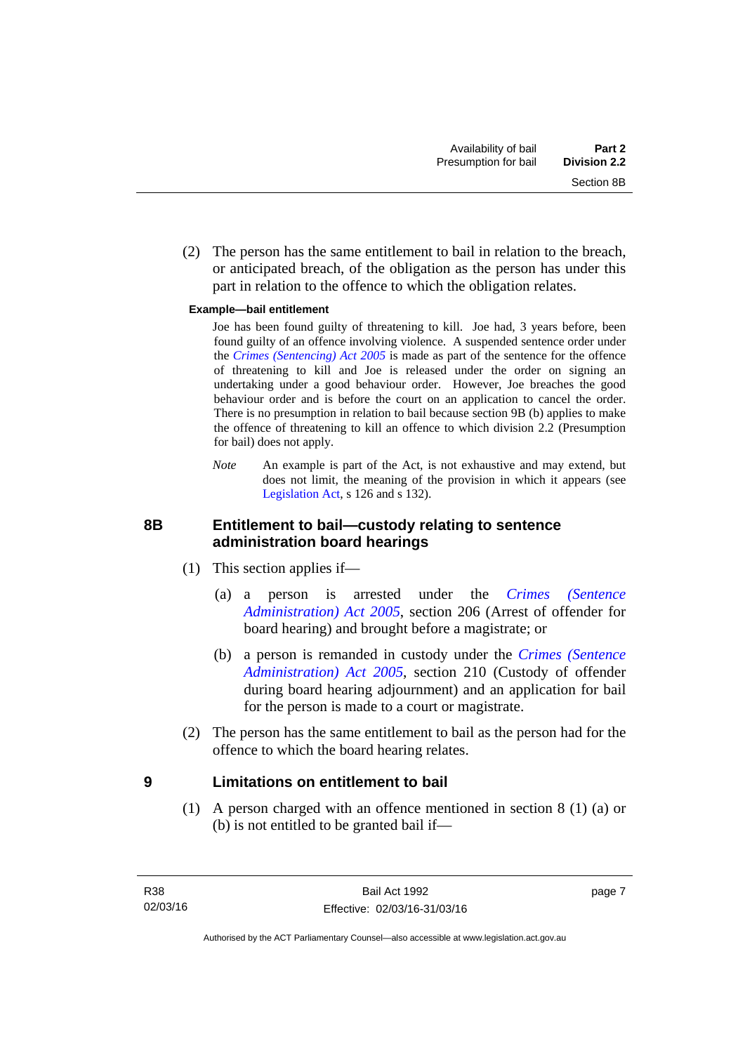(2) The person has the same entitlement to bail in relation to the breach, or anticipated breach, of the obligation as the person has under this part in relation to the offence to which the obligation relates.

**Example—bail entitlement**

Joe has been found guilty of threatening to kill. Joe had, 3 years before, been found guilty of an offence involving violence. A suspended sentence order under the *Crimes (Sentencing) Act 2005* is made as part of the sentence for the offence of threatening to kill and Joe is released under the order on signing an undertaking under a good behaviour order. However, Joe breaches the good behaviour order and is before the court on an application to cancel the order. There is no presumption in relation to bail because section 9B (b) applies to make the offence of threatening to kill an offence to which division 2.2 (Presumption for bail) does not apply.

*Note* An example is part of the Act, is not exhaustive and may extend, but does not limit, the meaning of the provision in which it appears (see Legislation Act, s 126 and s 132).

## 8B Entitlement to bail—custody relating to sentence administration board hearings

(1) This section applies if—

(a) a person is arrested under the *Crimes (Sentence Administration) Act 2005*, section 206 (Arrest of offender for board hearing) and brought before a magistrate; or

(b) a person is remanded in custody under the *Crimes (Sentence Administration) Act 2005*, section 210 (Custody of offender during board hearing adjournment) and an application for bail for the person is made to a court or magistrate.

(2) The person has the same entitlement to bail as the person had for the offence to which the board hearing relates.

## 9 Limitations on entitlement to bail

(1) A person charged with an offence mentioned in section 8 (1) (a) or (b) is not entitled to be granted bail if—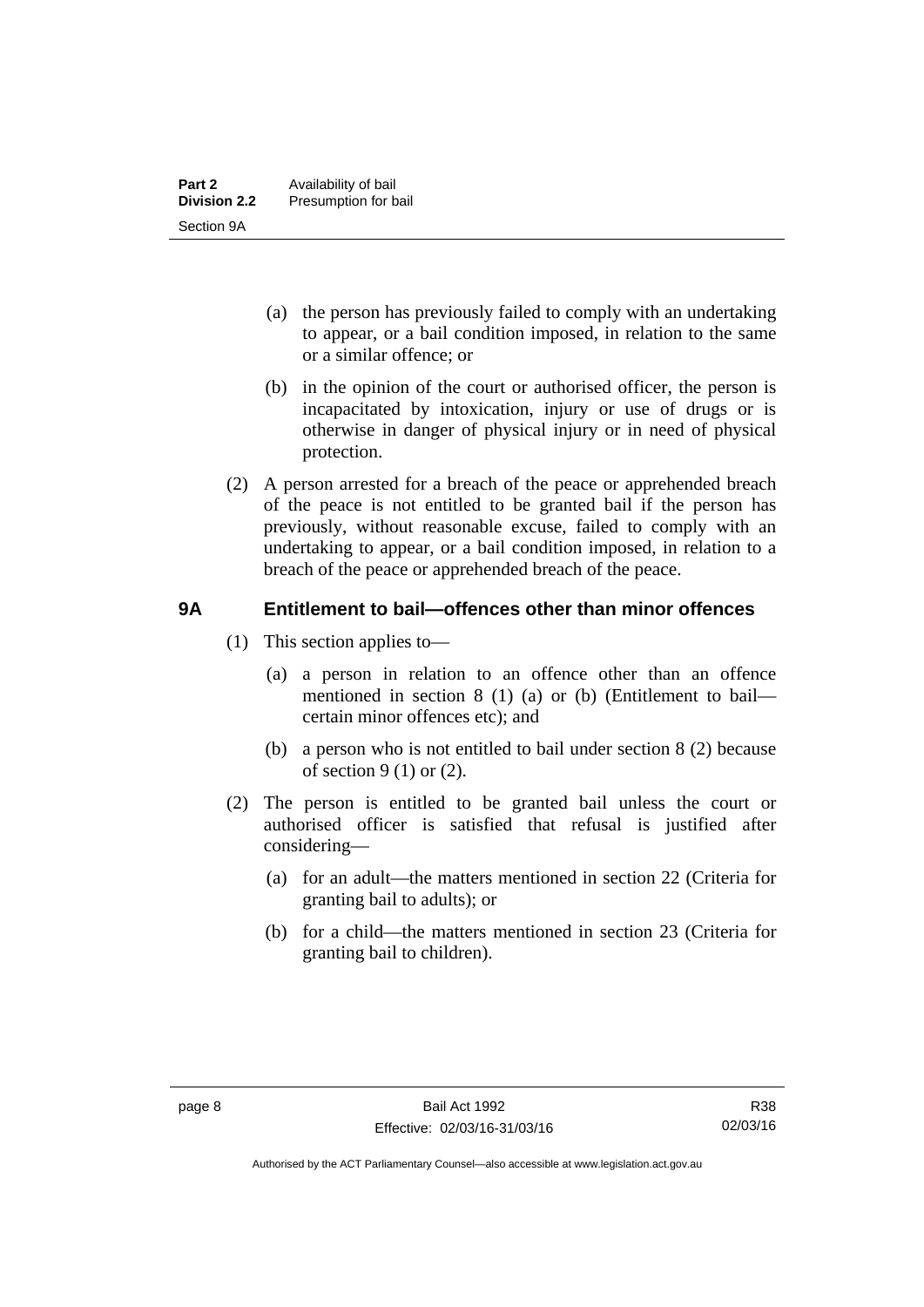(a) the person has previously failed to comply with an undertaking to appear, or a bail condition imposed, in relation to the same or a similar offence; or

(b) in the opinion of the court or authorised officer, the person is incapacitated by intoxication, injury or use of drugs or is otherwise in danger of physical injury or in need of physical protection.

(2) A person arrested for a breach of the peace or apprehended breach of the peace is not entitled to be granted bail if the person has previously, without reasonable excuse, failed to comply with an undertaking to appear, or a bail condition imposed, in relation to a breach of the peace or apprehended breach of the peace.

## 9A Entitlement to bail—offences other than minor offences

(1) This section applies to—

(a) a person in relation to an offence other than an offence mentioned in section 8 (1) (a) or (b) (Entitlement to bail—certain minor offences etc); and

(b) a person who is not entitled to bail under section 8 (2) because of section 9 (1) or (2).

(2) The person is entitled to be granted bail unless the court or authorised officer is satisfied that refusal is justified after considering—

(a) for an adult—the matters mentioned in section 22 (Criteria for granting bail to adults); or

(b) for a child—the matters mentioned in section 23 (Criteria for granting bail to children).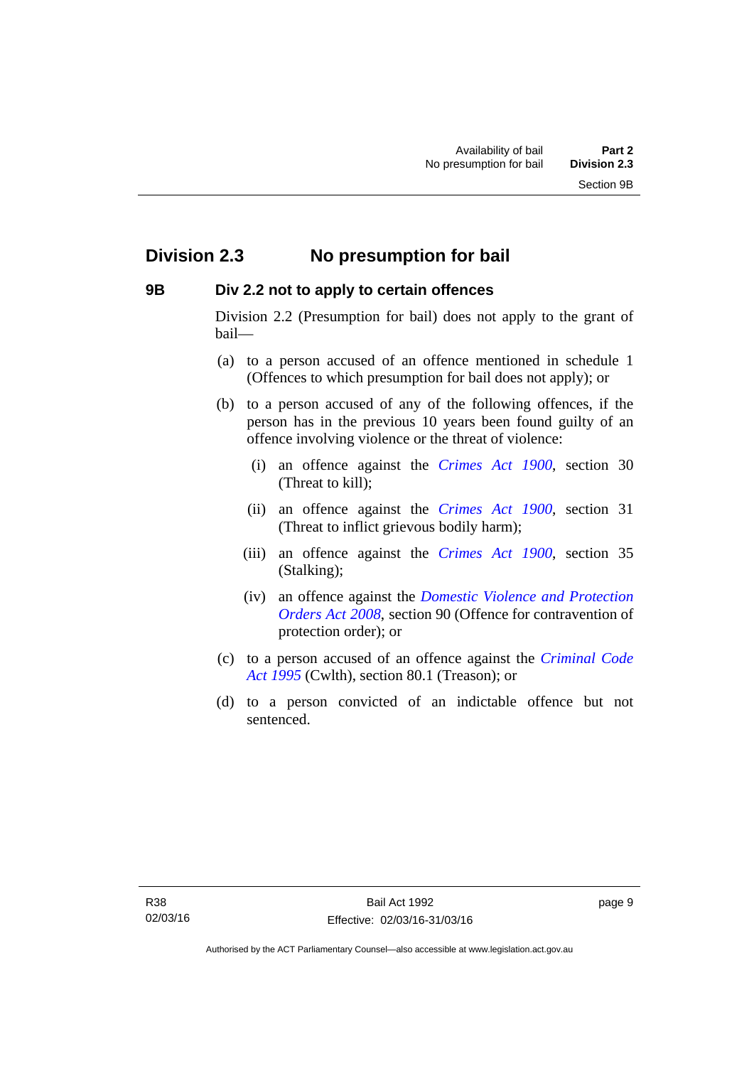## Division 2.3 No presumption for bail

### 9B Div 2.2 not to apply to certain offences

Division 2.2 (Presumption for bail) does not apply to the grant of bail—

(a) to a person accused of an offence mentioned in schedule 1 (Offences to which presumption for bail does not apply); or

(b) to a person accused of any of the following offences, if the person has in the previous 10 years been found guilty of an offence involving violence or the threat of violence:

   (i) an offence against the *Crimes Act 1900*, section 30 (Threat to kill);

   (ii) an offence against the *Crimes Act 1900*, section 31 (Threat to inflict grievous bodily harm);

   (iii) an offence against the *Crimes Act 1900*, section 35 (Stalking);

   (iv) an offence against the *Domestic Violence and Protection Orders Act 2008*, section 90 (Offence for contravention of protection order); or

(c) to a person accused of an offence against the *Criminal Code Act 1995* (Cwlth), section 80.1 (Treason); or

(d) to a person convicted of an indictable offence but not sentenced.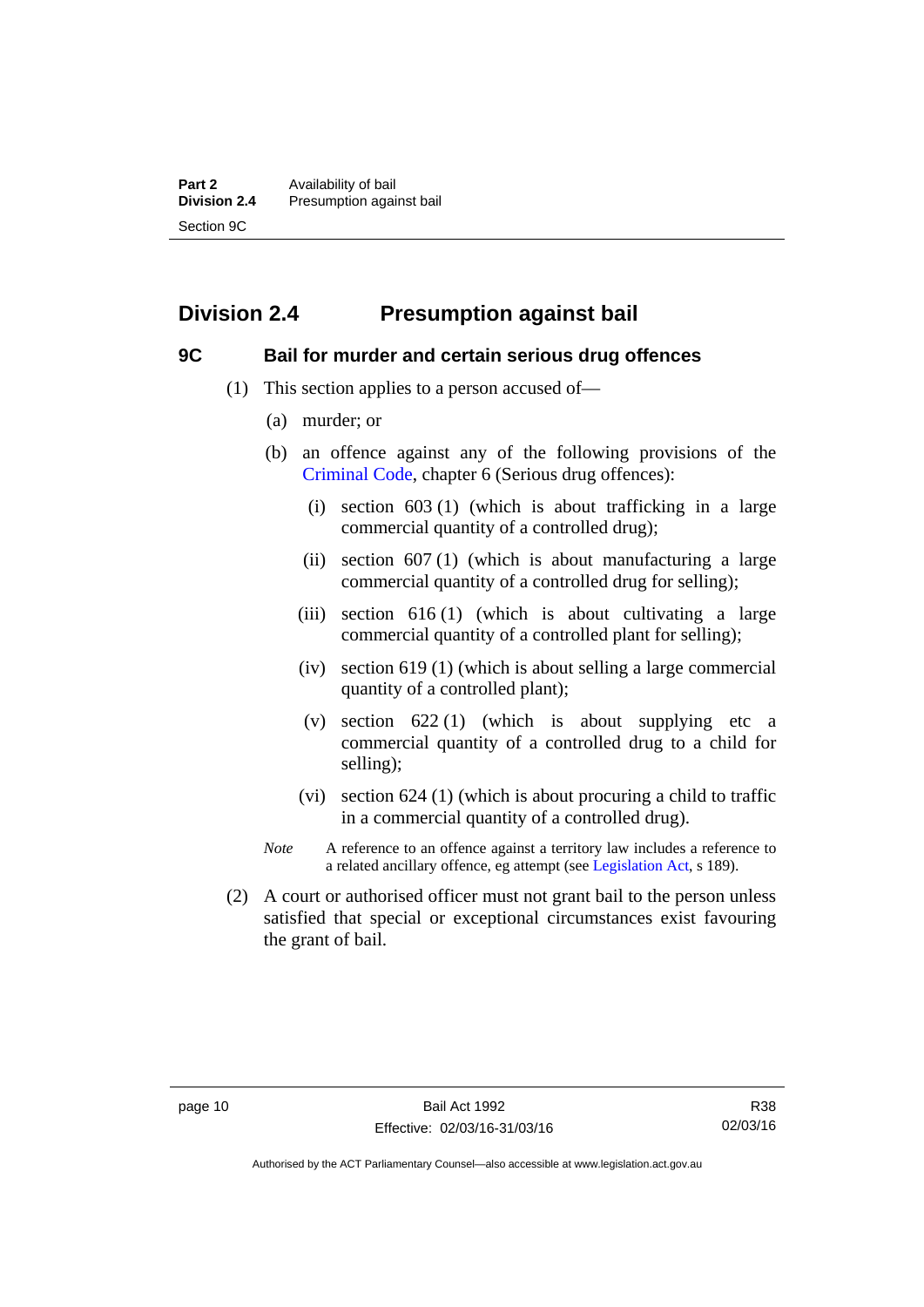## Division 2.4 Presumption against bail

### 9C Bail for murder and certain serious drug offences

(1) This section applies to a person accused of—

(a) murder; or

(b) an offence against any of the following provisions of the Criminal Code, chapter 6 (Serious drug offences):

(i) section 603 (1) (which is about trafficking in a large commercial quantity of a controlled drug);

(ii) section 607 (1) (which is about manufacturing a large commercial quantity of a controlled drug for selling);

(iii) section 616 (1) (which is about cultivating a large commercial quantity of a controlled plant for selling);

(iv) section 619 (1) (which is about selling a large commercial quantity of a controlled plant);

(v) section 622 (1) (which is about supplying etc a commercial quantity of a controlled drug to a child for selling);

(vi) section 624 (1) (which is about procuring a child to traffic in a commercial quantity of a controlled drug).

*Note* A reference to an offence against a territory law includes a reference to a related ancillary offence, eg attempt (see Legislation Act, s 189).

(2) A court or authorised officer must not grant bail to the person unless satisfied that special or exceptional circumstances exist favouring the grant of bail.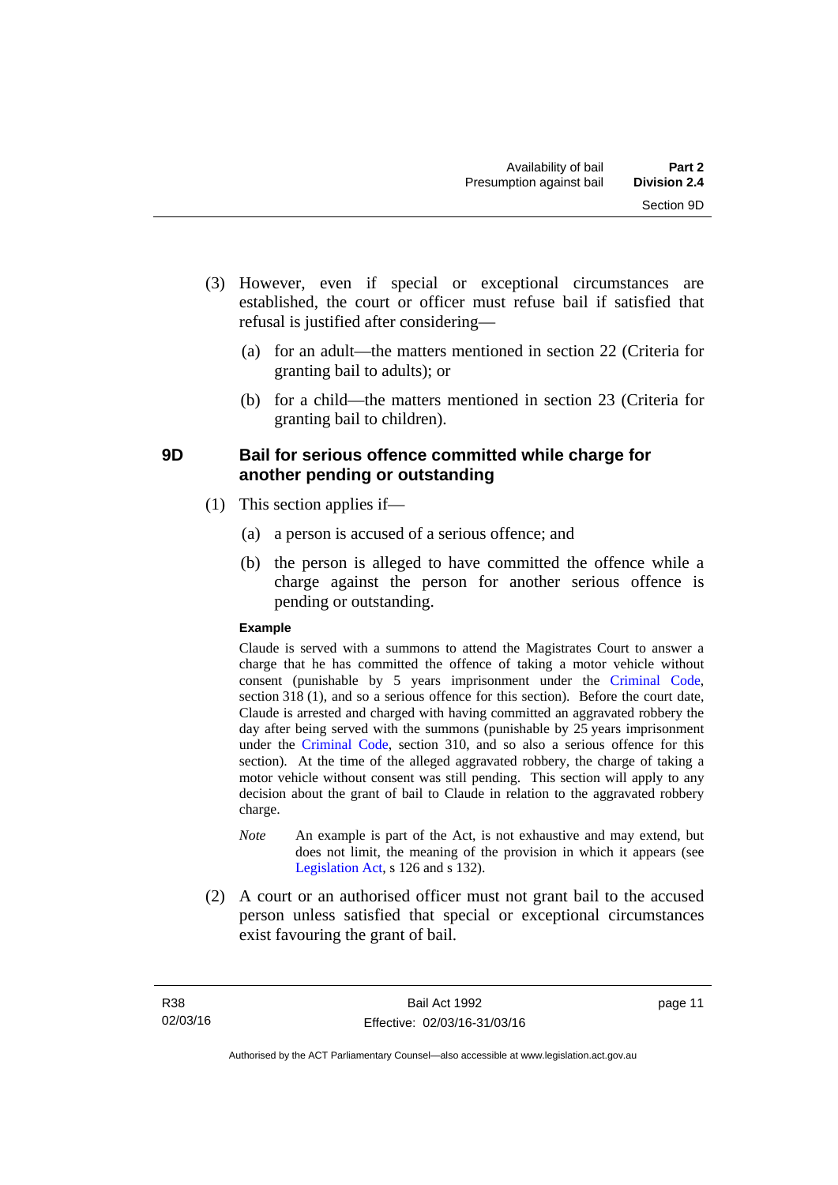(3) However, even if special or exceptional circumstances are established, the court or officer must refuse bail if satisfied that refusal is justified after considering—

  (a) for an adult—the matters mentioned in section 22 (Criteria for granting bail to adults); or

  (b) for a child—the matters mentioned in section 23 (Criteria for granting bail to children).

## 9D Bail for serious offence committed while charge for another pending or outstanding

(1) This section applies if—

  (a) a person is accused of a serious offence; and

  (b) the person is alleged to have committed the offence while a charge against the person for another serious offence is pending or outstanding.

**Example**

Claude is served with a summons to attend the Magistrates Court to answer a charge that he has committed the offence of taking a motor vehicle without consent (punishable by 5 years imprisonment under the Criminal Code, section 318 (1), and so a serious offence for this section). Before the court date, Claude is arrested and charged with having committed an aggravated robbery the day after being served with the summons (punishable by 25 years imprisonment under the Criminal Code, section 310, and so also a serious offence for this section). At the time of the alleged aggravated robbery, the charge of taking a motor vehicle without consent was still pending. This section will apply to any decision about the grant of bail to Claude in relation to the aggravated robbery charge.

*Note* An example is part of the Act, is not exhaustive and may extend, but does not limit, the meaning of the provision in which it appears (see Legislation Act, s 126 and s 132).

(2) A court or an authorised officer must not grant bail to the accused person unless satisfied that special or exceptional circumstances exist favouring the grant of bail.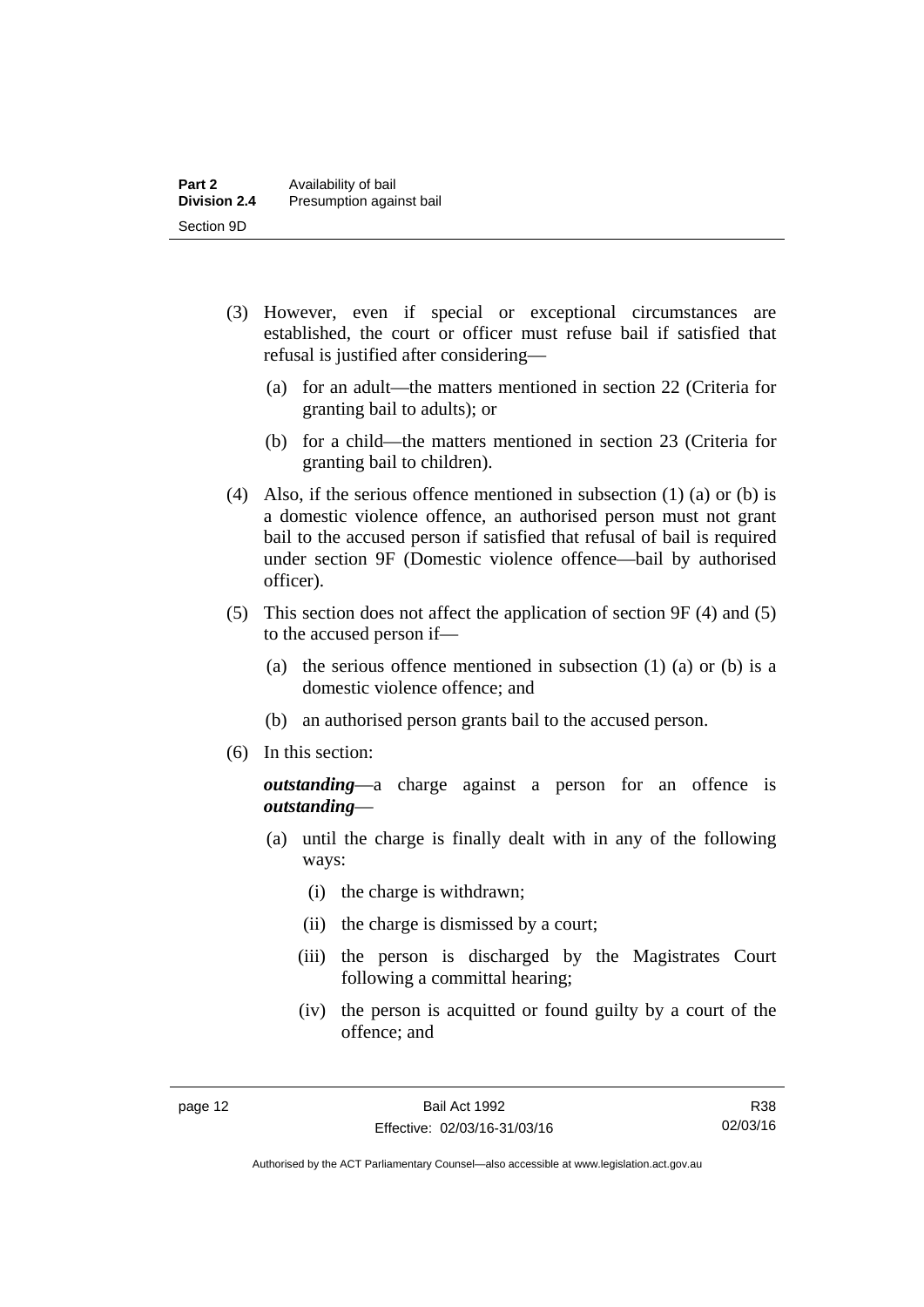(3) However, even if special or exceptional circumstances are established, the court or officer must refuse bail if satisfied that refusal is justified after considering—

(a) for an adult—the matters mentioned in section 22 (Criteria for granting bail to adults); or

(b) for a child—the matters mentioned in section 23 (Criteria for granting bail to children).

(4) Also, if the serious offence mentioned in subsection (1) (a) or (b) is a domestic violence offence, an authorised person must not grant bail to the accused person if satisfied that refusal of bail is required under section 9F (Domestic violence offence—bail by authorised officer).

(5) This section does not affect the application of section 9F (4) and (5) to the accused person if—

(a) the serious offence mentioned in subsection (1) (a) or (b) is a domestic violence offence; and

(b) an authorised person grants bail to the accused person.

(6) In this section:

***outstanding***—a charge against a person for an offence is ***outstanding***—

(a) until the charge is finally dealt with in any of the following ways:

(i) the charge is withdrawn;

(ii) the charge is dismissed by a court;

(iii) the person is discharged by the Magistrates Court following a committal hearing;

(iv) the person is acquitted or found guilty by a court of the offence; and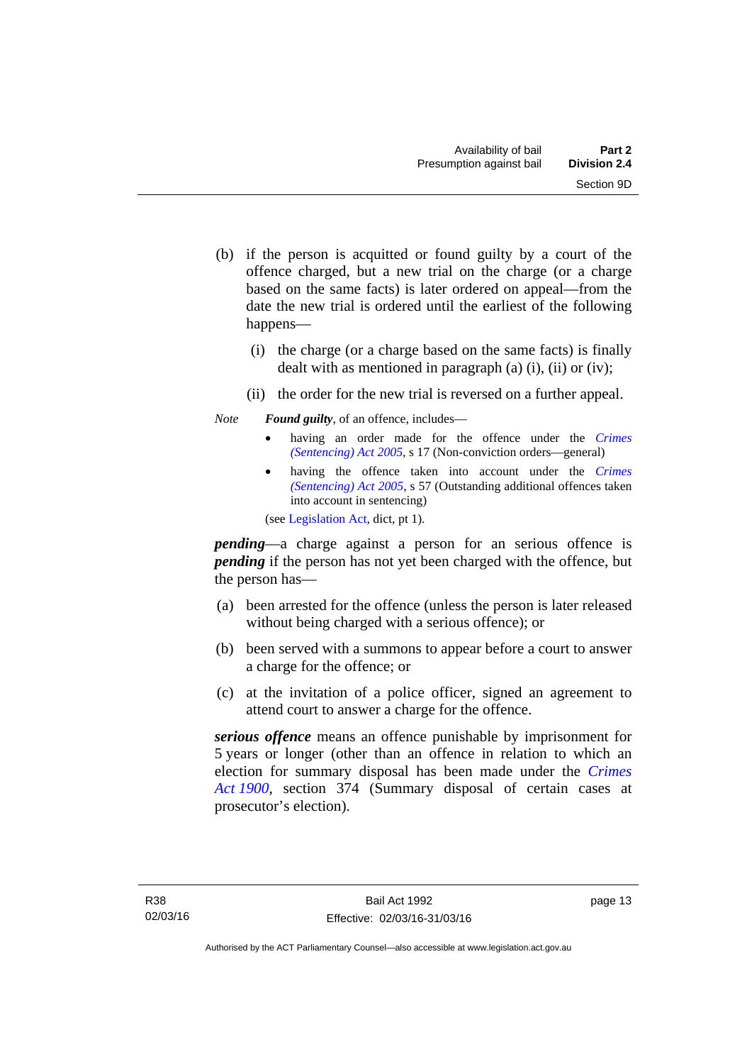(b) if the person is acquitted or found guilty by a court of the offence charged, but a new trial on the charge (or a charge based on the same facts) is later ordered on appeal—from the date the new trial is ordered until the earliest of the following happens—

(i) the charge (or a charge based on the same facts) is finally dealt with as mentioned in paragraph (a) (i), (ii) or (iv);

(ii) the order for the new trial is reversed on a further appeal.

*Note* ***Found guilty***, of an offence, includes—

- having an order made for the offence under the *Crimes (Sentencing) Act 2005*, s 17 (Non-conviction orders—general)
- having the offence taken into account under the *Crimes (Sentencing) Act 2005*, s 57 (Outstanding additional offences taken into account in sentencing)

(see Legislation Act, dict, pt 1).

***pending***—a charge against a person for an serious offence is ***pending*** if the person has not yet been charged with the offence, but the person has—

(a) been arrested for the offence (unless the person is later released without being charged with a serious offence); or

(b) been served with a summons to appear before a court to answer a charge for the offence; or

(c) at the invitation of a police officer, signed an agreement to attend court to answer a charge for the offence.

***serious offence*** means an offence punishable by imprisonment for 5 years or longer (other than an offence in relation to which an election for summary disposal has been made under the *Crimes Act 1900*, section 374 (Summary disposal of certain cases at prosecutor's election).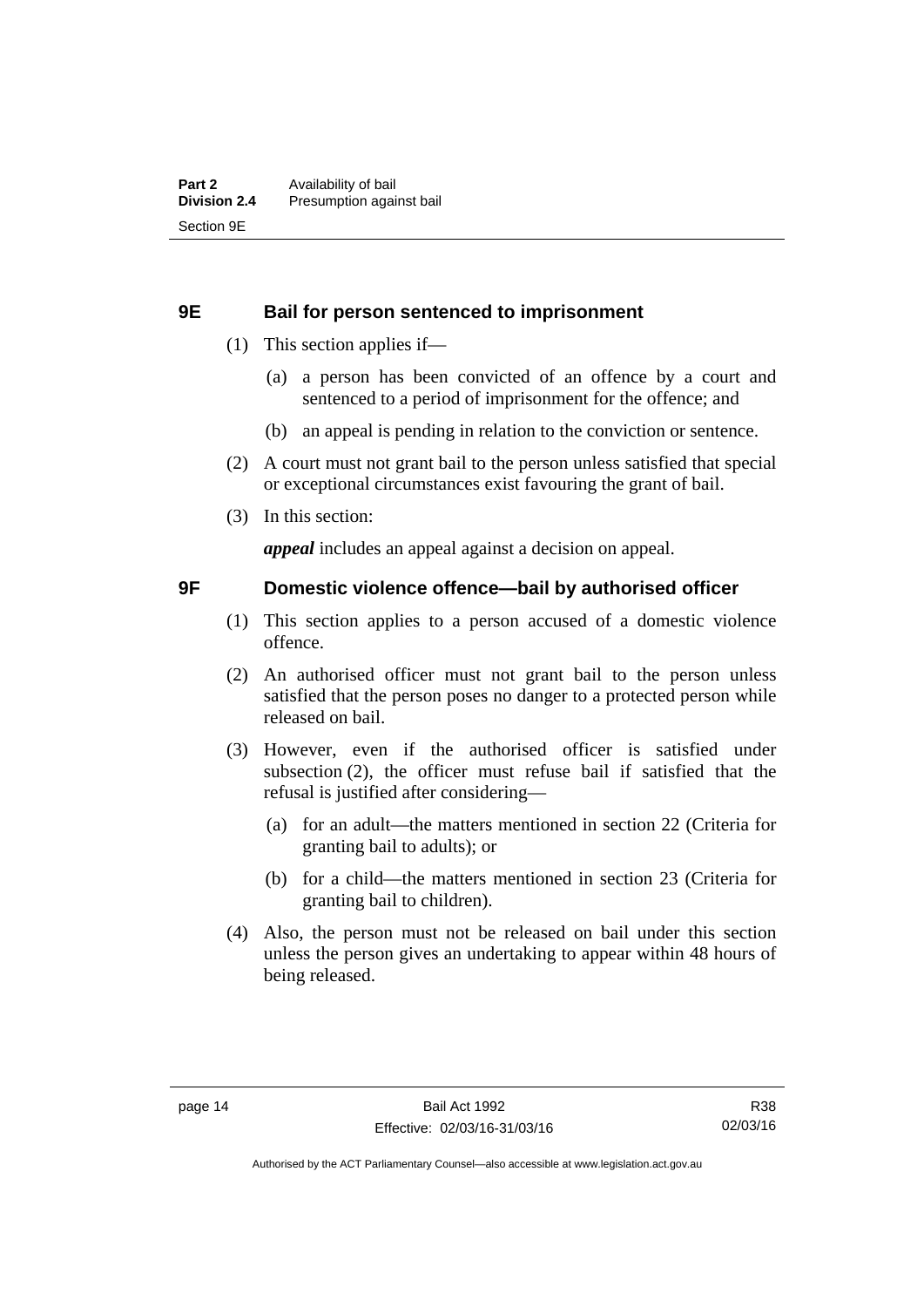## 9E Bail for person sentenced to imprisonment

(1) This section applies if—

(a) a person has been convicted of an offence by a court and sentenced to a period of imprisonment for the offence; and

(b) an appeal is pending in relation to the conviction or sentence.

(2) A court must not grant bail to the person unless satisfied that special or exceptional circumstances exist favouring the grant of bail.

(3) In this section:

***appeal*** includes an appeal against a decision on appeal.

## 9F Domestic violence offence—bail by authorised officer

(1) This section applies to a person accused of a domestic violence offence.

(2) An authorised officer must not grant bail to the person unless satisfied that the person poses no danger to a protected person while released on bail.

(3) However, even if the authorised officer is satisfied under subsection (2), the officer must refuse bail if satisfied that the refusal is justified after considering—

(a) for an adult—the matters mentioned in section 22 (Criteria for granting bail to adults); or

(b) for a child—the matters mentioned in section 23 (Criteria for granting bail to children).

(4) Also, the person must not be released on bail under this section unless the person gives an undertaking to appear within 48 hours of being released.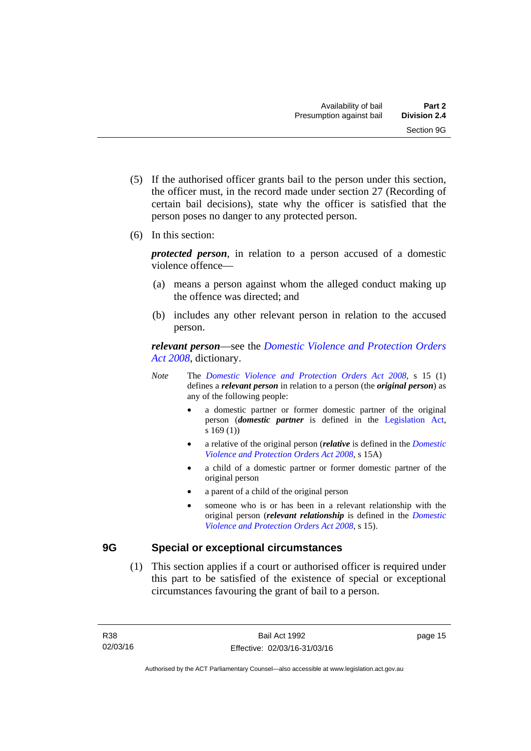(5) If the authorised officer grants bail to the person under this section, the officer must, in the record made under section 27 (Recording of certain bail decisions), state why the officer is satisfied that the person poses no danger to any protected person.

(6) In this section:

***protected person***, in relation to a person accused of a domestic violence offence—

(a) means a person against whom the alleged conduct making up the offence was directed; and

(b) includes any other relevant person in relation to the accused person.

***relevant person***—see the *Domestic Violence and Protection Orders Act 2008*, dictionary.

*Note* The *Domestic Violence and Protection Orders Act 2008*, s 15 (1) defines a ***relevant person*** in relation to a person (the ***original person***) as any of the following people:

- a domestic partner or former domestic partner of the original person (***domestic partner*** is defined in the Legislation Act, s 169 (1))
- a relative of the original person (***relative*** is defined in the *Domestic Violence and Protection Orders Act 2008*, s 15A)
- a child of a domestic partner or former domestic partner of the original person
- a parent of a child of the original person
- someone who is or has been in a relevant relationship with the original person (***relevant relationship*** is defined in the *Domestic Violence and Protection Orders Act 2008*, s 15).

## 9G Special or exceptional circumstances

(1) This section applies if a court or authorised officer is required under this part to be satisfied of the existence of special or exceptional circumstances favouring the grant of bail to a person.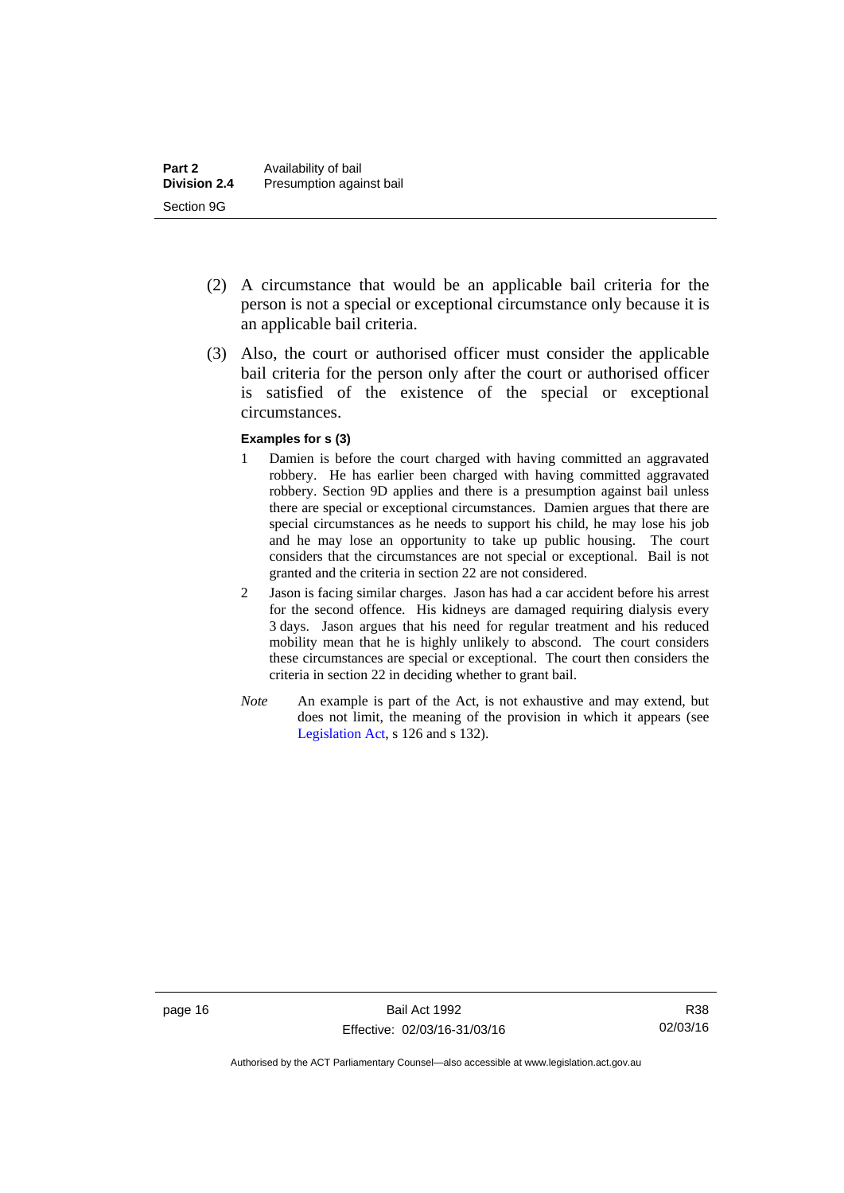(2) A circumstance that would be an applicable bail criteria for the person is not a special or exceptional circumstance only because it is an applicable bail criteria.

(3) Also, the court or authorised officer must consider the applicable bail criteria for the person only after the court or authorised officer is satisfied of the existence of the special or exceptional circumstances.

**Examples for s (3)**

1 Damien is before the court charged with having committed an aggravated robbery. He has earlier been charged with having committed aggravated robbery. Section 9D applies and there is a presumption against bail unless there are special or exceptional circumstances. Damien argues that there are special circumstances as he needs to support his child, he may lose his job and he may lose an opportunity to take up public housing. The court considers that the circumstances are not special or exceptional. Bail is not granted and the criteria in section 22 are not considered.

2 Jason is facing similar charges. Jason has had a car accident before his arrest for the second offence. His kidneys are damaged requiring dialysis every 3 days. Jason argues that his need for regular treatment and his reduced mobility mean that he is highly unlikely to abscond. The court considers these circumstances are special or exceptional. The court then considers the criteria in section 22 in deciding whether to grant bail.

*Note* An example is part of the Act, is not exhaustive and may extend, but does not limit, the meaning of the provision in which it appears (see Legislation Act, s 126 and s 132).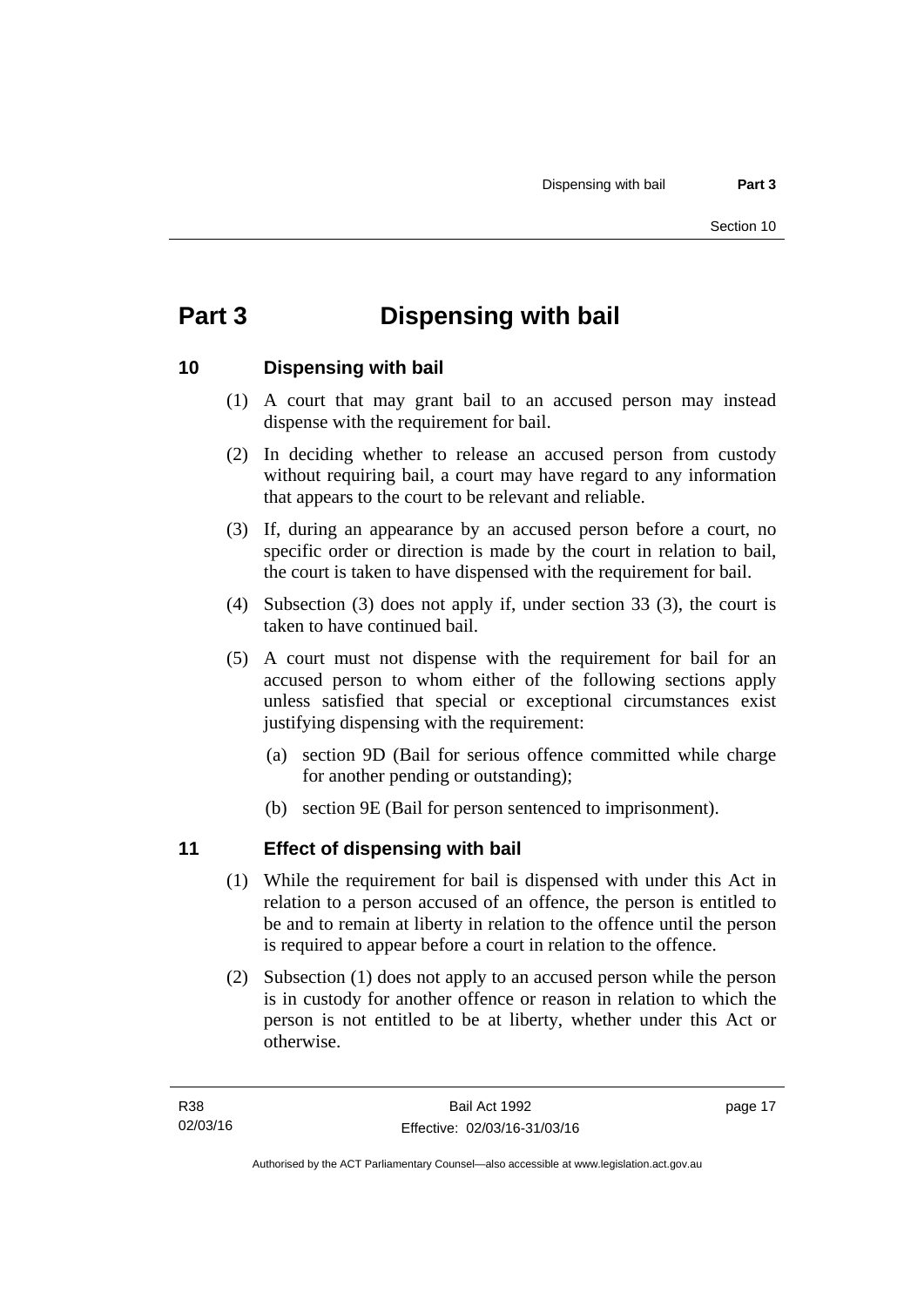# Part 3 Dispensing with bail

## 10 Dispensing with bail

(1) A court that may grant bail to an accused person may instead dispense with the requirement for bail.

(2) In deciding whether to release an accused person from custody without requiring bail, a court may have regard to any information that appears to the court to be relevant and reliable.

(3) If, during an appearance by an accused person before a court, no specific order or direction is made by the court in relation to bail, the court is taken to have dispensed with the requirement for bail.

(4) Subsection (3) does not apply if, under section 33 (3), the court is taken to have continued bail.

(5) A court must not dispense with the requirement for bail for an accused person to whom either of the following sections apply unless satisfied that special or exceptional circumstances exist justifying dispensing with the requirement:

- (a) section 9D (Bail for serious offence committed while charge for another pending or outstanding);
- (b) section 9E (Bail for person sentenced to imprisonment).

## 11 Effect of dispensing with bail

(1) While the requirement for bail is dispensed with under this Act in relation to a person accused of an offence, the person is entitled to be and to remain at liberty in relation to the offence until the person is required to appear before a court in relation to the offence.

(2) Subsection (1) does not apply to an accused person while the person is in custody for another offence or reason in relation to which the person is not entitled to be at liberty, whether under this Act or otherwise.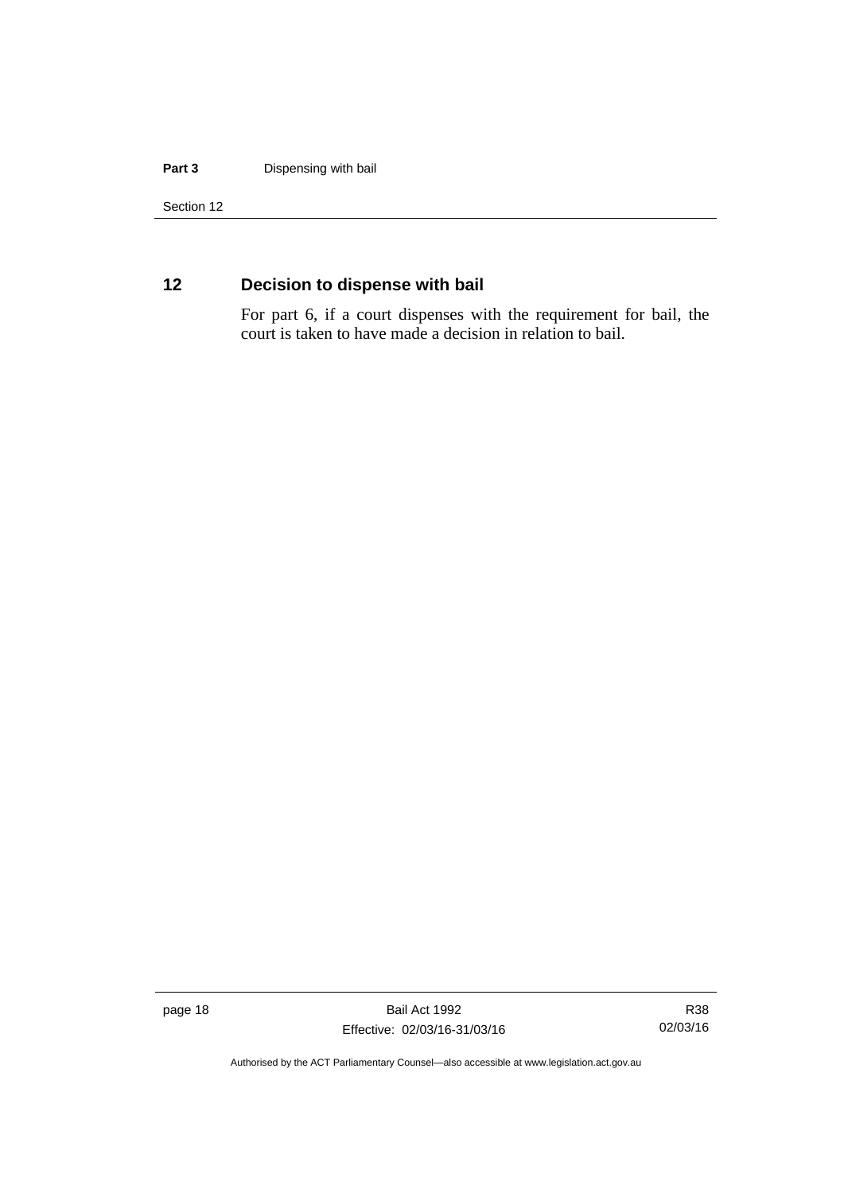## 12 Decision to dispense with bail

For part 6, if a court dispenses with the requirement for bail, the court is taken to have made a decision in relation to bail.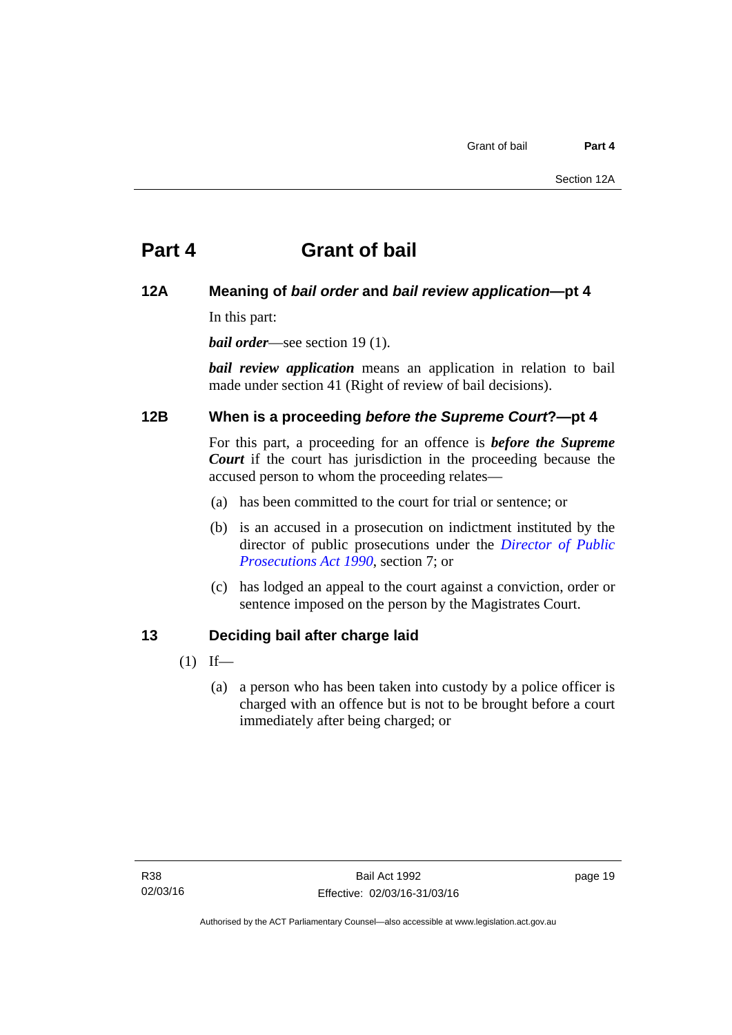# Part 4 Grant of bail

## 12A Meaning of *bail order* and *bail review application*—pt 4

In this part:

***bail order***—see section 19 (1).

***bail review application*** means an application in relation to bail made under section 41 (Right of review of bail decisions).

## 12B When is a proceeding *before the Supreme Court*?—pt 4

For this part, a proceeding for an offence is ***before the Supreme Court*** if the court has jurisdiction in the proceeding because the accused person to whom the proceeding relates—

(a) has been committed to the court for trial or sentence; or

(b) is an accused in a prosecution on indictment instituted by the director of public prosecutions under the *Director of Public Prosecutions Act 1990*, section 7; or

(c) has lodged an appeal to the court against a conviction, order or sentence imposed on the person by the Magistrates Court.

## 13 Deciding bail after charge laid

(1) If—

(a) a person who has been taken into custody by a police officer is charged with an offence but is not to be brought before a court immediately after being charged; or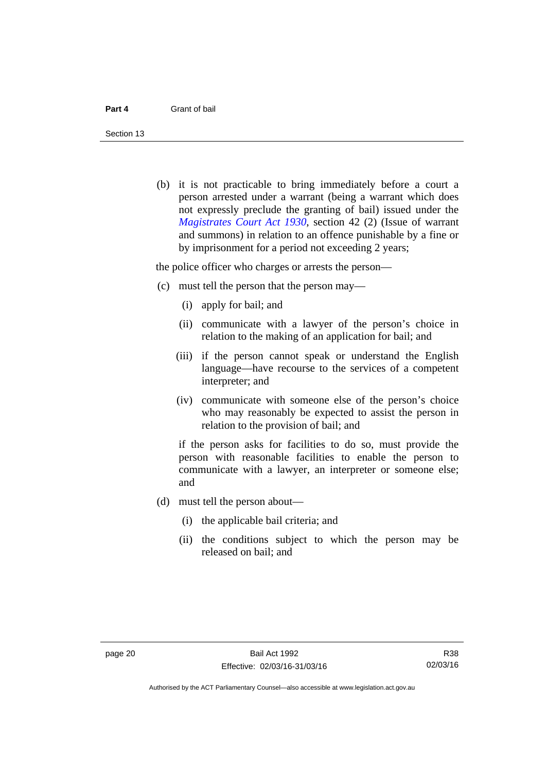(b) it is not practicable to bring immediately before a court a person arrested under a warrant (being a warrant which does not expressly preclude the granting of bail) issued under the *Magistrates Court Act 1930*, section 42 (2) (Issue of warrant and summons) in relation to an offence punishable by a fine or by imprisonment for a period not exceeding 2 years;

the police officer who charges or arrests the person—

(c) must tell the person that the person may—

  (i) apply for bail; and

  (ii) communicate with a lawyer of the person's choice in relation to the making of an application for bail; and

  (iii) if the person cannot speak or understand the English language—have recourse to the services of a competent interpreter; and

  (iv) communicate with someone else of the person's choice who may reasonably be expected to assist the person in relation to the provision of bail; and

  if the person asks for facilities to do so, must provide the person with reasonable facilities to enable the person to communicate with a lawyer, an interpreter or someone else; and

(d) must tell the person about—

  (i) the applicable bail criteria; and

  (ii) the conditions subject to which the person may be released on bail; and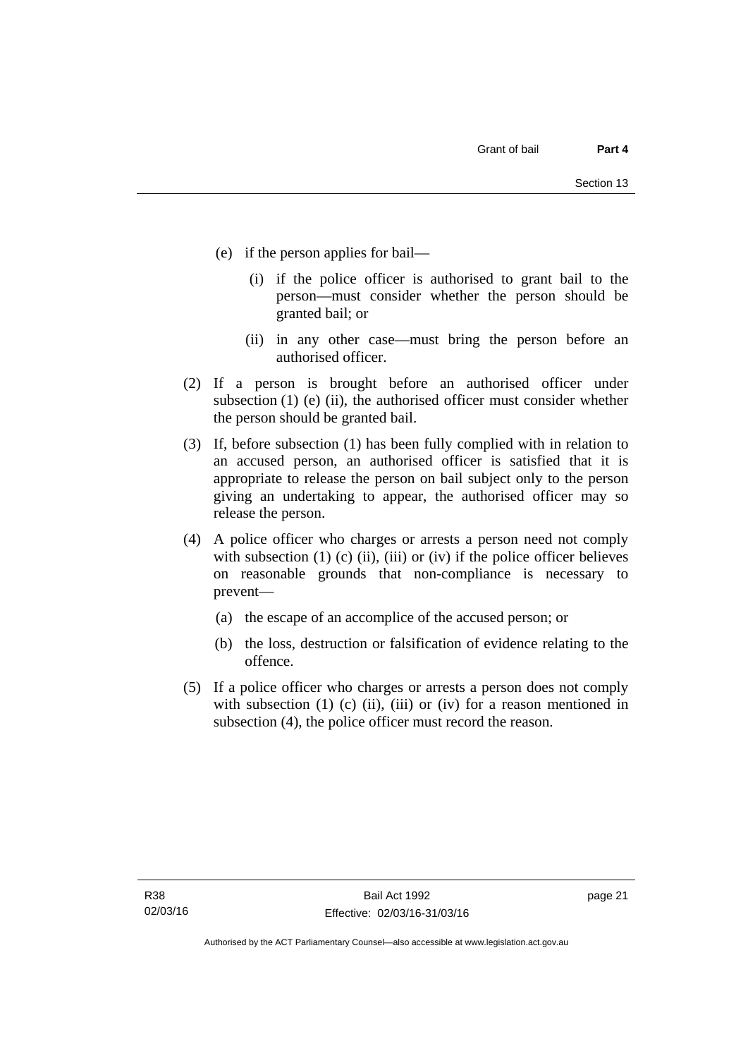(e) if the person applies for bail—

  (i) if the police officer is authorised to grant bail to the person—must consider whether the person should be granted bail; or

  (ii) in any other case—must bring the person before an authorised officer.

(2) If a person is brought before an authorised officer under subsection (1) (e) (ii), the authorised officer must consider whether the person should be granted bail.

(3) If, before subsection (1) has been fully complied with in relation to an accused person, an authorised officer is satisfied that it is appropriate to release the person on bail subject only to the person giving an undertaking to appear, the authorised officer may so release the person.

(4) A police officer who charges or arrests a person need not comply with subsection (1) (c) (ii), (iii) or (iv) if the police officer believes on reasonable grounds that non-compliance is necessary to prevent—

  (a) the escape of an accomplice of the accused person; or

  (b) the loss, destruction or falsification of evidence relating to the offence.

(5) If a police officer who charges or arrests a person does not comply with subsection (1) (c) (ii), (iii) or (iv) for a reason mentioned in subsection (4), the police officer must record the reason.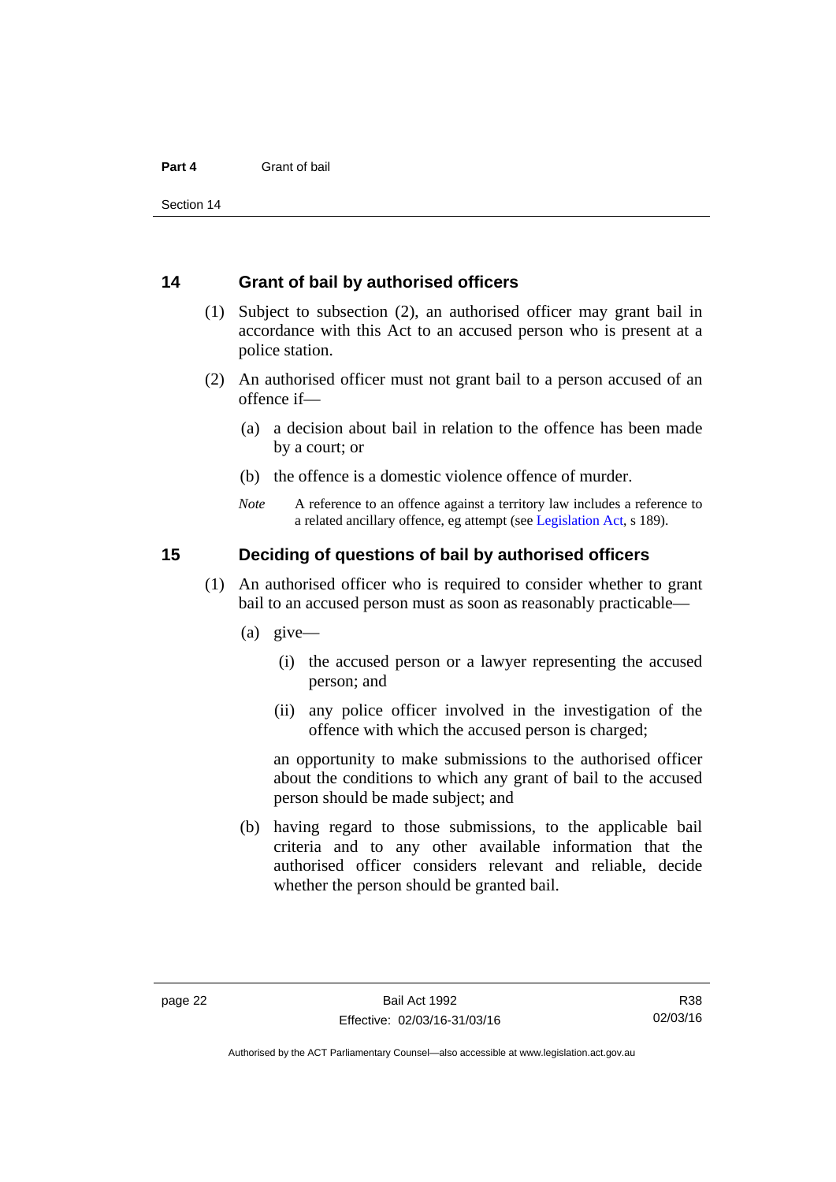## 14 Grant of bail by authorised officers

(1) Subject to subsection (2), an authorised officer may grant bail in accordance with this Act to an accused person who is present at a police station.

(2) An authorised officer must not grant bail to a person accused of an offence if—

(a) a decision about bail in relation to the offence has been made by a court; or

(b) the offence is a domestic violence offence of murder.

*Note* A reference to an offence against a territory law includes a reference to a related ancillary offence, eg attempt (see Legislation Act, s 189).

## 15 Deciding of questions of bail by authorised officers

(1) An authorised officer who is required to consider whether to grant bail to an accused person must as soon as reasonably practicable—

(a) give—

(i) the accused person or a lawyer representing the accused person; and

(ii) any police officer involved in the investigation of the offence with which the accused person is charged;

an opportunity to make submissions to the authorised officer about the conditions to which any grant of bail to the accused person should be made subject; and

(b) having regard to those submissions, to the applicable bail criteria and to any other available information that the authorised officer considers relevant and reliable, decide whether the person should be granted bail.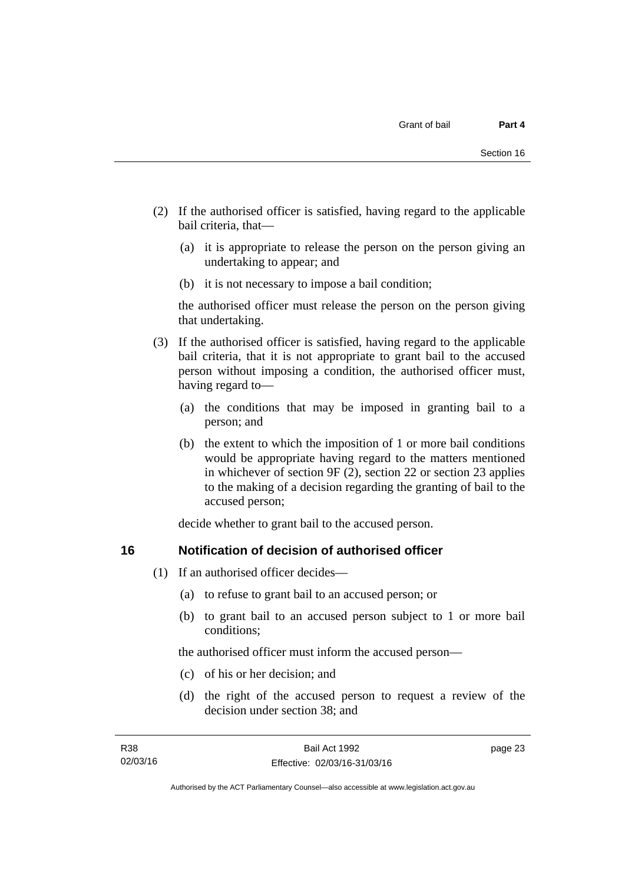(2) If the authorised officer is satisfied, having regard to the applicable bail criteria, that—

(a) it is appropriate to release the person on the person giving an undertaking to appear; and

(b) it is not necessary to impose a bail condition;

the authorised officer must release the person on the person giving that undertaking.

(3) If the authorised officer is satisfied, having regard to the applicable bail criteria, that it is not appropriate to grant bail to the accused person without imposing a condition, the authorised officer must, having regard to—

(a) the conditions that may be imposed in granting bail to a person; and

(b) the extent to which the imposition of 1 or more bail conditions would be appropriate having regard to the matters mentioned in whichever of section 9F (2), section 22 or section 23 applies to the making of a decision regarding the granting of bail to the accused person;

decide whether to grant bail to the accused person.

## 16 Notification of decision of authorised officer

(1) If an authorised officer decides—

(a) to refuse to grant bail to an accused person; or

(b) to grant bail to an accused person subject to 1 or more bail conditions;

the authorised officer must inform the accused person—

(c) of his or her decision; and

(d) the right of the accused person to request a review of the decision under section 38; and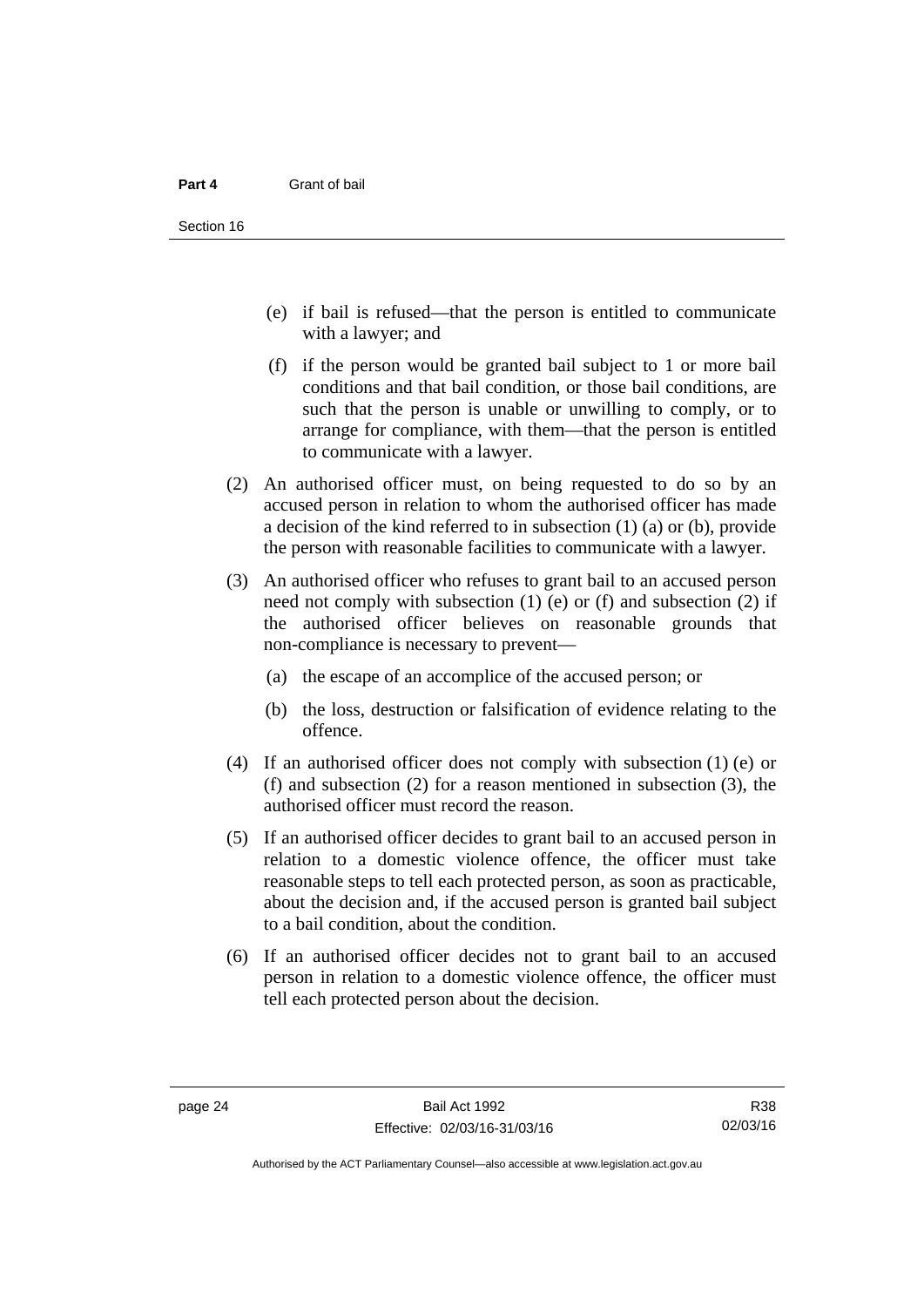(e) if bail is refused—that the person is entitled to communicate with a lawyer; and

(f) if the person would be granted bail subject to 1 or more bail conditions and that bail condition, or those bail conditions, are such that the person is unable or unwilling to comply, or to arrange for compliance, with them—that the person is entitled to communicate with a lawyer.

(2) An authorised officer must, on being requested to do so by an accused person in relation to whom the authorised officer has made a decision of the kind referred to in subsection (1) (a) or (b), provide the person with reasonable facilities to communicate with a lawyer.

(3) An authorised officer who refuses to grant bail to an accused person need not comply with subsection (1) (e) or (f) and subsection (2) if the authorised officer believes on reasonable grounds that non-compliance is necessary to prevent—

(a) the escape of an accomplice of the accused person; or

(b) the loss, destruction or falsification of evidence relating to the offence.

(4) If an authorised officer does not comply with subsection (1) (e) or (f) and subsection (2) for a reason mentioned in subsection (3), the authorised officer must record the reason.

(5) If an authorised officer decides to grant bail to an accused person in relation to a domestic violence offence, the officer must take reasonable steps to tell each protected person, as soon as practicable, about the decision and, if the accused person is granted bail subject to a bail condition, about the condition.

(6) If an authorised officer decides not to grant bail to an accused person in relation to a domestic violence offence, the officer must tell each protected person about the decision.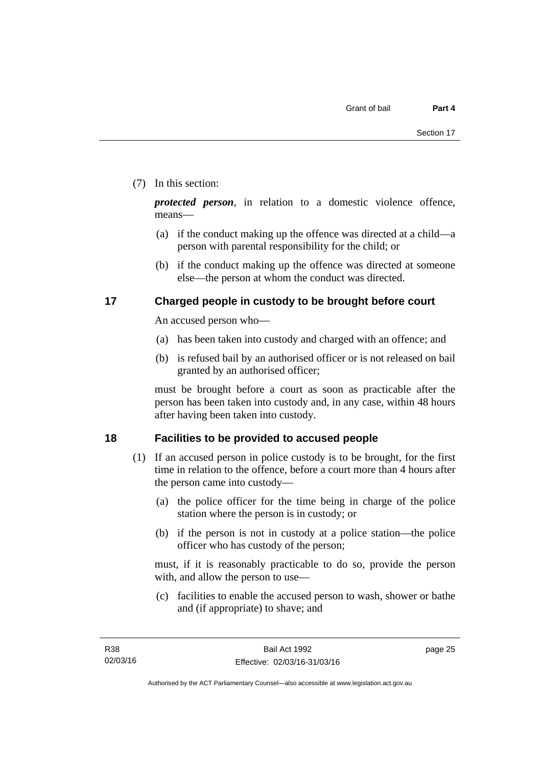(7) In this section:

***protected person***, in relation to a domestic violence offence, means—

(a) if the conduct making up the offence was directed at a child—a person with parental responsibility for the child; or

(b) if the conduct making up the offence was directed at someone else—the person at whom the conduct was directed.

## 17 Charged people in custody to be brought before court

An accused person who—

(a) has been taken into custody and charged with an offence; and

(b) is refused bail by an authorised officer or is not released on bail granted by an authorised officer;

must be brought before a court as soon as practicable after the person has been taken into custody and, in any case, within 48 hours after having been taken into custody.

## 18 Facilities to be provided to accused people

(1) If an accused person in police custody is to be brought, for the first time in relation to the offence, before a court more than 4 hours after the person came into custody—

(a) the police officer for the time being in charge of the police station where the person is in custody; or

(b) if the person is not in custody at a police station—the police officer who has custody of the person;

must, if it is reasonably practicable to do so, provide the person with, and allow the person to use—

(c) facilities to enable the accused person to wash, shower or bathe and (if appropriate) to shave; and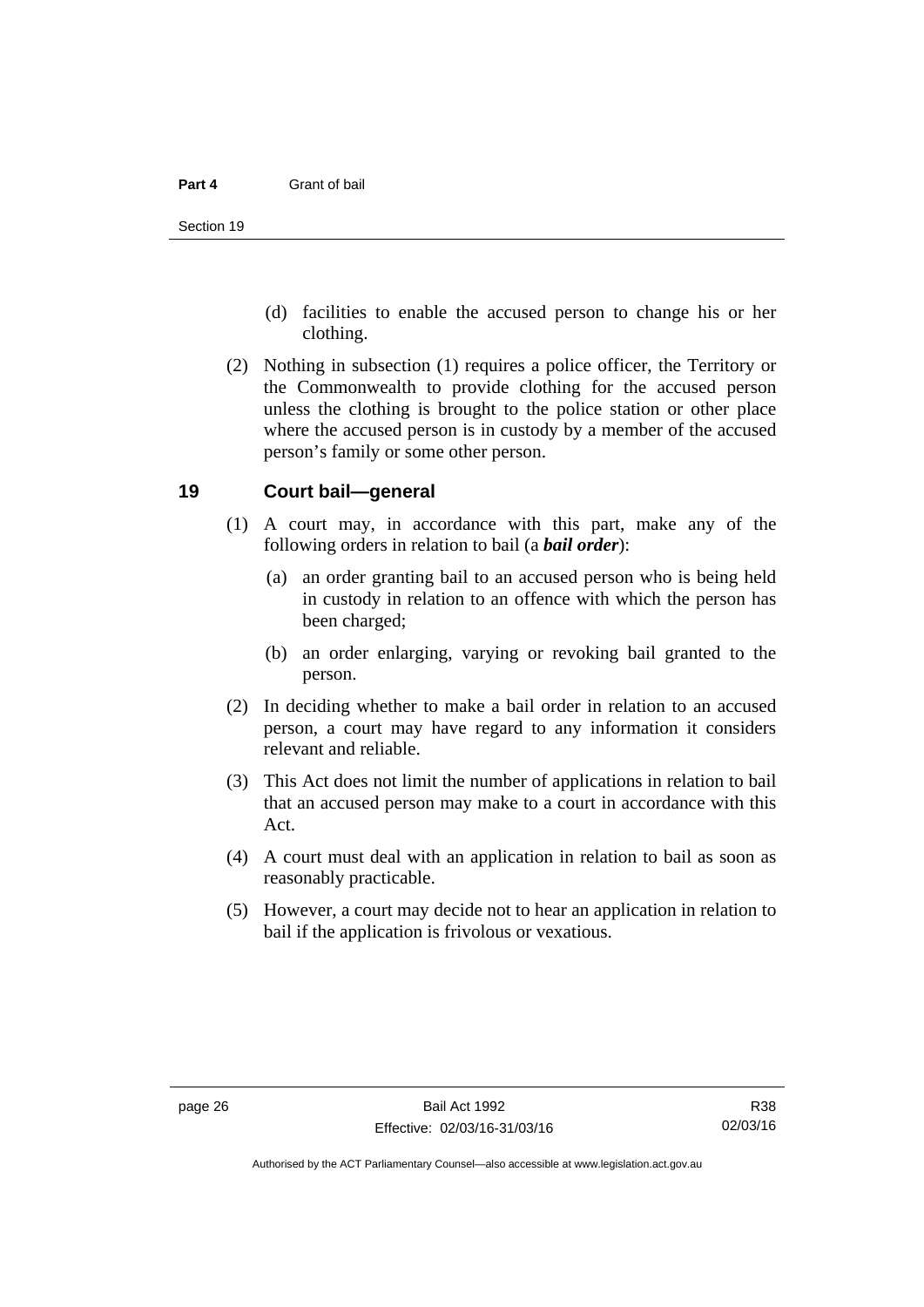(d) facilities to enable the accused person to change his or her clothing.

(2) Nothing in subsection (1) requires a police officer, the Territory or the Commonwealth to provide clothing for the accused person unless the clothing is brought to the police station or other place where the accused person is in custody by a member of the accused person's family or some other person.

## 19 Court bail—general

(1) A court may, in accordance with this part, make any of the following orders in relation to bail (a ***bail order***):

(a) an order granting bail to an accused person who is being held in custody in relation to an offence with which the person has been charged;

(b) an order enlarging, varying or revoking bail granted to the person.

(2) In deciding whether to make a bail order in relation to an accused person, a court may have regard to any information it considers relevant and reliable.

(3) This Act does not limit the number of applications in relation to bail that an accused person may make to a court in accordance with this Act.

(4) A court must deal with an application in relation to bail as soon as reasonably practicable.

(5) However, a court may decide not to hear an application in relation to bail if the application is frivolous or vexatious.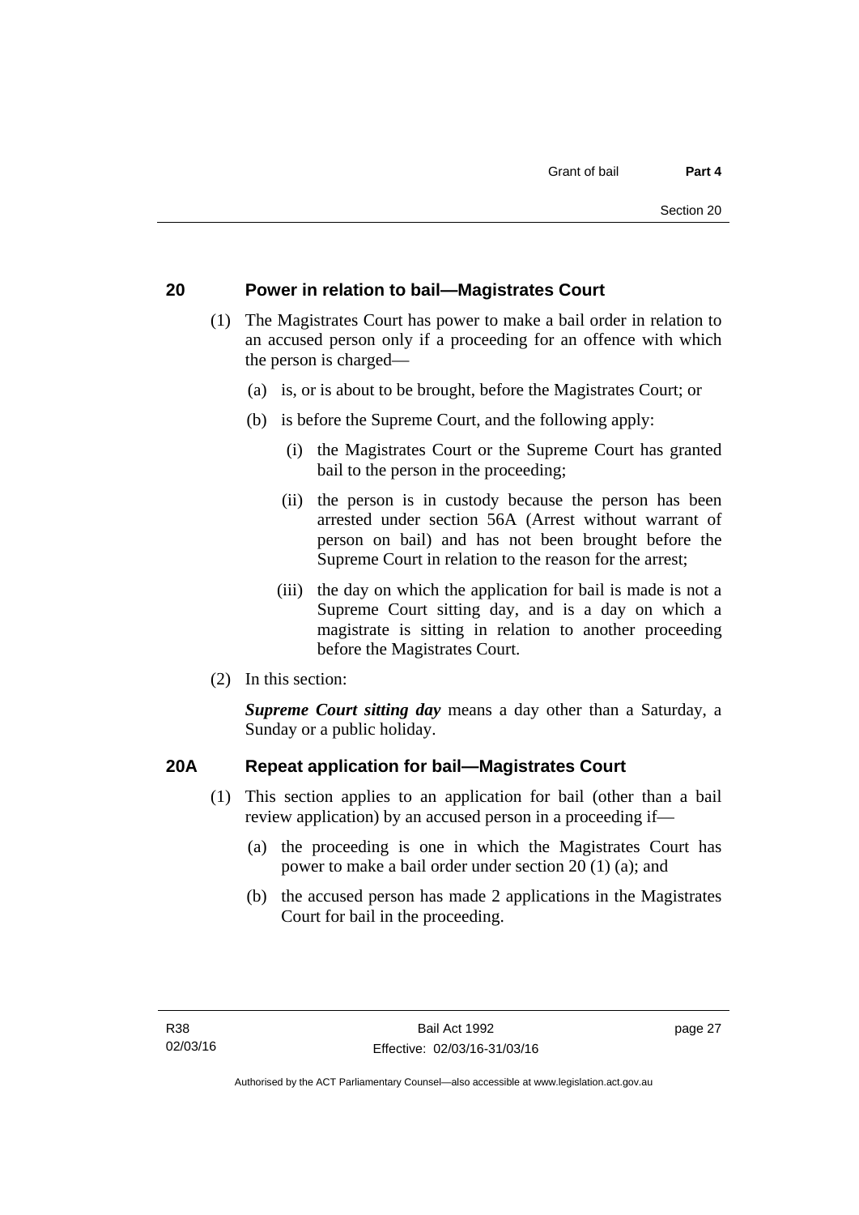## 20 Power in relation to bail—Magistrates Court

(1) The Magistrates Court has power to make a bail order in relation to an accused person only if a proceeding for an offence with which the person is charged—

(a) is, or is about to be brought, before the Magistrates Court; or

(b) is before the Supreme Court, and the following apply:

(i) the Magistrates Court or the Supreme Court has granted bail to the person in the proceeding;

(ii) the person is in custody because the person has been arrested under section 56A (Arrest without warrant of person on bail) and has not been brought before the Supreme Court in relation to the reason for the arrest;

(iii) the day on which the application for bail is made is not a Supreme Court sitting day, and is a day on which a magistrate is sitting in relation to another proceeding before the Magistrates Court.

(2) In this section:

***Supreme Court sitting day*** means a day other than a Saturday, a Sunday or a public holiday.

## 20A Repeat application for bail—Magistrates Court

(1) This section applies to an application for bail (other than a bail review application) by an accused person in a proceeding if—

(a) the proceeding is one in which the Magistrates Court has power to make a bail order under section 20 (1) (a); and

(b) the accused person has made 2 applications in the Magistrates Court for bail in the proceeding.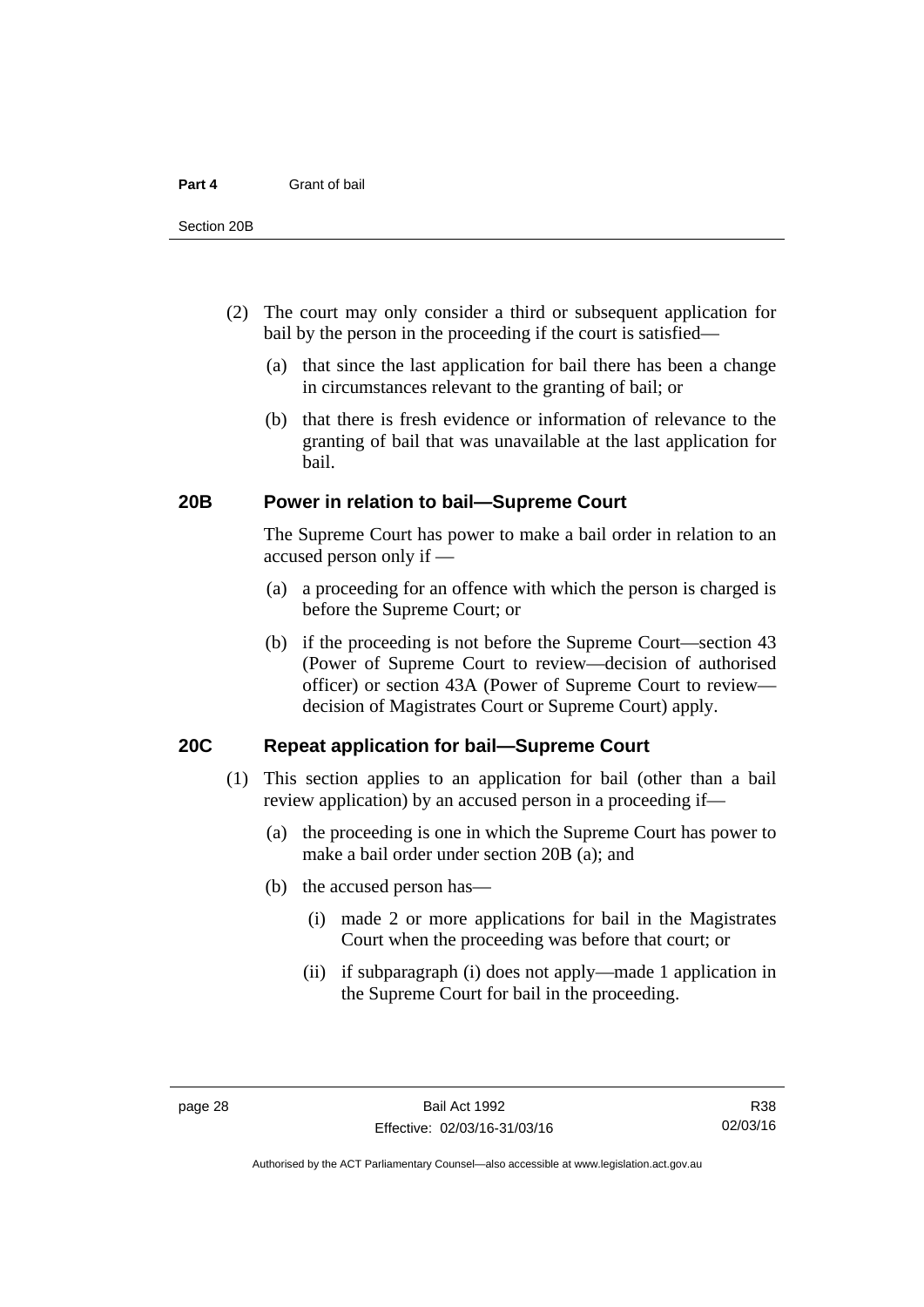(2) The court may only consider a third or subsequent application for bail by the person in the proceeding if the court is satisfied—

(a) that since the last application for bail there has been a change in circumstances relevant to the granting of bail; or

(b) that there is fresh evidence or information of relevance to the granting of bail that was unavailable at the last application for bail.

### 20B Power in relation to bail—Supreme Court

The Supreme Court has power to make a bail order in relation to an accused person only if —

(a) a proceeding for an offence with which the person is charged is before the Supreme Court; or

(b) if the proceeding is not before the Supreme Court—section 43 (Power of Supreme Court to review—decision of authorised officer) or section 43A (Power of Supreme Court to review—decision of Magistrates Court or Supreme Court) apply.

### 20C Repeat application for bail—Supreme Court

(1) This section applies to an application for bail (other than a bail review application) by an accused person in a proceeding if—

(a) the proceeding is one in which the Supreme Court has power to make a bail order under section 20B (a); and

(b) the accused person has—

(i) made 2 or more applications for bail in the Magistrates Court when the proceeding was before that court; or

(ii) if subparagraph (i) does not apply—made 1 application in the Supreme Court for bail in the proceeding.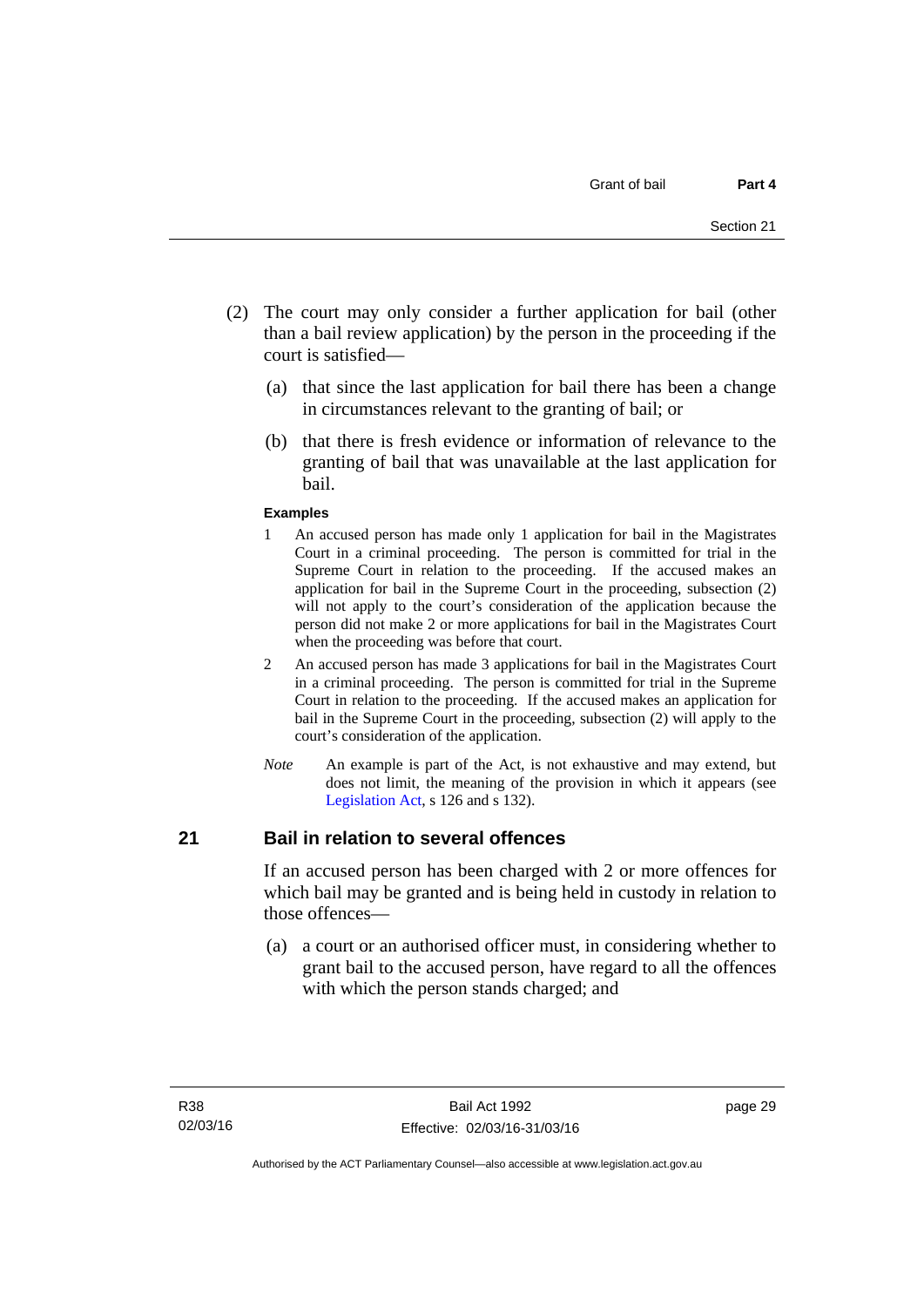(2) The court may only consider a further application for bail (other than a bail review application) by the person in the proceeding if the court is satisfied—

(a) that since the last application for bail there has been a change in circumstances relevant to the granting of bail; or

(b) that there is fresh evidence or information of relevance to the granting of bail that was unavailable at the last application for bail.

**Examples**

1 An accused person has made only 1 application for bail in the Magistrates Court in a criminal proceeding. The person is committed for trial in the Supreme Court in relation to the proceeding. If the accused makes an application for bail in the Supreme Court in the proceeding, subsection (2) will not apply to the court's consideration of the application because the person did not make 2 or more applications for bail in the Magistrates Court when the proceeding was before that court.

2 An accused person has made 3 applications for bail in the Magistrates Court in a criminal proceeding. The person is committed for trial in the Supreme Court in relation to the proceeding. If the accused makes an application for bail in the Supreme Court in the proceeding, subsection (2) will apply to the court's consideration of the application.

*Note* An example is part of the Act, is not exhaustive and may extend, but does not limit, the meaning of the provision in which it appears (see Legislation Act, s 126 and s 132).

## 21 Bail in relation to several offences

If an accused person has been charged with 2 or more offences for which bail may be granted and is being held in custody in relation to those offences—

(a) a court or an authorised officer must, in considering whether to grant bail to the accused person, have regard to all the offences with which the person stands charged; and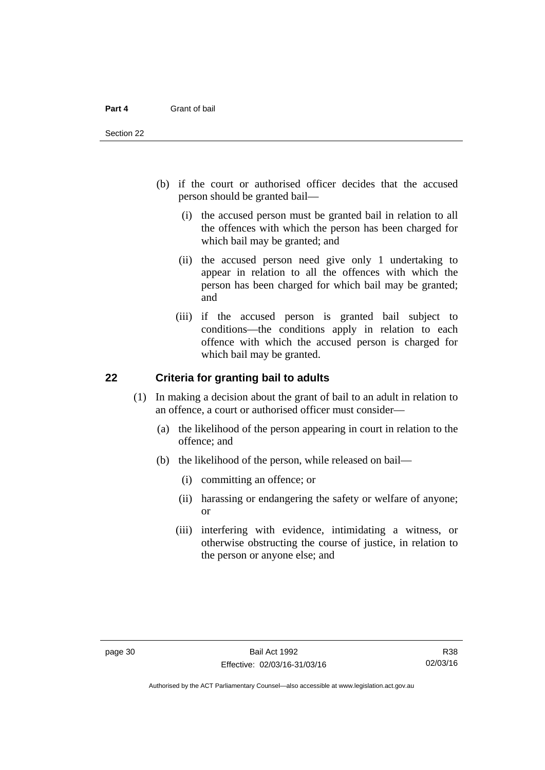(b) if the court or authorised officer decides that the accused person should be granted bail—

  (i) the accused person must be granted bail in relation to all the offences with which the person has been charged for which bail may be granted; and

  (ii) the accused person need give only 1 undertaking to appear in relation to all the offences with which the person has been charged for which bail may be granted; and

  (iii) if the accused person is granted bail subject to conditions—the conditions apply in relation to each offence with which the accused person is charged for which bail may be granted.

## 22 Criteria for granting bail to adults

(1) In making a decision about the grant of bail to an adult in relation to an offence, a court or authorised officer must consider—

  (a) the likelihood of the person appearing in court in relation to the offence; and

  (b) the likelihood of the person, while released on bail—

    (i) committing an offence; or

    (ii) harassing or endangering the safety or welfare of anyone; or

    (iii) interfering with evidence, intimidating a witness, or otherwise obstructing the course of justice, in relation to the person or anyone else; and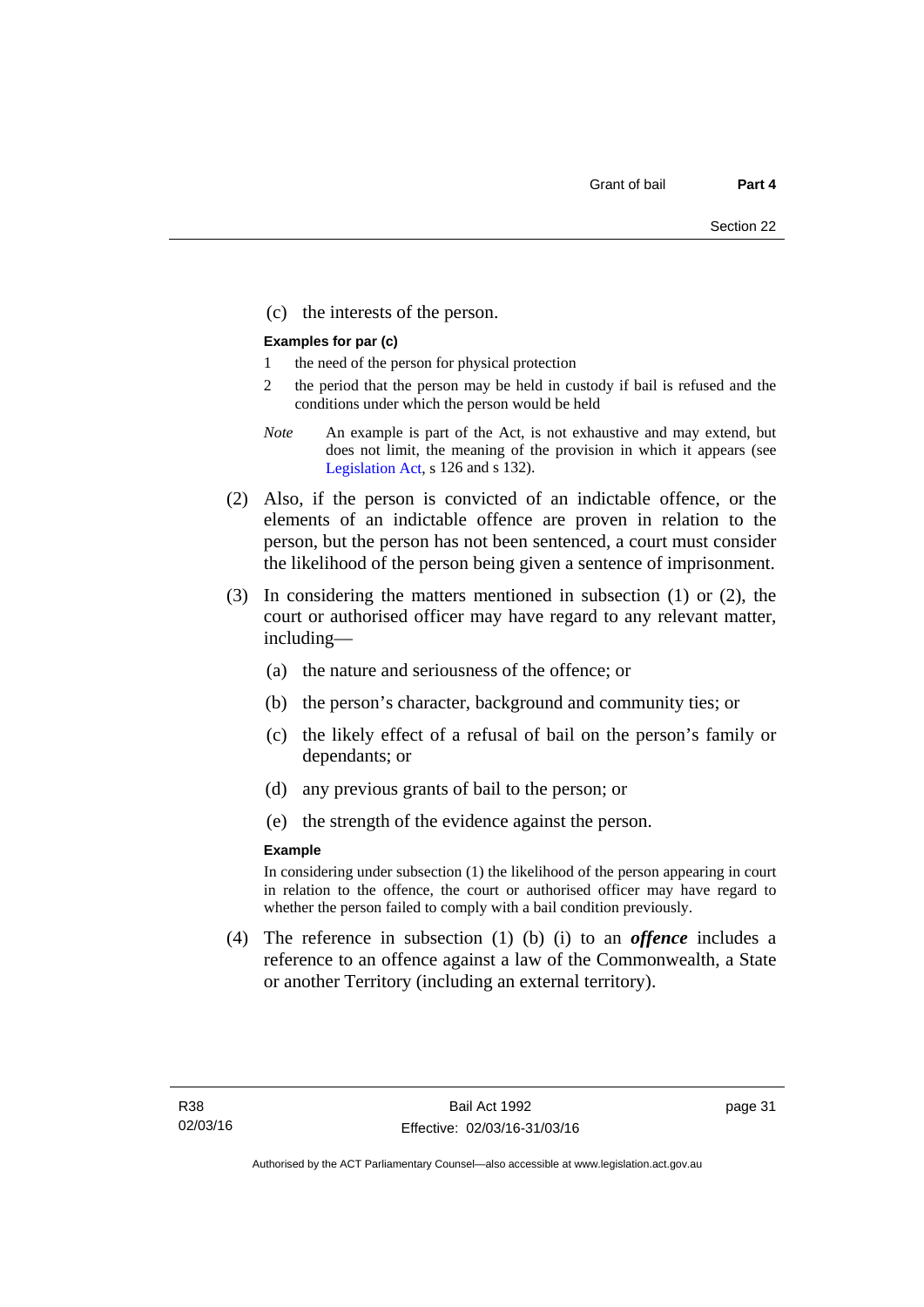(c) the interests of the person.

**Examples for par (c)**

1 the need of the person for physical protection

2 the period that the person may be held in custody if bail is refused and the conditions under which the person would be held

*Note* An example is part of the Act, is not exhaustive and may extend, but does not limit, the meaning of the provision in which it appears (see Legislation Act, s 126 and s 132).

(2) Also, if the person is convicted of an indictable offence, or the elements of an indictable offence are proven in relation to the person, but the person has not been sentenced, a court must consider the likelihood of the person being given a sentence of imprisonment.

(3) In considering the matters mentioned in subsection (1) or (2), the court or authorised officer may have regard to any relevant matter, including—

(a) the nature and seriousness of the offence; or

(b) the person's character, background and community ties; or

(c) the likely effect of a refusal of bail on the person's family or dependants; or

(d) any previous grants of bail to the person; or

(e) the strength of the evidence against the person.

**Example**

In considering under subsection (1) the likelihood of the person appearing in court in relation to the offence, the court or authorised officer may have regard to whether the person failed to comply with a bail condition previously.

(4) The reference in subsection (1) (b) (i) to an ***offence*** includes a reference to an offence against a law of the Commonwealth, a State or another Territory (including an external territory).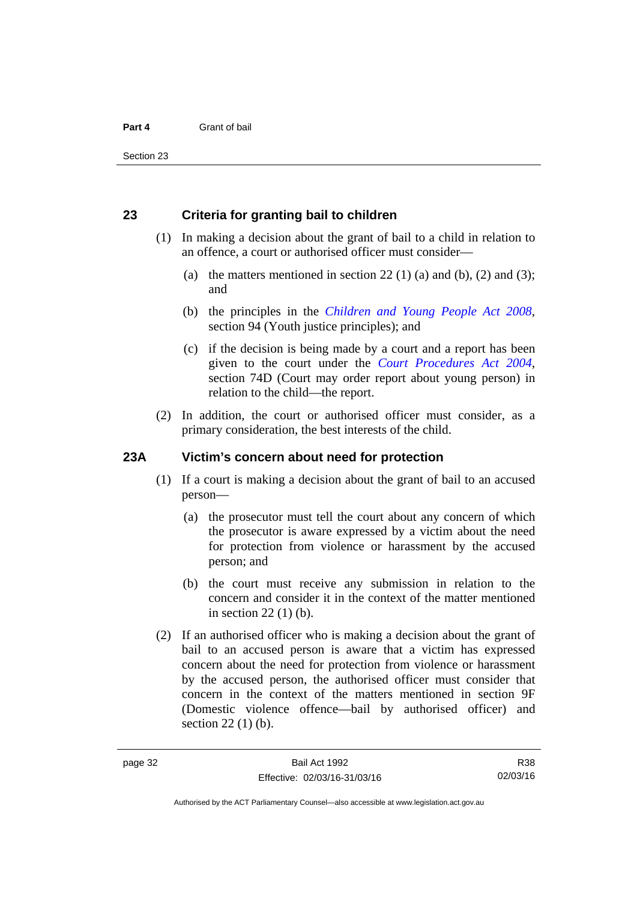## 23 Criteria for granting bail to children

(1) In making a decision about the grant of bail to a child in relation to an offence, a court or authorised officer must consider—

(a) the matters mentioned in section 22 (1) (a) and (b), (2) and (3); and

(b) the principles in the *Children and Young People Act 2008*, section 94 (Youth justice principles); and

(c) if the decision is being made by a court and a report has been given to the court under the *Court Procedures Act 2004*, section 74D (Court may order report about young person) in relation to the child—the report.

(2) In addition, the court or authorised officer must consider, as a primary consideration, the best interests of the child.

## 23A Victim's concern about need for protection

(1) If a court is making a decision about the grant of bail to an accused person—

(a) the prosecutor must tell the court about any concern of which the prosecutor is aware expressed by a victim about the need for protection from violence or harassment by the accused person; and

(b) the court must receive any submission in relation to the concern and consider it in the context of the matter mentioned in section 22 (1) (b).

(2) If an authorised officer who is making a decision about the grant of bail to an accused person is aware that a victim has expressed concern about the need for protection from violence or harassment by the accused person, the authorised officer must consider that concern in the context of the matters mentioned in section 9F (Domestic violence offence—bail by authorised officer) and section 22 (1) (b).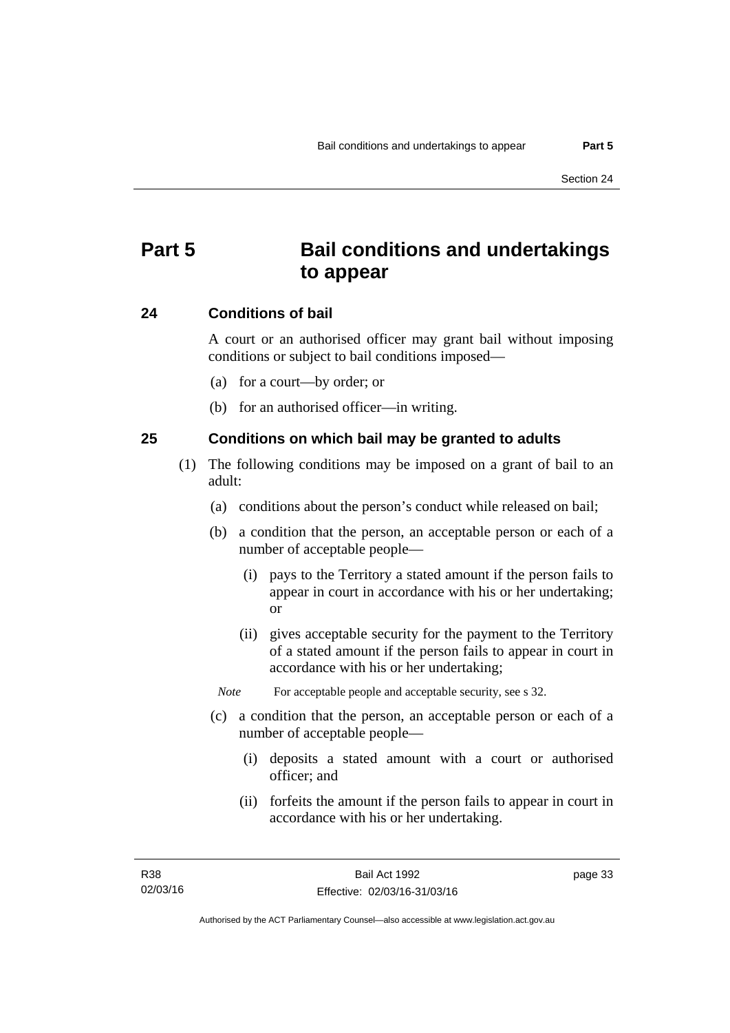# Part 5 Bail conditions and undertakings to appear

## 24 Conditions of bail

A court or an authorised officer may grant bail without imposing conditions or subject to bail conditions imposed—

(a) for a court—by order; or

(b) for an authorised officer—in writing.

## 25 Conditions on which bail may be granted to adults

(1) The following conditions may be imposed on a grant of bail to an adult:

(a) conditions about the person's conduct while released on bail;

(b) a condition that the person, an acceptable person or each of a number of acceptable people—

(i) pays to the Territory a stated amount if the person fails to appear in court in accordance with his or her undertaking; or

(ii) gives acceptable security for the payment to the Territory of a stated amount if the person fails to appear in court in accordance with his or her undertaking;

*Note* For acceptable people and acceptable security, see s 32.

(c) a condition that the person, an acceptable person or each of a number of acceptable people—

(i) deposits a stated amount with a court or authorised officer; and

(ii) forfeits the amount if the person fails to appear in court in accordance with his or her undertaking.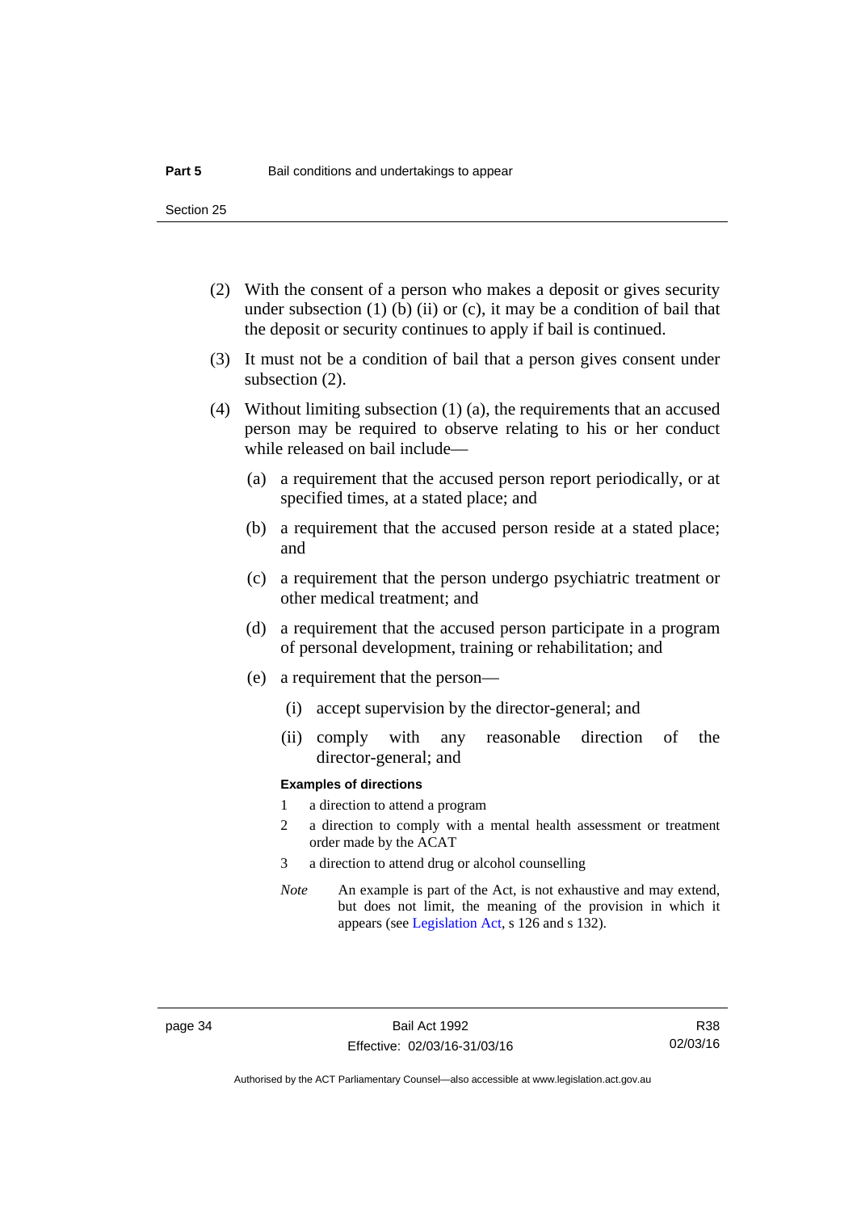(2) With the consent of a person who makes a deposit or gives security under subsection (1) (b) (ii) or (c), it may be a condition of bail that the deposit or security continues to apply if bail is continued.

(3) It must not be a condition of bail that a person gives consent under subsection (2).

(4) Without limiting subsection (1) (a), the requirements that an accused person may be required to observe relating to his or her conduct while released on bail include—

(a) a requirement that the accused person report periodically, or at specified times, at a stated place; and

(b) a requirement that the accused person reside at a stated place; and

(c) a requirement that the person undergo psychiatric treatment or other medical treatment; and

(d) a requirement that the accused person participate in a program of personal development, training or rehabilitation; and

(e) a requirement that the person—

(i) accept supervision by the director-general; and

(ii) comply with any reasonable direction of the director-general; and

**Examples of directions**

1 a direction to attend a program

2 a direction to comply with a mental health assessment or treatment order made by the ACAT

3 a direction to attend drug or alcohol counselling

*Note* An example is part of the Act, is not exhaustive and may extend, but does not limit, the meaning of the provision in which it appears (see Legislation Act, s 126 and s 132).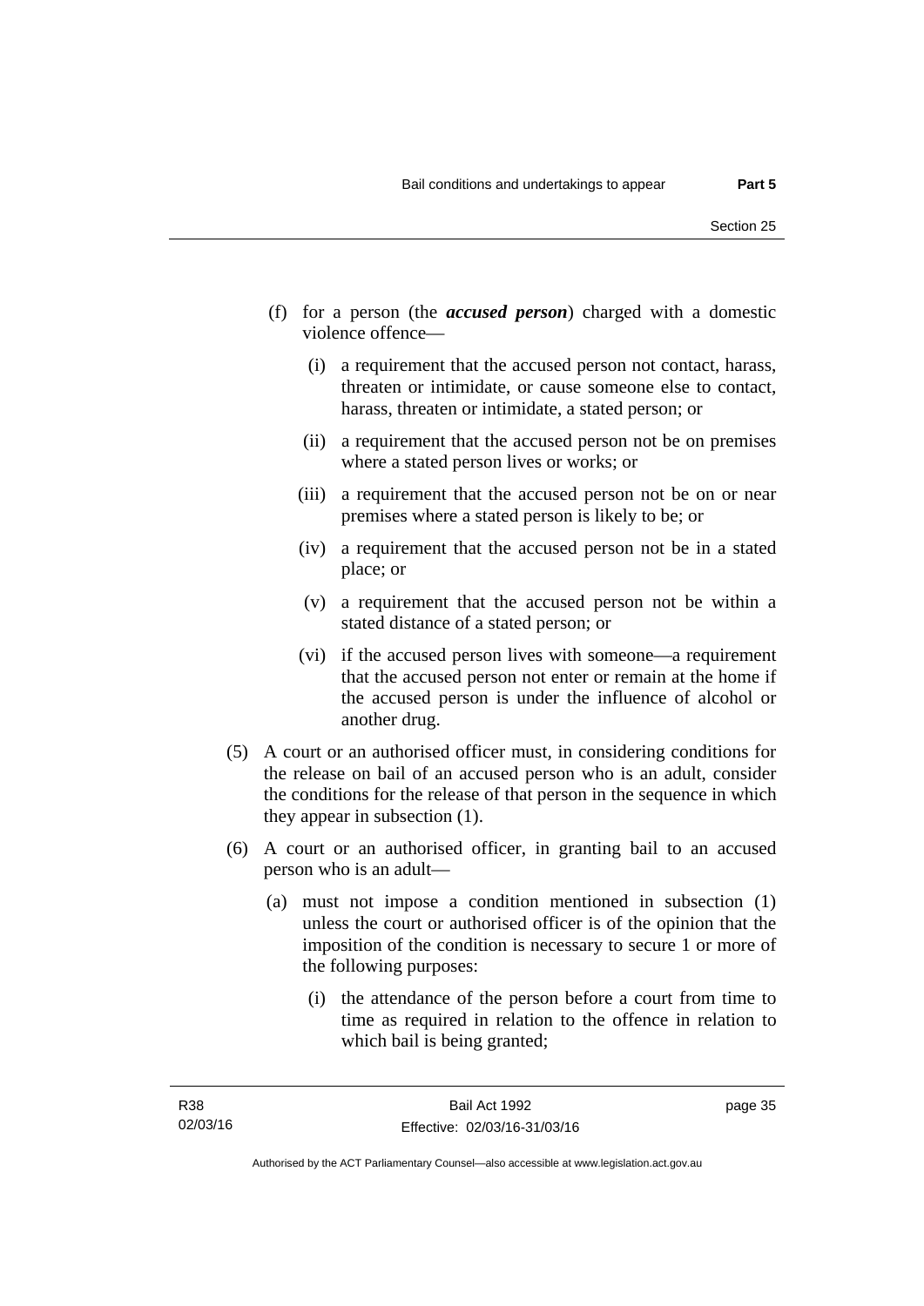(f) for a person (the ***accused person***) charged with a domestic violence offence—

  (i) a requirement that the accused person not contact, harass, threaten or intimidate, or cause someone else to contact, harass, threaten or intimidate, a stated person; or

  (ii) a requirement that the accused person not be on premises where a stated person lives or works; or

  (iii) a requirement that the accused person not be on or near premises where a stated person is likely to be; or

  (iv) a requirement that the accused person not be in a stated place; or

  (v) a requirement that the accused person not be within a stated distance of a stated person; or

  (vi) if the accused person lives with someone—a requirement that the accused person not enter or remain at the home if the accused person is under the influence of alcohol or another drug.

(5) A court or an authorised officer must, in considering conditions for the release on bail of an accused person who is an adult, consider the conditions for the release of that person in the sequence in which they appear in subsection (1).

(6) A court or an authorised officer, in granting bail to an accused person who is an adult—

  (a) must not impose a condition mentioned in subsection (1) unless the court or authorised officer is of the opinion that the imposition of the condition is necessary to secure 1 or more of the following purposes:

    (i) the attendance of the person before a court from time to time as required in relation to the offence in relation to which bail is being granted;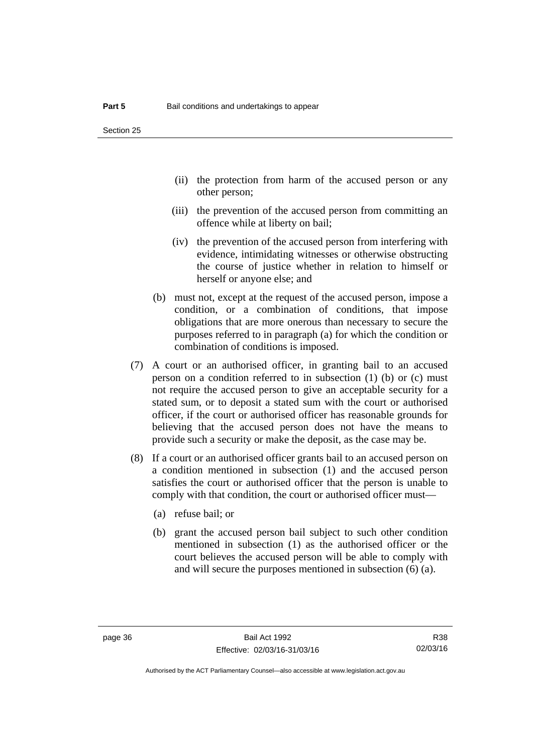(ii) the protection from harm of the accused person or any other person;

(iii) the prevention of the accused person from committing an offence while at liberty on bail;

(iv) the prevention of the accused person from interfering with evidence, intimidating witnesses or otherwise obstructing the course of justice whether in relation to himself or herself or anyone else; and

(b) must not, except at the request of the accused person, impose a condition, or a combination of conditions, that impose obligations that are more onerous than necessary to secure the purposes referred to in paragraph (a) for which the condition or combination of conditions is imposed.

(7) A court or an authorised officer, in granting bail to an accused person on a condition referred to in subsection (1) (b) or (c) must not require the accused person to give an acceptable security for a stated sum, or to deposit a stated sum with the court or authorised officer, if the court or authorised officer has reasonable grounds for believing that the accused person does not have the means to provide such a security or make the deposit, as the case may be.

(8) If a court or an authorised officer grants bail to an accused person on a condition mentioned in subsection (1) and the accused person satisfies the court or authorised officer that the person is unable to comply with that condition, the court or authorised officer must—

(a) refuse bail; or

(b) grant the accused person bail subject to such other condition mentioned in subsection (1) as the authorised officer or the court believes the accused person will be able to comply with and will secure the purposes mentioned in subsection (6) (a).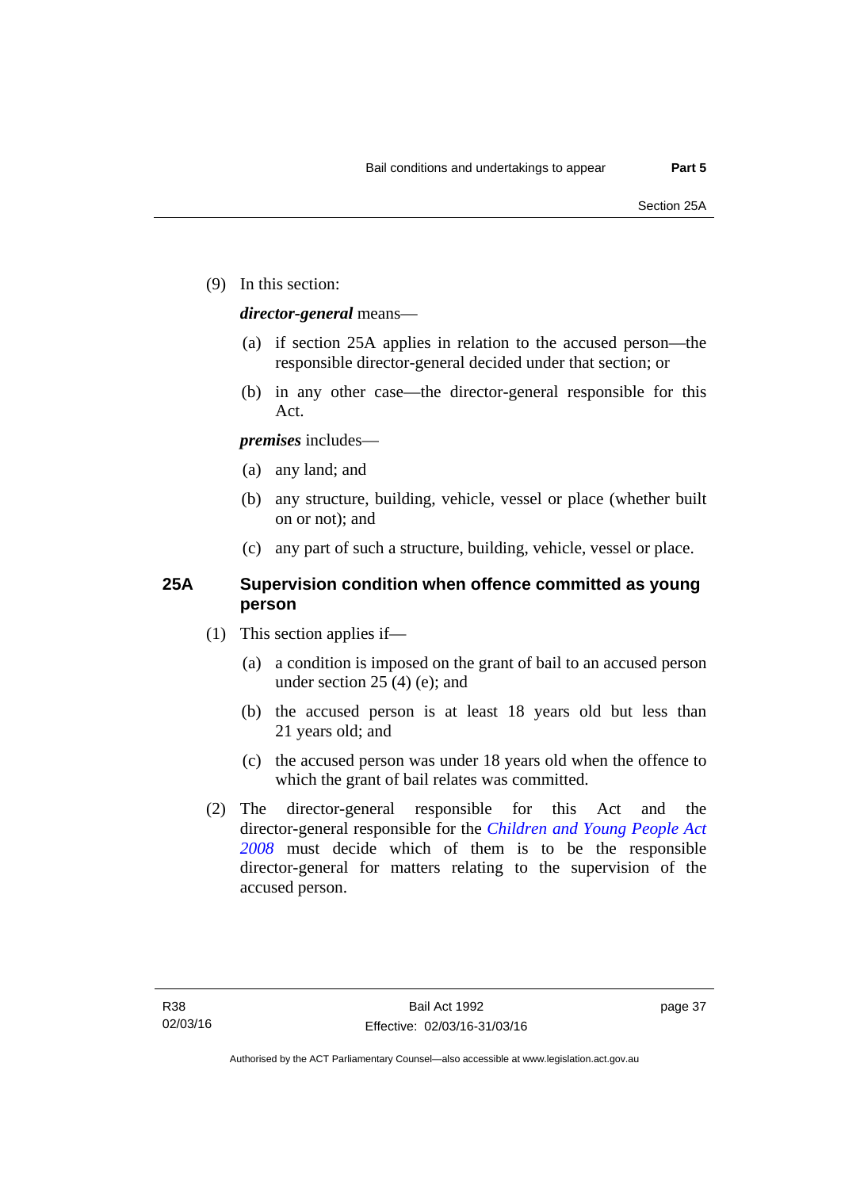(9) In this section:

***director-general*** means—

(a) if section 25A applies in relation to the accused person—the responsible director-general decided under that section; or

(b) in any other case—the director-general responsible for this Act.

***premises*** includes—

(a) any land; and

(b) any structure, building, vehicle, vessel or place (whether built on or not); and

(c) any part of such a structure, building, vehicle, vessel or place.

## 25A Supervision condition when offence committed as young person

(1) This section applies if—

(a) a condition is imposed on the grant of bail to an accused person under section 25 (4) (e); and

(b) the accused person is at least 18 years old but less than 21 years old; and

(c) the accused person was under 18 years old when the offence to which the grant of bail relates was committed.

(2) The director-general responsible for this Act and the director-general responsible for the *Children and Young People Act 2008* must decide which of them is to be the responsible director-general for matters relating to the supervision of the accused person.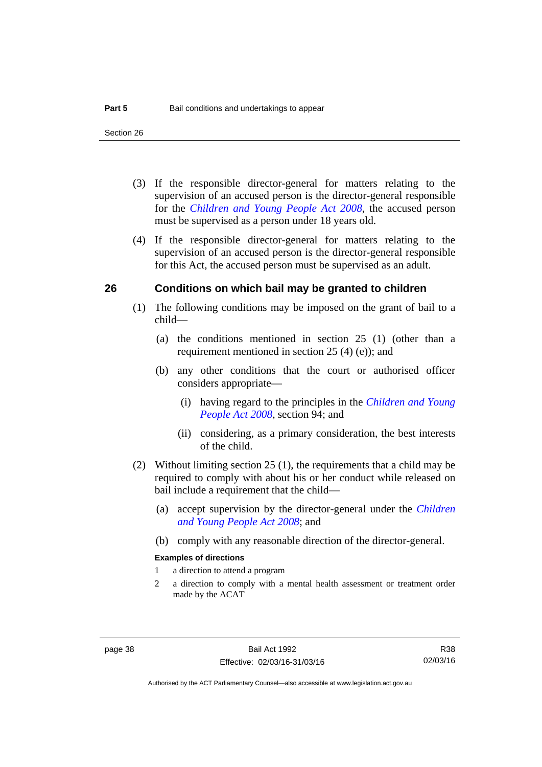(3) If the responsible director-general for matters relating to the supervision of an accused person is the director-general responsible for the *Children and Young People Act 2008*, the accused person must be supervised as a person under 18 years old.

(4) If the responsible director-general for matters relating to the supervision of an accused person is the director-general responsible for this Act, the accused person must be supervised as an adult.

## 26 Conditions on which bail may be granted to children

(1) The following conditions may be imposed on the grant of bail to a child—

(a) the conditions mentioned in section 25 (1) (other than a requirement mentioned in section 25 (4) (e)); and

(b) any other conditions that the court or authorised officer considers appropriate—

(i) having regard to the principles in the *Children and Young People Act 2008*, section 94; and

(ii) considering, as a primary consideration, the best interests of the child.

(2) Without limiting section 25 (1), the requirements that a child may be required to comply with about his or her conduct while released on bail include a requirement that the child—

(a) accept supervision by the director-general under the *Children and Young People Act 2008*; and

(b) comply with any reasonable direction of the director-general.

**Examples of directions**

1 a direction to attend a program

2 a direction to comply with a mental health assessment or treatment order made by the ACAT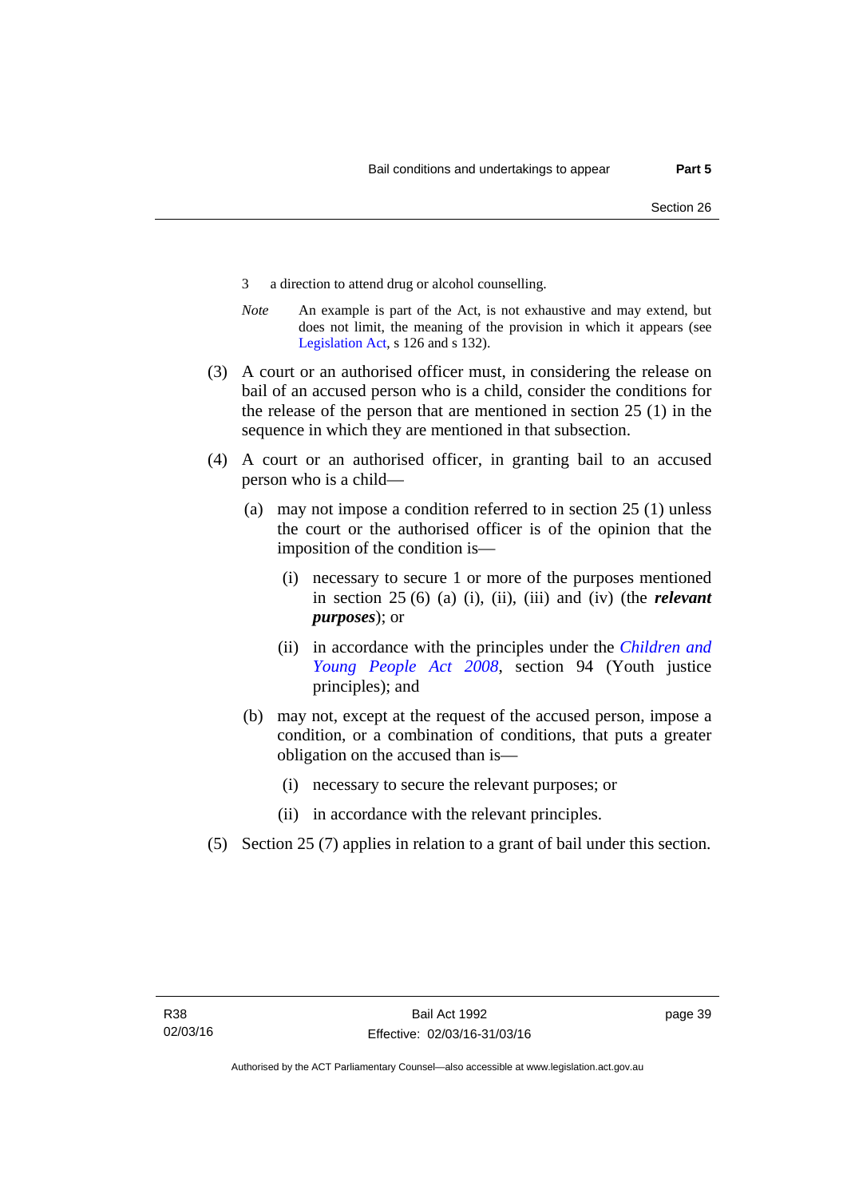3 a direction to attend drug or alcohol counselling.

*Note* An example is part of the Act, is not exhaustive and may extend, but does not limit, the meaning of the provision in which it appears (see Legislation Act, s 126 and s 132).

(3) A court or an authorised officer must, in considering the release on bail of an accused person who is a child, consider the conditions for the release of the person that are mentioned in section 25 (1) in the sequence in which they are mentioned in that subsection.

(4) A court or an authorised officer, in granting bail to an accused person who is a child—

(a) may not impose a condition referred to in section 25 (1) unless the court or the authorised officer is of the opinion that the imposition of the condition is—

(i) necessary to secure 1 or more of the purposes mentioned in section 25 (6) (a) (i), (ii), (iii) and (iv) (the ***relevant purposes***); or

(ii) in accordance with the principles under the *Children and Young People Act 2008*, section 94 (Youth justice principles); and

(b) may not, except at the request of the accused person, impose a condition, or a combination of conditions, that puts a greater obligation on the accused than is—

(i) necessary to secure the relevant purposes; or

(ii) in accordance with the relevant principles.

(5) Section 25 (7) applies in relation to a grant of bail under this section.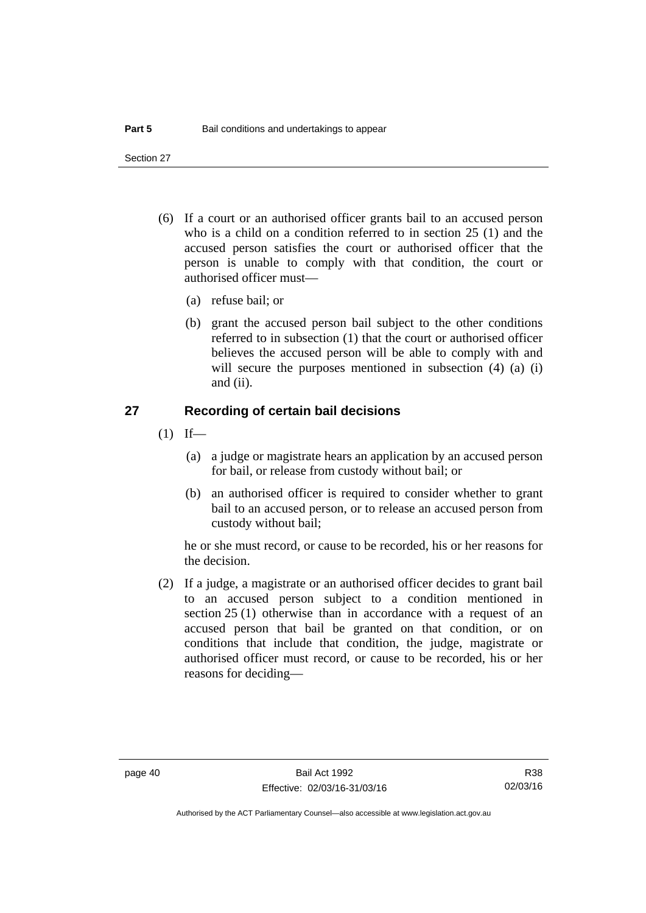(6) If a court or an authorised officer grants bail to an accused person who is a child on a condition referred to in section 25 (1) and the accused person satisfies the court or authorised officer that the person is unable to comply with that condition, the court or authorised officer must—

(a) refuse bail; or

(b) grant the accused person bail subject to the other conditions referred to in subsection (1) that the court or authorised officer believes the accused person will be able to comply with and will secure the purposes mentioned in subsection (4) (a) (i) and (ii).

## 27 Recording of certain bail decisions

(1) If—

(a) a judge or magistrate hears an application by an accused person for bail, or release from custody without bail; or

(b) an authorised officer is required to consider whether to grant bail to an accused person, or to release an accused person from custody without bail;

he or she must record, or cause to be recorded, his or her reasons for the decision.

(2) If a judge, a magistrate or an authorised officer decides to grant bail to an accused person subject to a condition mentioned in section 25 (1) otherwise than in accordance with a request of an accused person that bail be granted on that condition, or on conditions that include that condition, the judge, magistrate or authorised officer must record, or cause to be recorded, his or her reasons for deciding—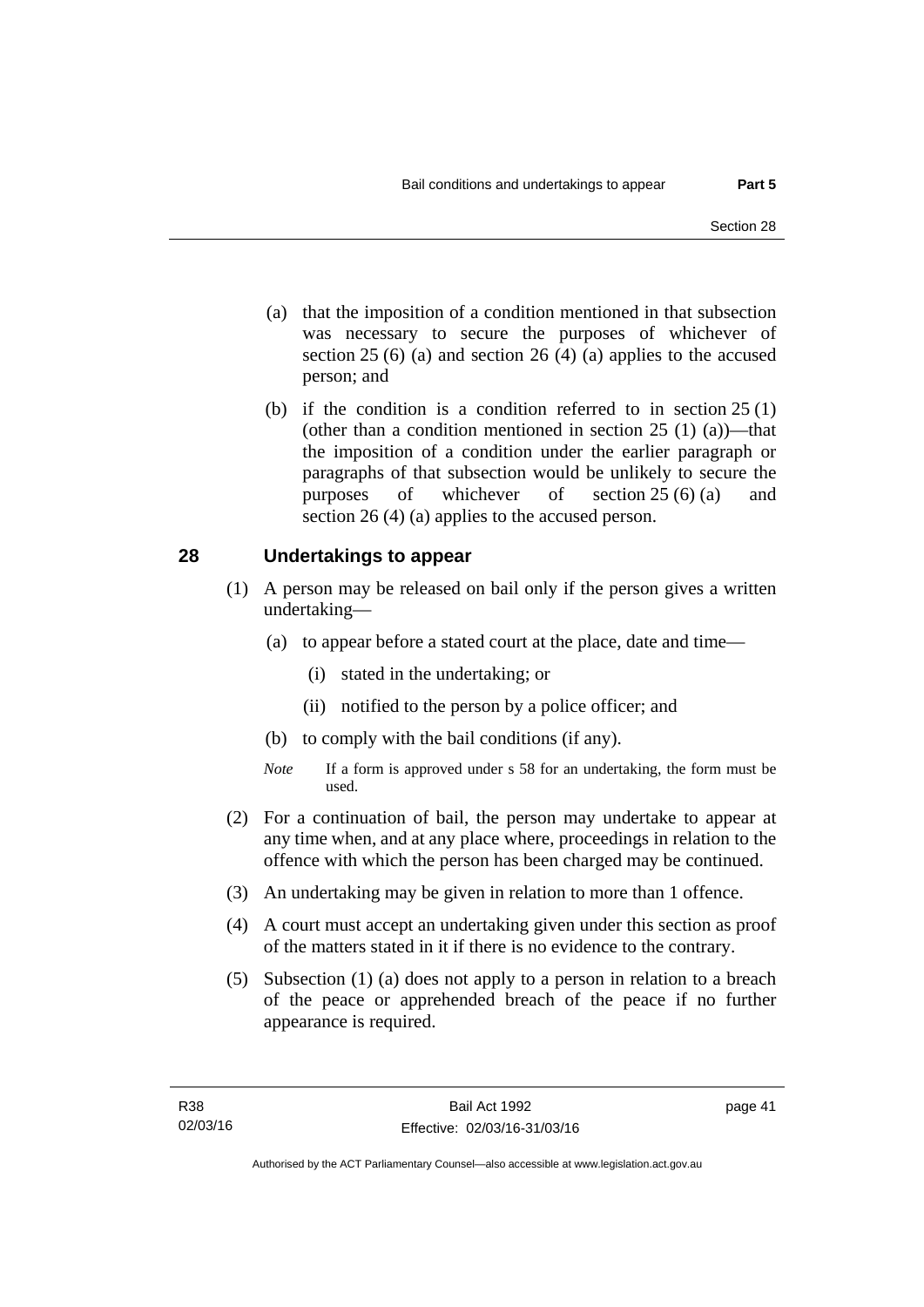(a) that the imposition of a condition mentioned in that subsection was necessary to secure the purposes of whichever of section 25 (6) (a) and section 26 (4) (a) applies to the accused person; and

(b) if the condition is a condition referred to in section 25 (1) (other than a condition mentioned in section 25 (1) (a))—that the imposition of a condition under the earlier paragraph or paragraphs of that subsection would be unlikely to secure the purposes of whichever of section 25 (6) (a) and section 26 (4) (a) applies to the accused person.

## 28 Undertakings to appear

(1) A person may be released on bail only if the person gives a written undertaking—

(a) to appear before a stated court at the place, date and time—

(i) stated in the undertaking; or

(ii) notified to the person by a police officer; and

(b) to comply with the bail conditions (if any).

*Note* If a form is approved under s 58 for an undertaking, the form must be used.

(2) For a continuation of bail, the person may undertake to appear at any time when, and at any place where, proceedings in relation to the offence with which the person has been charged may be continued.

(3) An undertaking may be given in relation to more than 1 offence.

(4) A court must accept an undertaking given under this section as proof of the matters stated in it if there is no evidence to the contrary.

(5) Subsection (1) (a) does not apply to a person in relation to a breach of the peace or apprehended breach of the peace if no further appearance is required.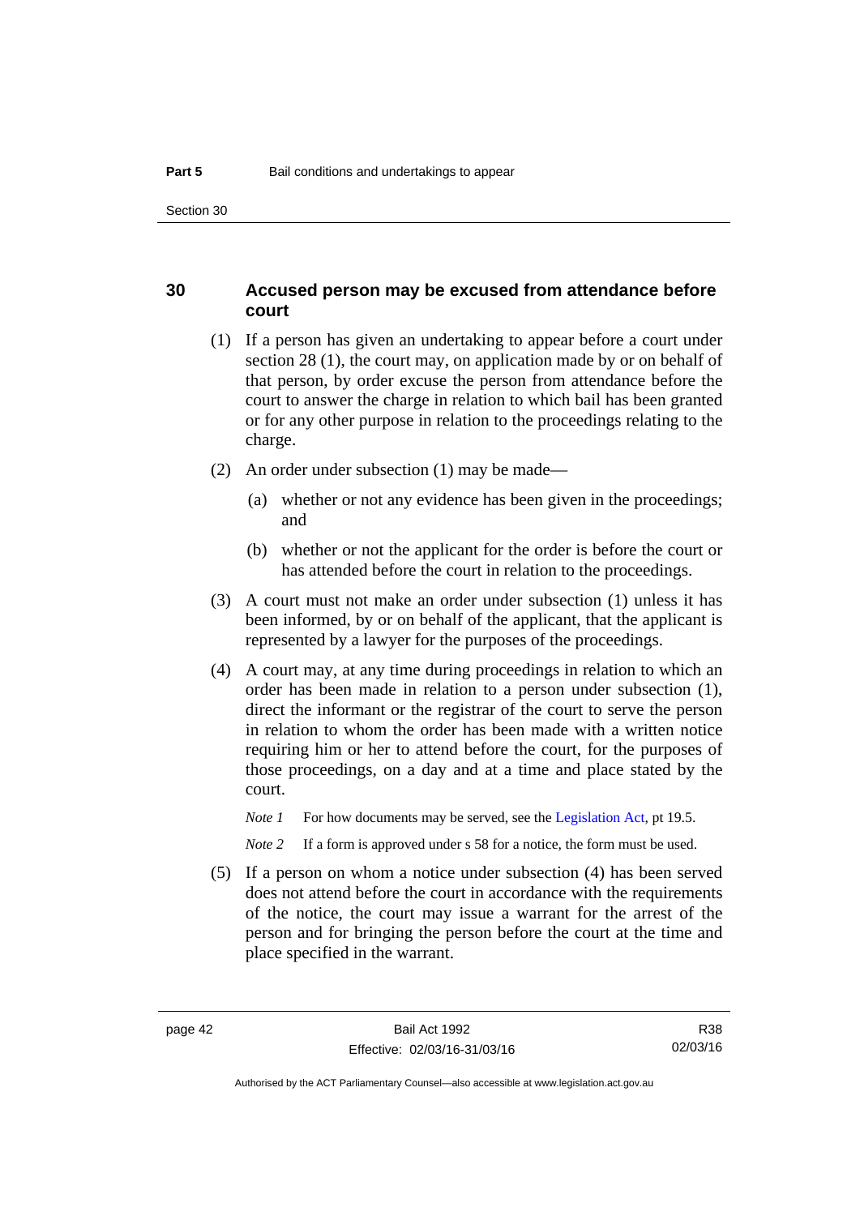## 30 Accused person may be excused from attendance before court

(1) If a person has given an undertaking to appear before a court under section 28 (1), the court may, on application made by or on behalf of that person, by order excuse the person from attendance before the court to answer the charge in relation to which bail has been granted or for any other purpose in relation to the proceedings relating to the charge.

(2) An order under subsection (1) may be made—

(a) whether or not any evidence has been given in the proceedings; and

(b) whether or not the applicant for the order is before the court or has attended before the court in relation to the proceedings.

(3) A court must not make an order under subsection (1) unless it has been informed, by or on behalf of the applicant, that the applicant is represented by a lawyer for the purposes of the proceedings.

(4) A court may, at any time during proceedings in relation to which an order has been made in relation to a person under subsection (1), direct the informant or the registrar of the court to serve the person in relation to whom the order has been made with a written notice requiring him or her to attend before the court, for the purposes of those proceedings, on a day and at a time and place stated by the court.

*Note 1* For how documents may be served, see the Legislation Act, pt 19.5.

*Note 2* If a form is approved under s 58 for a notice, the form must be used.

(5) If a person on whom a notice under subsection (4) has been served does not attend before the court in accordance with the requirements of the notice, the court may issue a warrant for the arrest of the person and for bringing the person before the court at the time and place specified in the warrant.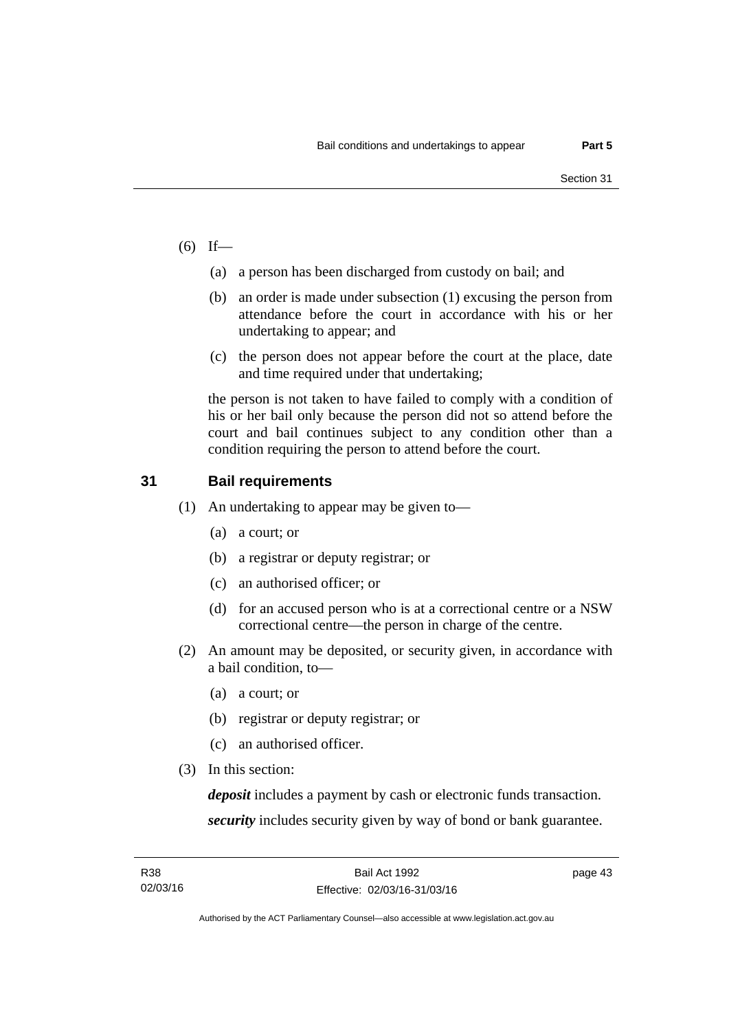(6) If—

(a) a person has been discharged from custody on bail; and

(b) an order is made under subsection (1) excusing the person from attendance before the court in accordance with his or her undertaking to appear; and

(c) the person does not appear before the court at the place, date and time required under that undertaking;

the person is not taken to have failed to comply with a condition of his or her bail only because the person did not so attend before the court and bail continues subject to any condition other than a condition requiring the person to attend before the court.

## 31 Bail requirements

(1) An undertaking to appear may be given to—

(a) a court; or

(b) a registrar or deputy registrar; or

(c) an authorised officer; or

(d) for an accused person who is at a correctional centre or a NSW correctional centre—the person in charge of the centre.

(2) An amount may be deposited, or security given, in accordance with a bail condition, to—

(a) a court; or

(b) registrar or deputy registrar; or

(c) an authorised officer.

(3) In this section:

***deposit*** includes a payment by cash or electronic funds transaction.

***security*** includes security given by way of bond or bank guarantee.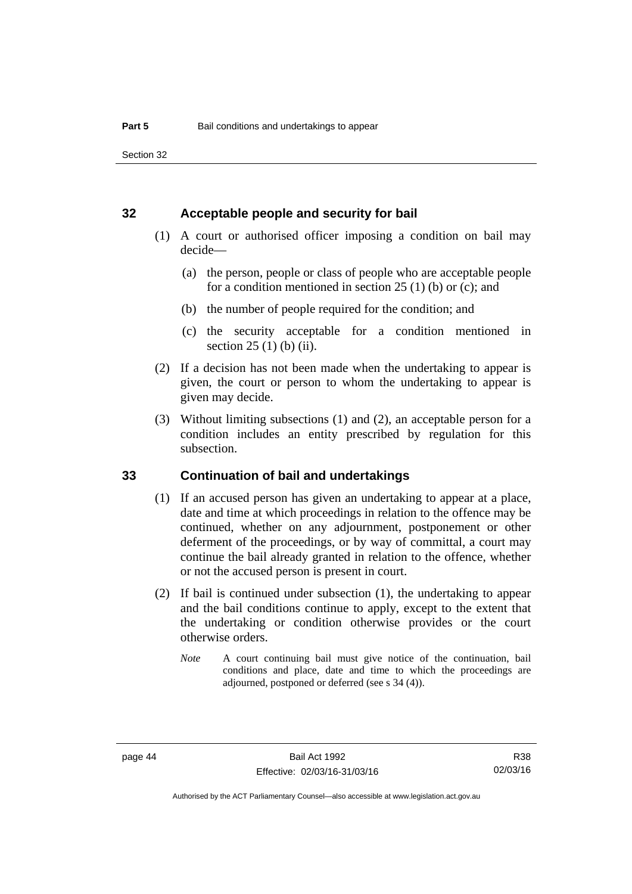## 32 Acceptable people and security for bail

(1) A court or authorised officer imposing a condition on bail may decide—

(a) the person, people or class of people who are acceptable people for a condition mentioned in section 25 (1) (b) or (c); and

(b) the number of people required for the condition; and

(c) the security acceptable for a condition mentioned in section 25 (1) (b) (ii).

(2) If a decision has not been made when the undertaking to appear is given, the court or person to whom the undertaking to appear is given may decide.

(3) Without limiting subsections (1) and (2), an acceptable person for a condition includes an entity prescribed by regulation for this subsection.

## 33 Continuation of bail and undertakings

(1) If an accused person has given an undertaking to appear at a place, date and time at which proceedings in relation to the offence may be continued, whether on any adjournment, postponement or other deferment of the proceedings, or by way of committal, a court may continue the bail already granted in relation to the offence, whether or not the accused person is present in court.

(2) If bail is continued under subsection (1), the undertaking to appear and the bail conditions continue to apply, except to the extent that the undertaking or condition otherwise provides or the court otherwise orders.

*Note* A court continuing bail must give notice of the continuation, bail conditions and place, date and time to which the proceedings are adjourned, postponed or deferred (see s 34 (4)).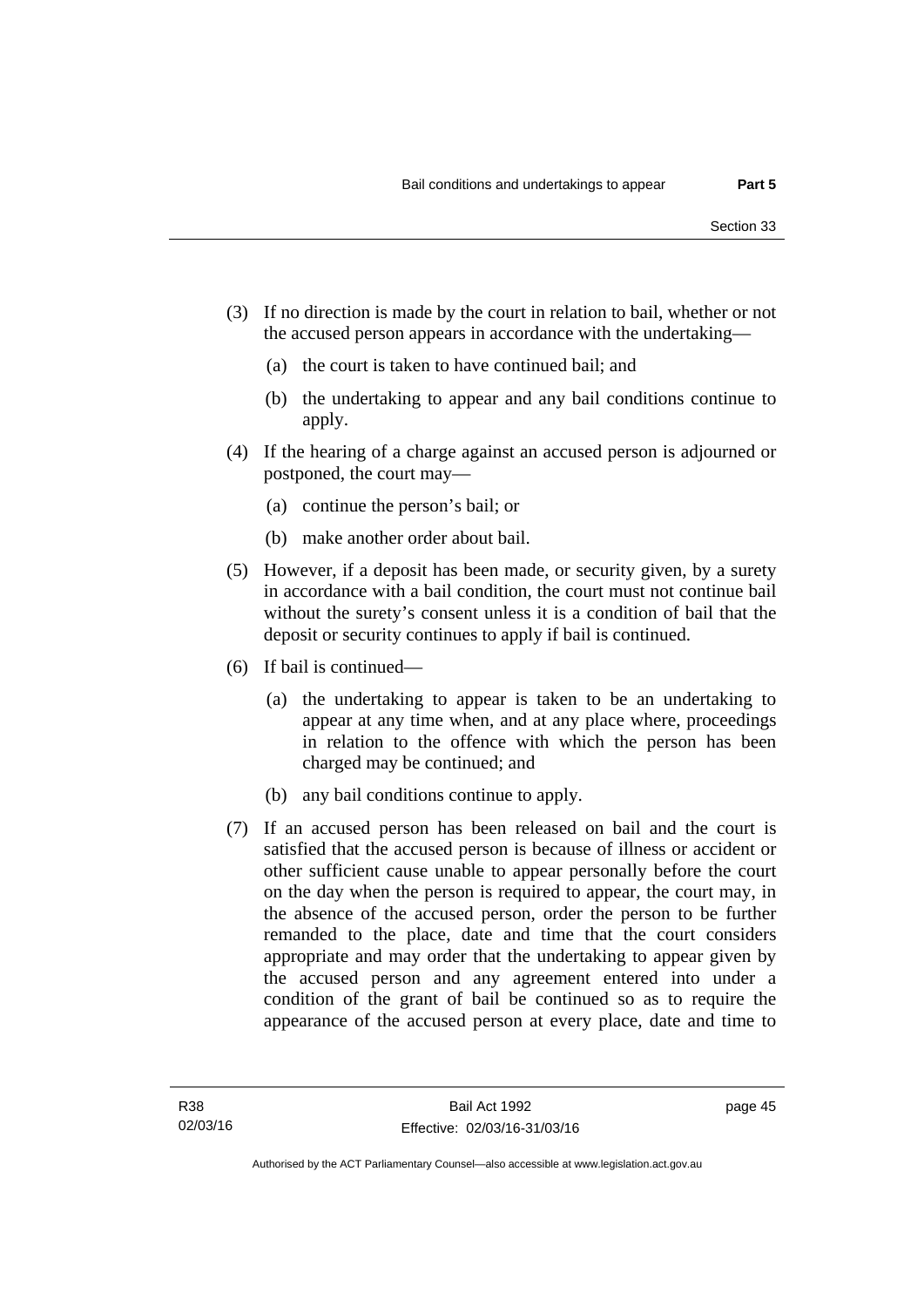(3) If no direction is made by the court in relation to bail, whether or not the accused person appears in accordance with the undertaking—

(a) the court is taken to have continued bail; and

(b) the undertaking to appear and any bail conditions continue to apply.

(4) If the hearing of a charge against an accused person is adjourned or postponed, the court may—

(a) continue the person's bail; or

(b) make another order about bail.

(5) However, if a deposit has been made, or security given, by a surety in accordance with a bail condition, the court must not continue bail without the surety's consent unless it is a condition of bail that the deposit or security continues to apply if bail is continued.

(6) If bail is continued—

(a) the undertaking to appear is taken to be an undertaking to appear at any time when, and at any place where, proceedings in relation to the offence with which the person has been charged may be continued; and

(b) any bail conditions continue to apply.

(7) If an accused person has been released on bail and the court is satisfied that the accused person is because of illness or accident or other sufficient cause unable to appear personally before the court on the day when the person is required to appear, the court may, in the absence of the accused person, order the person to be further remanded to the place, date and time that the court considers appropriate and may order that the undertaking to appear given by the accused person and any agreement entered into under a condition of the grant of bail be continued so as to require the appearance of the accused person at every place, date and time to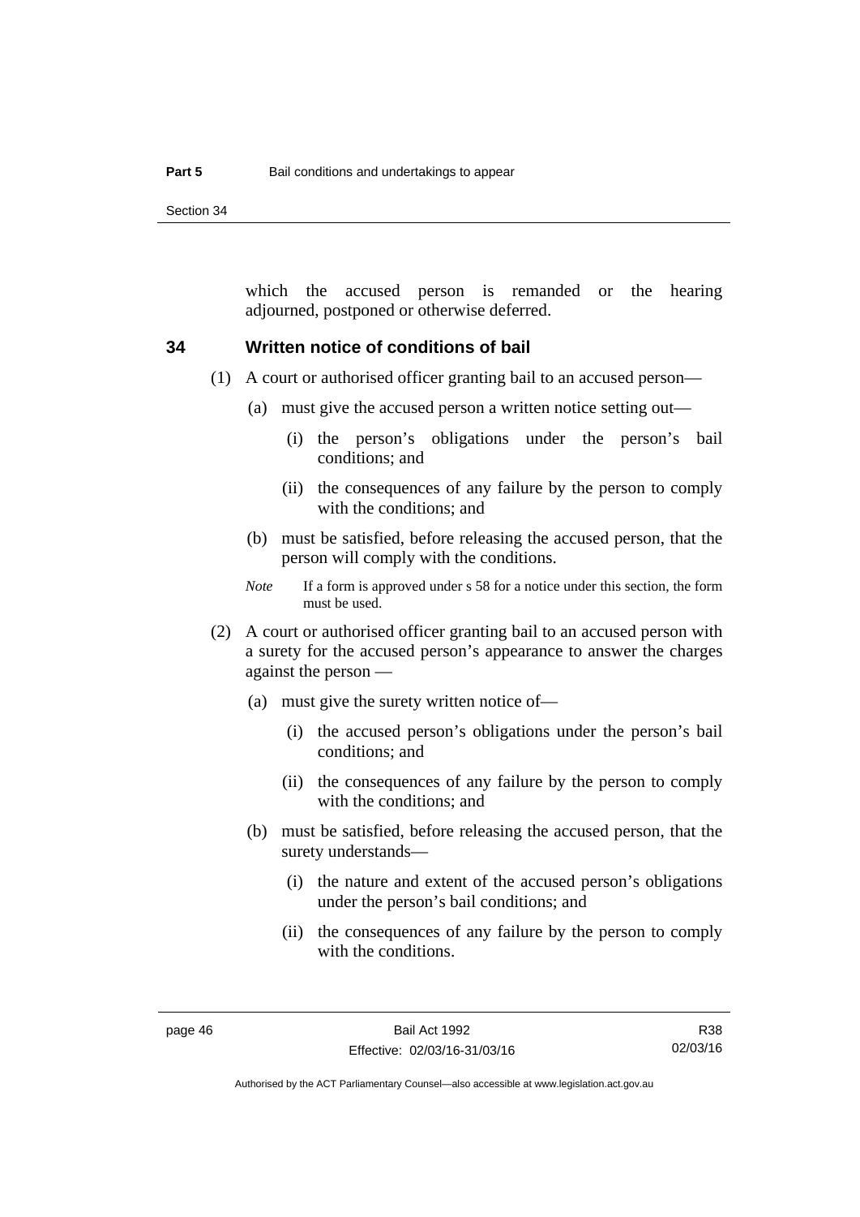which the accused person is remanded or the hearing adjourned, postponed or otherwise deferred.

## 34 Written notice of conditions of bail

(1) A court or authorised officer granting bail to an accused person—

(a) must give the accused person a written notice setting out—

(i) the person's obligations under the person's bail conditions; and

(ii) the consequences of any failure by the person to comply with the conditions; and

(b) must be satisfied, before releasing the accused person, that the person will comply with the conditions.

*Note* If a form is approved under s 58 for a notice under this section, the form must be used.

(2) A court or authorised officer granting bail to an accused person with a surety for the accused person's appearance to answer the charges against the person —

(a) must give the surety written notice of—

(i) the accused person's obligations under the person's bail conditions; and

(ii) the consequences of any failure by the person to comply with the conditions; and

(b) must be satisfied, before releasing the accused person, that the surety understands—

(i) the nature and extent of the accused person's obligations under the person's bail conditions; and

(ii) the consequences of any failure by the person to comply with the conditions.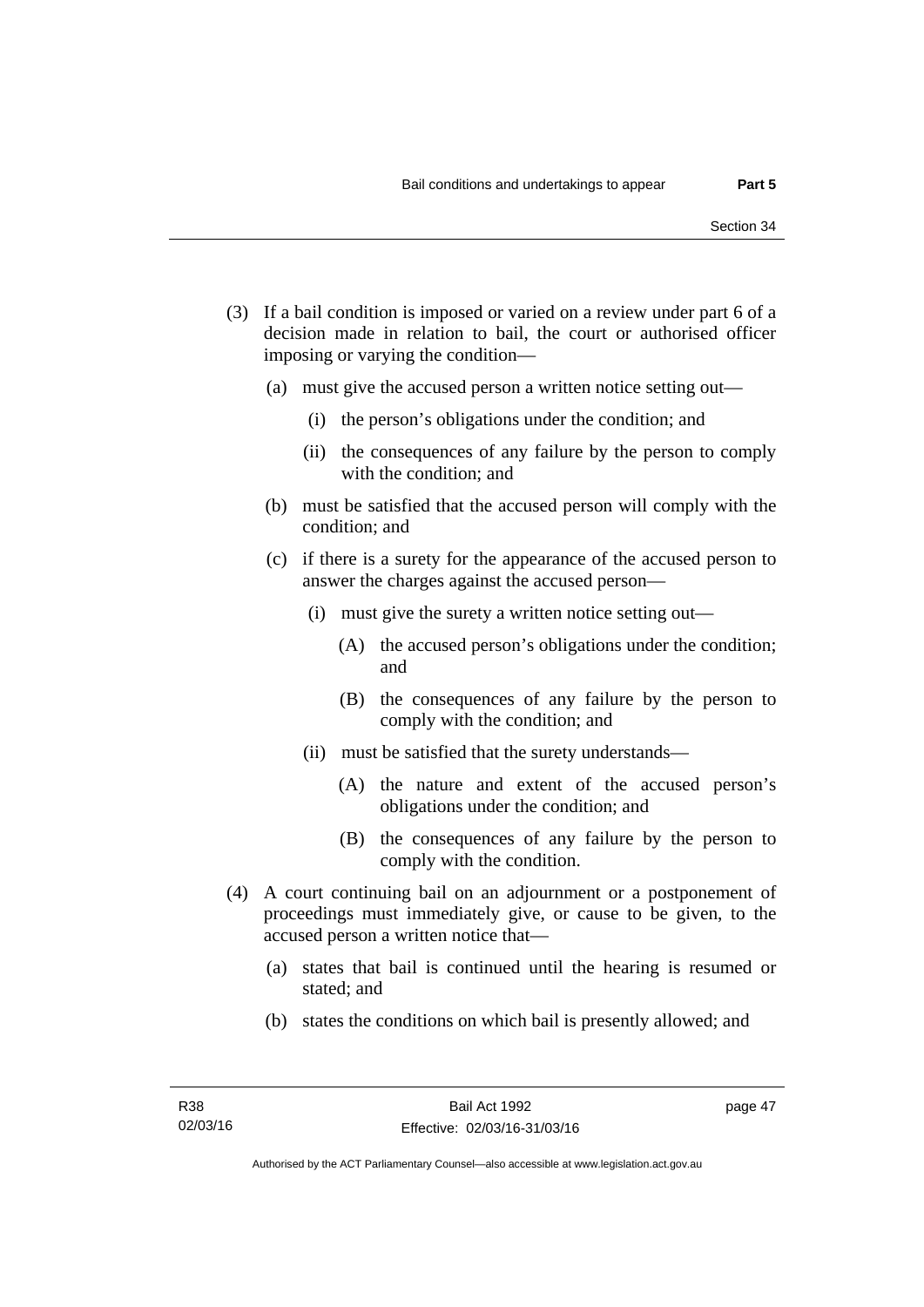(3) If a bail condition is imposed or varied on a review under part 6 of a decision made in relation to bail, the court or authorised officer imposing or varying the condition—

(a) must give the accused person a written notice setting out—

(i) the person's obligations under the condition; and

(ii) the consequences of any failure by the person to comply with the condition; and

(b) must be satisfied that the accused person will comply with the condition; and

(c) if there is a surety for the appearance of the accused person to answer the charges against the accused person—

(i) must give the surety a written notice setting out—

(A) the accused person's obligations under the condition; and

(B) the consequences of any failure by the person to comply with the condition; and

(ii) must be satisfied that the surety understands—

(A) the nature and extent of the accused person's obligations under the condition; and

(B) the consequences of any failure by the person to comply with the condition.

(4) A court continuing bail on an adjournment or a postponement of proceedings must immediately give, or cause to be given, to the accused person a written notice that—

(a) states that bail is continued until the hearing is resumed or stated; and

(b) states the conditions on which bail is presently allowed; and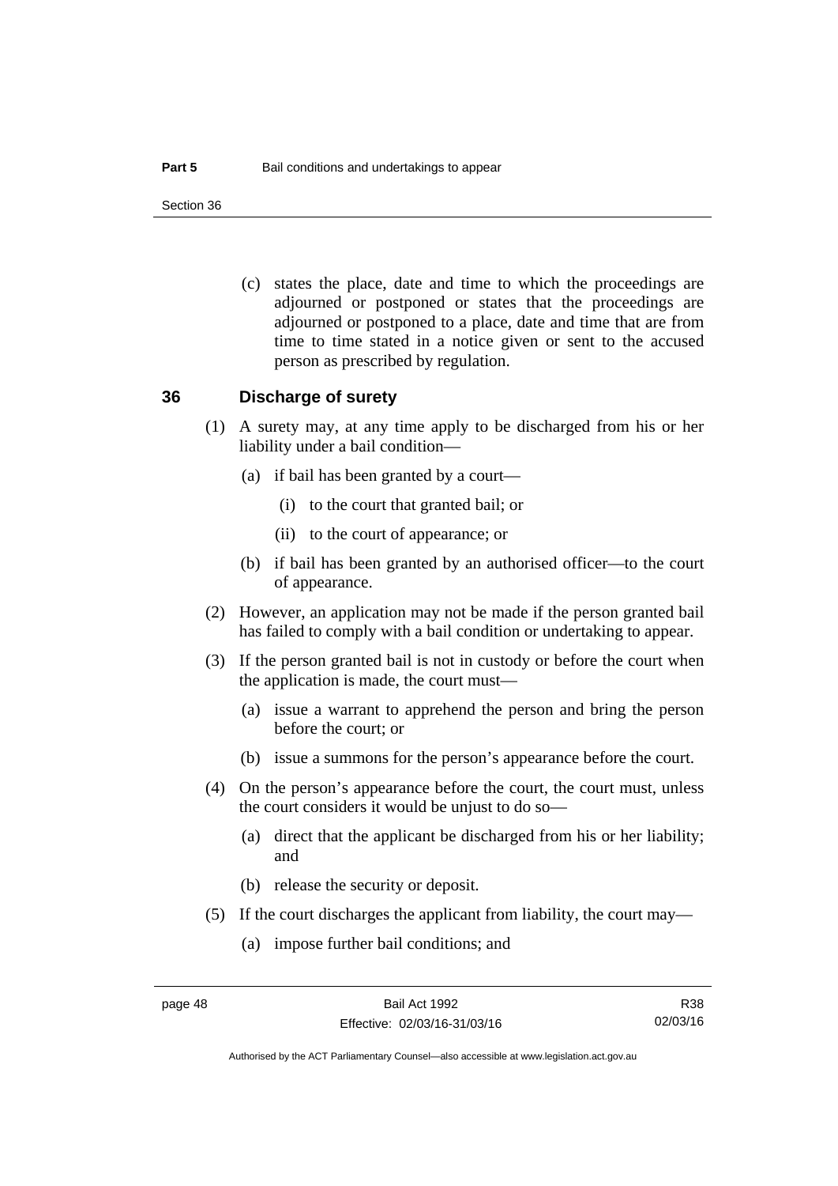(c) states the place, date and time to which the proceedings are adjourned or postponed or states that the proceedings are adjourned or postponed to a place, date and time that are from time to time stated in a notice given or sent to the accused person as prescribed by regulation.

## 36 Discharge of surety

(1) A surety may, at any time apply to be discharged from his or her liability under a bail condition—

(a) if bail has been granted by a court—

(i) to the court that granted bail; or

(ii) to the court of appearance; or

(b) if bail has been granted by an authorised officer—to the court of appearance.

(2) However, an application may not be made if the person granted bail has failed to comply with a bail condition or undertaking to appear.

(3) If the person granted bail is not in custody or before the court when the application is made, the court must—

(a) issue a warrant to apprehend the person and bring the person before the court; or

(b) issue a summons for the person's appearance before the court.

(4) On the person's appearance before the court, the court must, unless the court considers it would be unjust to do so—

(a) direct that the applicant be discharged from his or her liability; and

(b) release the security or deposit.

(5) If the court discharges the applicant from liability, the court may—

(a) impose further bail conditions; and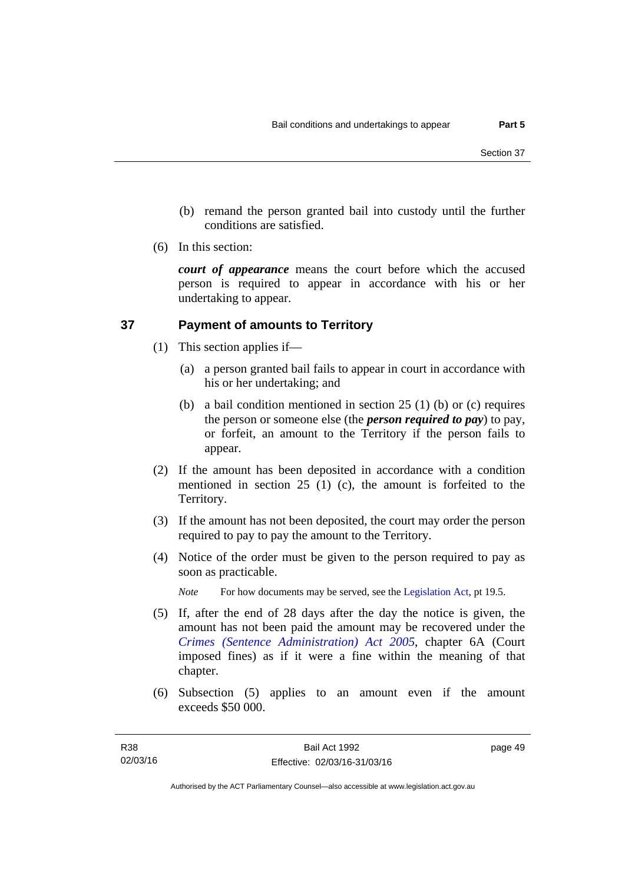(b) remand the person granted bail into custody until the further conditions are satisfied.

(6) In this section:

***court of appearance*** means the court before which the accused person is required to appear in accordance with his or her undertaking to appear.

## 37 Payment of amounts to Territory

(1) This section applies if—

(a) a person granted bail fails to appear in court in accordance with his or her undertaking; and

(b) a bail condition mentioned in section 25 (1) (b) or (c) requires the person or someone else (the ***person required to pay***) to pay, or forfeit, an amount to the Territory if the person fails to appear.

(2) If the amount has been deposited in accordance with a condition mentioned in section 25 (1) (c), the amount is forfeited to the Territory.

(3) If the amount has not been deposited, the court may order the person required to pay to pay the amount to the Territory.

(4) Notice of the order must be given to the person required to pay as soon as practicable.

*Note* For how documents may be served, see the Legislation Act, pt 19.5.

(5) If, after the end of 28 days after the day the notice is given, the amount has not been paid the amount may be recovered under the *Crimes (Sentence Administration) Act 2005*, chapter 6A (Court imposed fines) as if it were a fine within the meaning of that chapter.

(6) Subsection (5) applies to an amount even if the amount exceeds $50 000.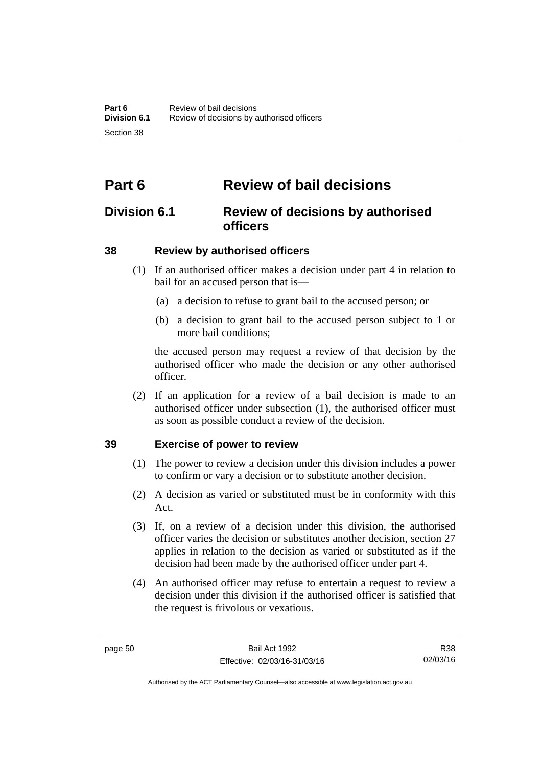# Part 6 Review of bail decisions

## Division 6.1 Review of decisions by authorised officers

### 38 Review by authorised officers

(1) If an authorised officer makes a decision under part 4 in relation to bail for an accused person that is—

(a) a decision to refuse to grant bail to the accused person; or

(b) a decision to grant bail to the accused person subject to 1 or more bail conditions;

the accused person may request a review of that decision by the authorised officer who made the decision or any other authorised officer.

(2) If an application for a review of a bail decision is made to an authorised officer under subsection (1), the authorised officer must as soon as possible conduct a review of the decision.

### 39 Exercise of power to review

(1) The power to review a decision under this division includes a power to confirm or vary a decision or to substitute another decision.

(2) A decision as varied or substituted must be in conformity with this Act.

(3) If, on a review of a decision under this division, the authorised officer varies the decision or substitutes another decision, section 27 applies in relation to the decision as varied or substituted as if the decision had been made by the authorised officer under part 4.

(4) An authorised officer may refuse to entertain a request to review a decision under this division if the authorised officer is satisfied that the request is frivolous or vexatious.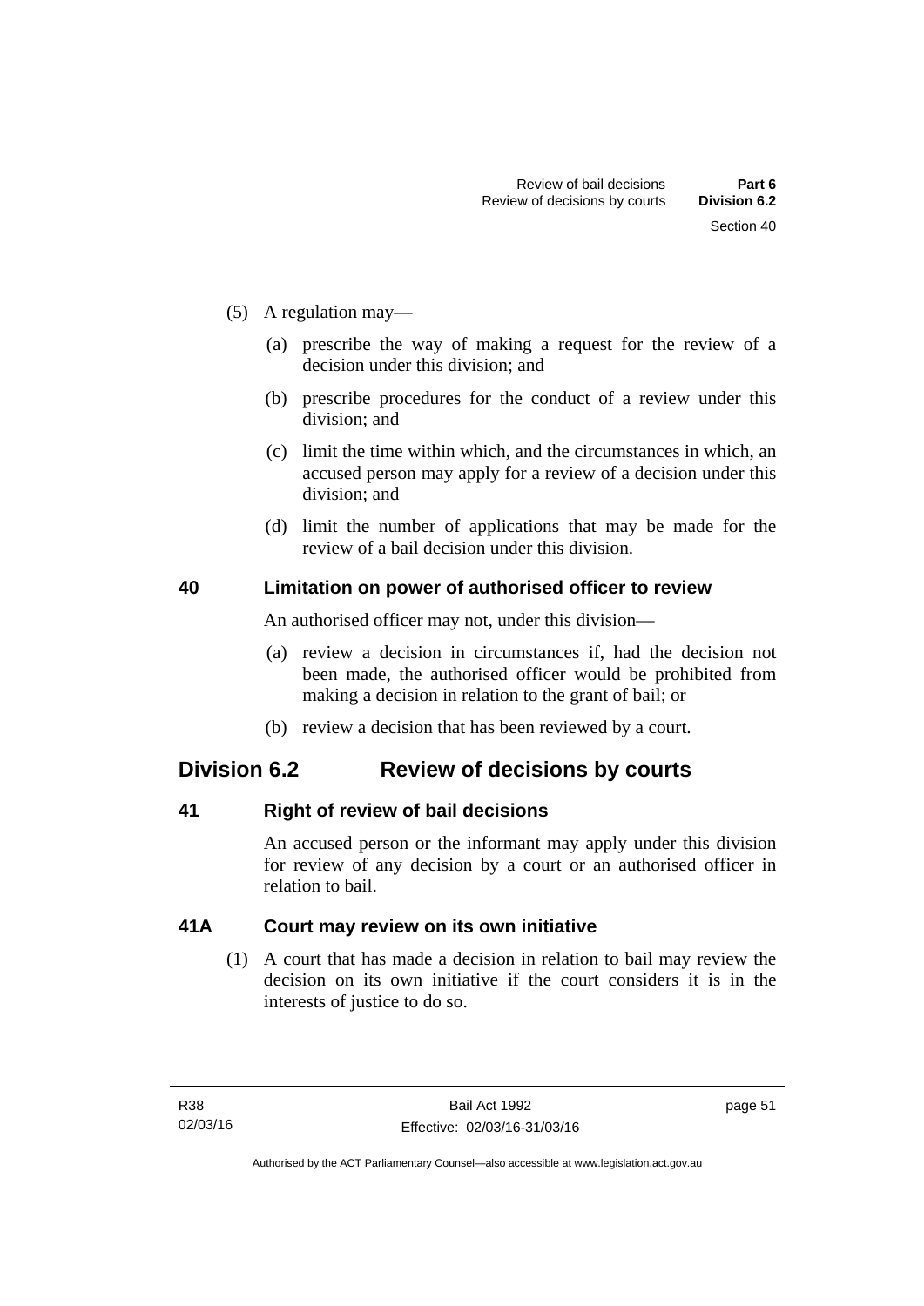(5) A regulation may—

(a) prescribe the way of making a request for the review of a decision under this division; and

(b) prescribe procedures for the conduct of a review under this division; and

(c) limit the time within which, and the circumstances in which, an accused person may apply for a review of a decision under this division; and

(d) limit the number of applications that may be made for the review of a bail decision under this division.

### 40 Limitation on power of authorised officer to review

An authorised officer may not, under this division—

(a) review a decision in circumstances if, had the decision not been made, the authorised officer would be prohibited from making a decision in relation to the grant of bail; or

(b) review a decision that has been reviewed by a court.

## Division 6.2 Review of decisions by courts

### 41 Right of review of bail decisions

An accused person or the informant may apply under this division for review of any decision by a court or an authorised officer in relation to bail.

### 41A Court may review on its own initiative

(1) A court that has made a decision in relation to bail may review the decision on its own initiative if the court considers it is in the interests of justice to do so.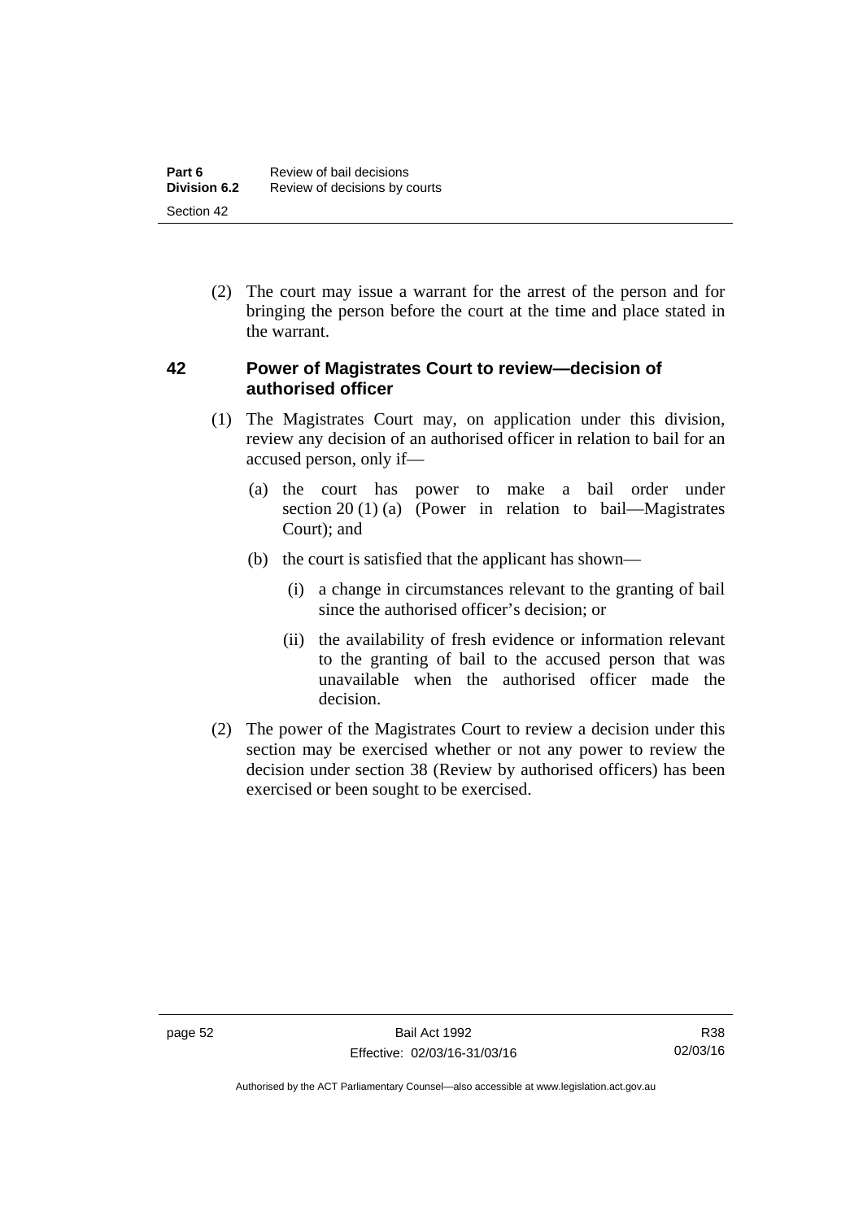(2) The court may issue a warrant for the arrest of the person and for bringing the person before the court at the time and place stated in the warrant.

### 42 Power of Magistrates Court to review—decision of authorised officer

(1) The Magistrates Court may, on application under this division, review any decision of an authorised officer in relation to bail for an accused person, only if—

(a) the court has power to make a bail order under section 20 (1) (a) (Power in relation to bail—Magistrates Court); and

(b) the court is satisfied that the applicant has shown—

(i) a change in circumstances relevant to the granting of bail since the authorised officer's decision; or

(ii) the availability of fresh evidence or information relevant to the granting of bail to the accused person that was unavailable when the authorised officer made the decision.

(2) The power of the Magistrates Court to review a decision under this section may be exercised whether or not any power to review the decision under section 38 (Review by authorised officers) has been exercised or been sought to be exercised.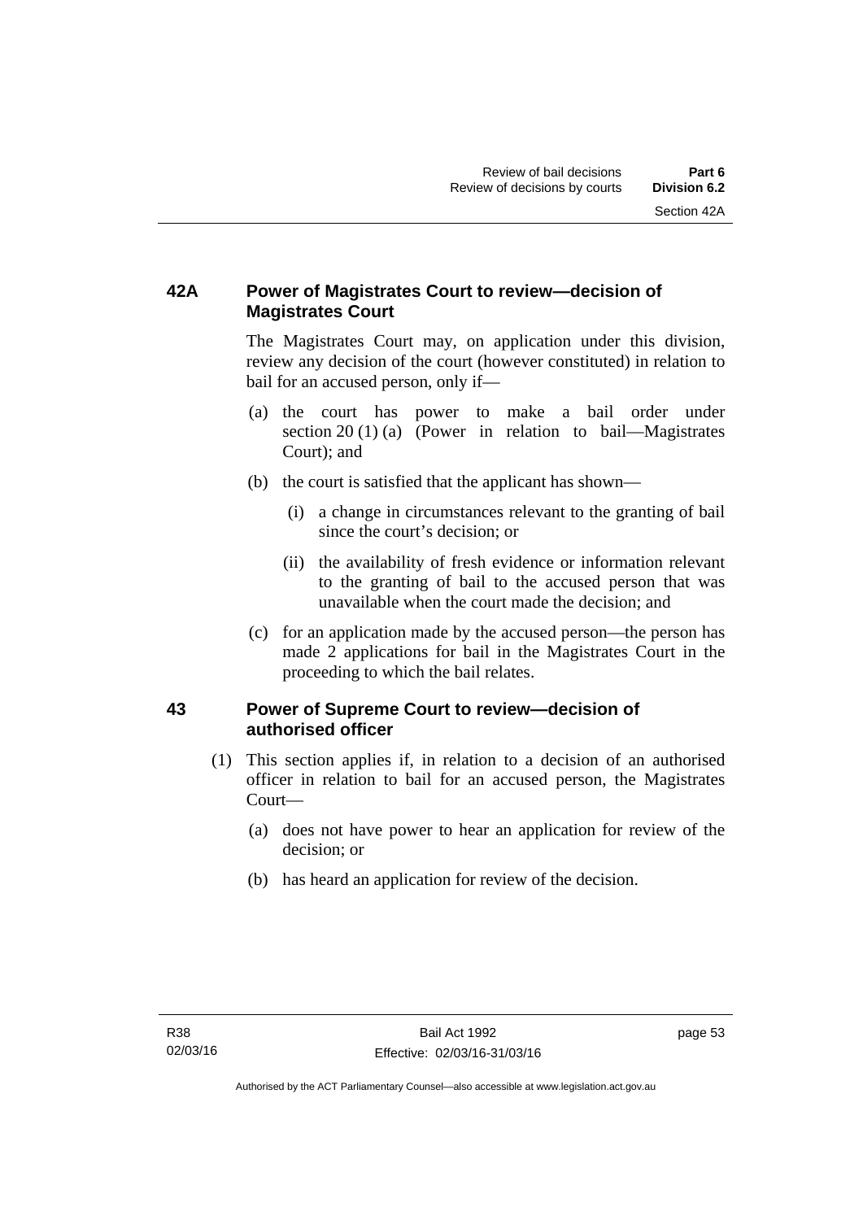## 42A Power of Magistrates Court to review—decision of Magistrates Court

The Magistrates Court may, on application under this division, review any decision of the court (however constituted) in relation to bail for an accused person, only if—

(a) the court has power to make a bail order under section 20 (1) (a) (Power in relation to bail—Magistrates Court); and

(b) the court is satisfied that the applicant has shown—

   (i) a change in circumstances relevant to the granting of bail since the court's decision; or

   (ii) the availability of fresh evidence or information relevant to the granting of bail to the accused person that was unavailable when the court made the decision; and

(c) for an application made by the accused person—the person has made 2 applications for bail in the Magistrates Court in the proceeding to which the bail relates.

## 43 Power of Supreme Court to review—decision of authorised officer

(1) This section applies if, in relation to a decision of an authorised officer in relation to bail for an accused person, the Magistrates Court—

   (a) does not have power to hear an application for review of the decision; or

   (b) has heard an application for review of the decision.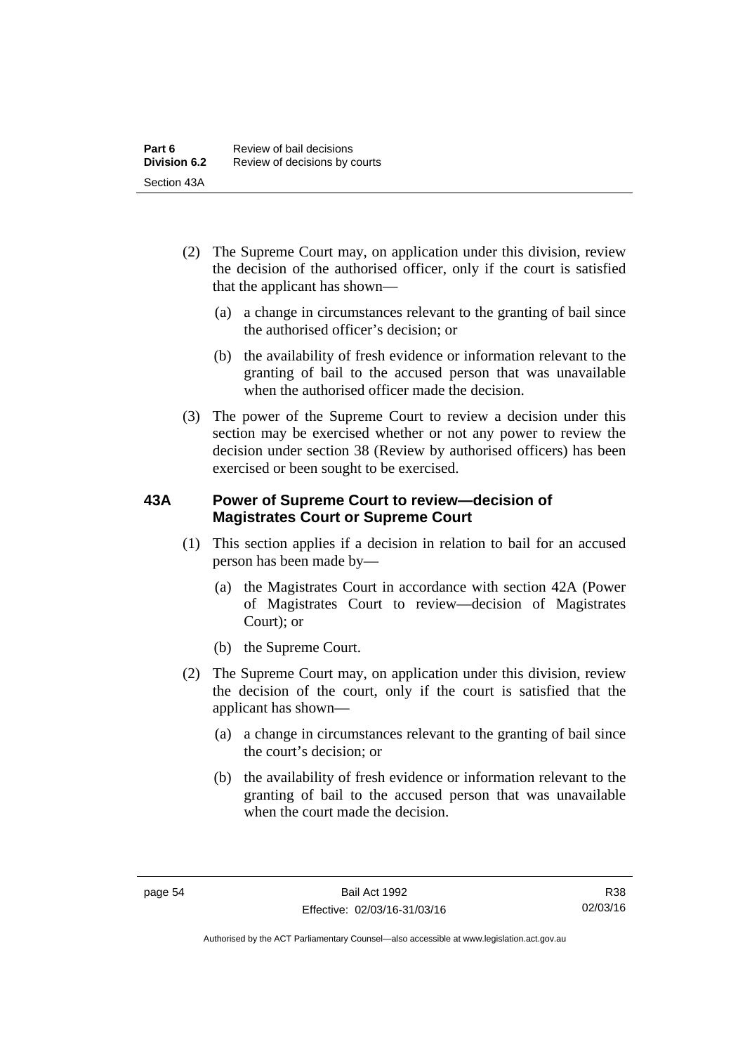(2) The Supreme Court may, on application under this division, review the decision of the authorised officer, only if the court is satisfied that the applicant has shown—

(a) a change in circumstances relevant to the granting of bail since the authorised officer's decision; or

(b) the availability of fresh evidence or information relevant to the granting of bail to the accused person that was unavailable when the authorised officer made the decision.

(3) The power of the Supreme Court to review a decision under this section may be exercised whether or not any power to review the decision under section 38 (Review by authorised officers) has been exercised or been sought to be exercised.

### 43A Power of Supreme Court to review—decision of Magistrates Court or Supreme Court

(1) This section applies if a decision in relation to bail for an accused person has been made by—

(a) the Magistrates Court in accordance with section 42A (Power of Magistrates Court to review—decision of Magistrates Court); or

(b) the Supreme Court.

(2) The Supreme Court may, on application under this division, review the decision of the court, only if the court is satisfied that the applicant has shown—

(a) a change in circumstances relevant to the granting of bail since the court's decision; or

(b) the availability of fresh evidence or information relevant to the granting of bail to the accused person that was unavailable when the court made the decision.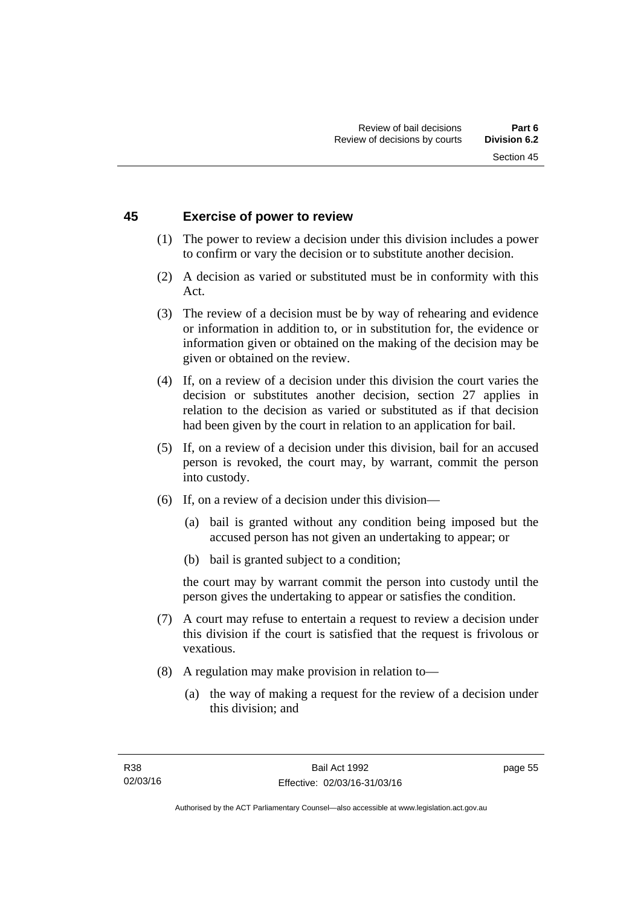## 45 Exercise of power to review

(1) The power to review a decision under this division includes a power to confirm or vary the decision or to substitute another decision.

(2) A decision as varied or substituted must be in conformity with this Act.

(3) The review of a decision must be by way of rehearing and evidence or information in addition to, or in substitution for, the evidence or information given or obtained on the making of the decision may be given or obtained on the review.

(4) If, on a review of a decision under this division the court varies the decision or substitutes another decision, section 27 applies in relation to the decision as varied or substituted as if that decision had been given by the court in relation to an application for bail.

(5) If, on a review of a decision under this division, bail for an accused person is revoked, the court may, by warrant, commit the person into custody.

(6) If, on a review of a decision under this division—

- (a) bail is granted without any condition being imposed but the accused person has not given an undertaking to appear; or
- (b) bail is granted subject to a condition;

the court may by warrant commit the person into custody until the person gives the undertaking to appear or satisfies the condition.

(7) A court may refuse to entertain a request to review a decision under this division if the court is satisfied that the request is frivolous or vexatious.

(8) A regulation may make provision in relation to—

- (a) the way of making a request for the review of a decision under this division; and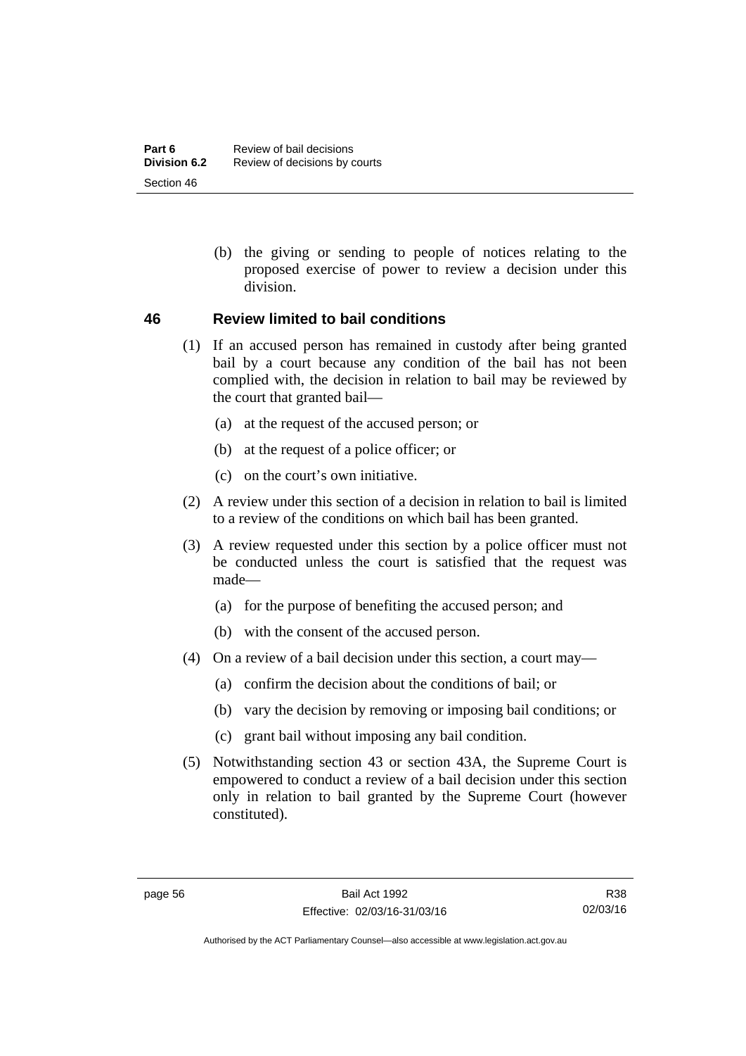(b) the giving or sending to people of notices relating to the proposed exercise of power to review a decision under this division.

## 46 Review limited to bail conditions

(1) If an accused person has remained in custody after being granted bail by a court because any condition of the bail has not been complied with, the decision in relation to bail may be reviewed by the court that granted bail—

(a) at the request of the accused person; or

(b) at the request of a police officer; or

(c) on the court's own initiative.

(2) A review under this section of a decision in relation to bail is limited to a review of the conditions on which bail has been granted.

(3) A review requested under this section by a police officer must not be conducted unless the court is satisfied that the request was made—

(a) for the purpose of benefiting the accused person; and

(b) with the consent of the accused person.

(4) On a review of a bail decision under this section, a court may—

(a) confirm the decision about the conditions of bail; or

(b) vary the decision by removing or imposing bail conditions; or

(c) grant bail without imposing any bail condition.

(5) Notwithstanding section 43 or section 43A, the Supreme Court is empowered to conduct a review of a bail decision under this section only in relation to bail granted by the Supreme Court (however constituted).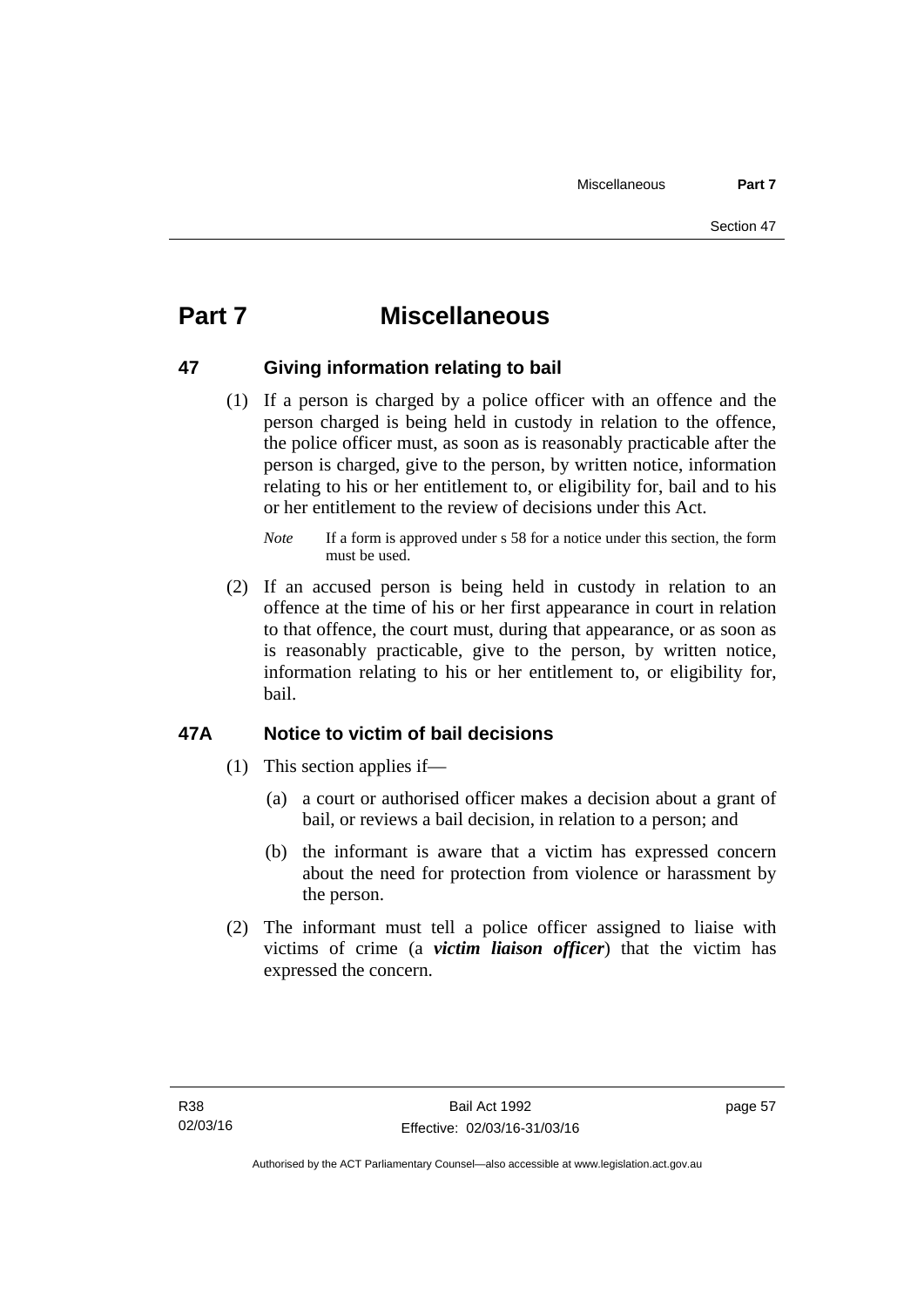# Part 7 Miscellaneous

## 47 Giving information relating to bail

(1) If a person is charged by a police officer with an offence and the person charged is being held in custody in relation to the offence, the police officer must, as soon as is reasonably practicable after the person is charged, give to the person, by written notice, information relating to his or her entitlement to, or eligibility for, bail and to his or her entitlement to the review of decisions under this Act.

*Note* If a form is approved under s 58 for a notice under this section, the form must be used.

(2) If an accused person is being held in custody in relation to an offence at the time of his or her first appearance in court in relation to that offence, the court must, during that appearance, or as soon as is reasonably practicable, give to the person, by written notice, information relating to his or her entitlement to, or eligibility for, bail.

## 47A Notice to victim of bail decisions

(1) This section applies if—

(a) a court or authorised officer makes a decision about a grant of bail, or reviews a bail decision, in relation to a person; and

(b) the informant is aware that a victim has expressed concern about the need for protection from violence or harassment by the person.

(2) The informant must tell a police officer assigned to liaise with victims of crime (a ***victim liaison officer***) that the victim has expressed the concern.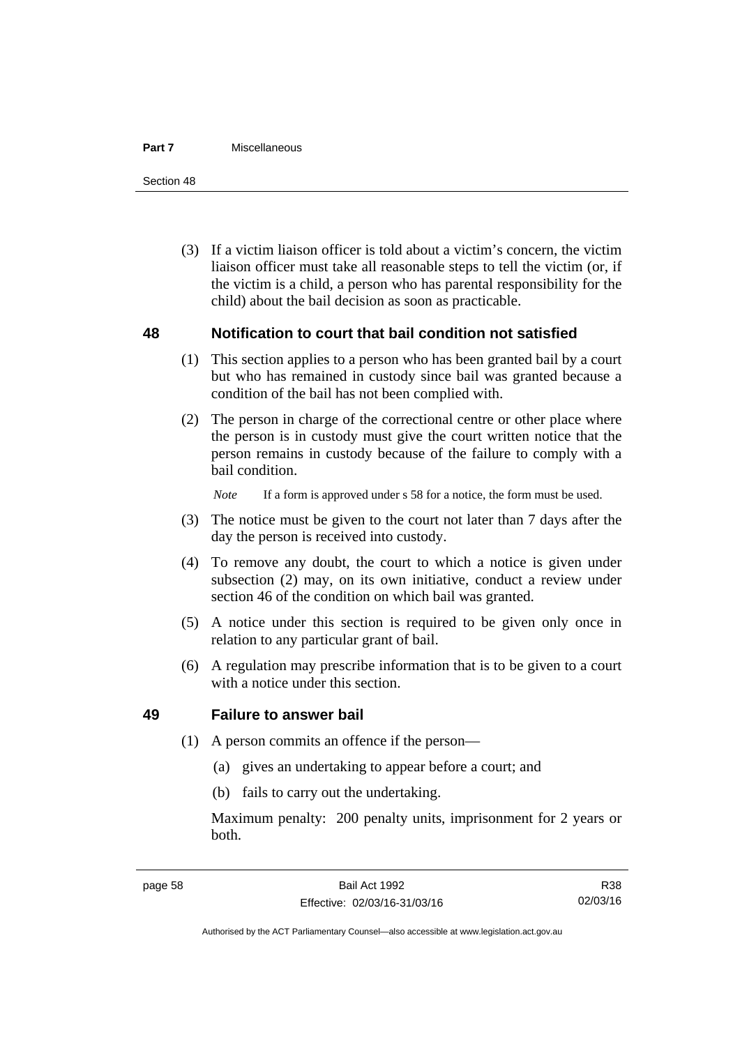(3) If a victim liaison officer is told about a victim's concern, the victim liaison officer must take all reasonable steps to tell the victim (or, if the victim is a child, a person who has parental responsibility for the child) about the bail decision as soon as practicable.

## 48 Notification to court that bail condition not satisfied

(1) This section applies to a person who has been granted bail by a court but who has remained in custody since bail was granted because a condition of the bail has not been complied with.

(2) The person in charge of the correctional centre or other place where the person is in custody must give the court written notice that the person remains in custody because of the failure to comply with a bail condition.

*Note* If a form is approved under s 58 for a notice, the form must be used.

(3) The notice must be given to the court not later than 7 days after the day the person is received into custody.

(4) To remove any doubt, the court to which a notice is given under subsection (2) may, on its own initiative, conduct a review under section 46 of the condition on which bail was granted.

(5) A notice under this section is required to be given only once in relation to any particular grant of bail.

(6) A regulation may prescribe information that is to be given to a court with a notice under this section.

## 49 Failure to answer bail

(1) A person commits an offence if the person—

(a) gives an undertaking to appear before a court; and

(b) fails to carry out the undertaking.

Maximum penalty: 200 penalty units, imprisonment for 2 years or both.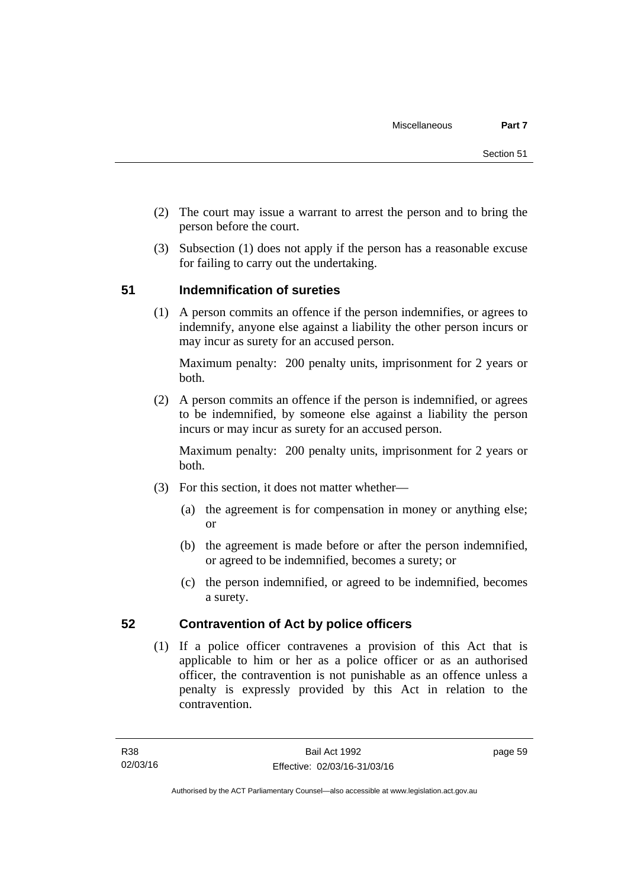(2) The court may issue a warrant to arrest the person and to bring the person before the court.

(3) Subsection (1) does not apply if the person has a reasonable excuse for failing to carry out the undertaking.

## 51 Indemnification of sureties

(1) A person commits an offence if the person indemnifies, or agrees to indemnify, anyone else against a liability the other person incurs or may incur as surety for an accused person.

Maximum penalty: 200 penalty units, imprisonment for 2 years or both.

(2) A person commits an offence if the person is indemnified, or agrees to be indemnified, by someone else against a liability the person incurs or may incur as surety for an accused person.

Maximum penalty: 200 penalty units, imprisonment for 2 years or both.

(3) For this section, it does not matter whether—

(a) the agreement is for compensation in money or anything else; or

(b) the agreement is made before or after the person indemnified, or agreed to be indemnified, becomes a surety; or

(c) the person indemnified, or agreed to be indemnified, becomes a surety.

## 52 Contravention of Act by police officers

(1) If a police officer contravenes a provision of this Act that is applicable to him or her as a police officer or as an authorised officer, the contravention is not punishable as an offence unless a penalty is expressly provided by this Act in relation to the contravention.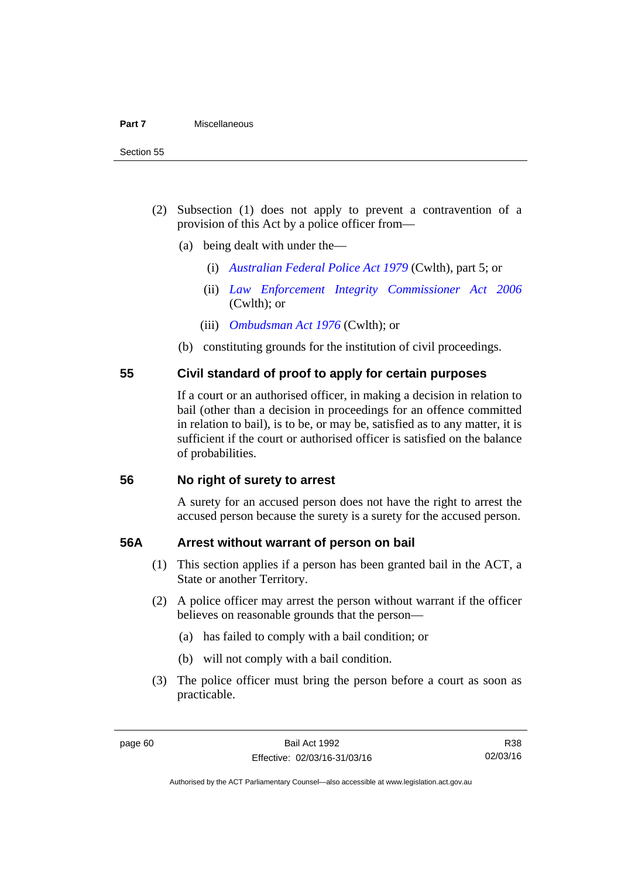(2) Subsection (1) does not apply to prevent a contravention of a provision of this Act by a police officer from—

(a) being dealt with under the—

(i) *Australian Federal Police Act 1979* (Cwlth), part 5; or

(ii) *Law Enforcement Integrity Commissioner Act 2006* (Cwlth); or

(iii) *Ombudsman Act 1976* (Cwlth); or

(b) constituting grounds for the institution of civil proceedings.

### 55 Civil standard of proof to apply for certain purposes

If a court or an authorised officer, in making a decision in relation to bail (other than a decision in proceedings for an offence committed in relation to bail), is to be, or may be, satisfied as to any matter, it is sufficient if the court or authorised officer is satisfied on the balance of probabilities.

### 56 No right of surety to arrest

A surety for an accused person does not have the right to arrest the accused person because the surety is a surety for the accused person.

### 56A Arrest without warrant of person on bail

(1) This section applies if a person has been granted bail in the ACT, a State or another Territory.

(2) A police officer may arrest the person without warrant if the officer believes on reasonable grounds that the person—

(a) has failed to comply with a bail condition; or

(b) will not comply with a bail condition.

(3) The police officer must bring the person before a court as soon as practicable.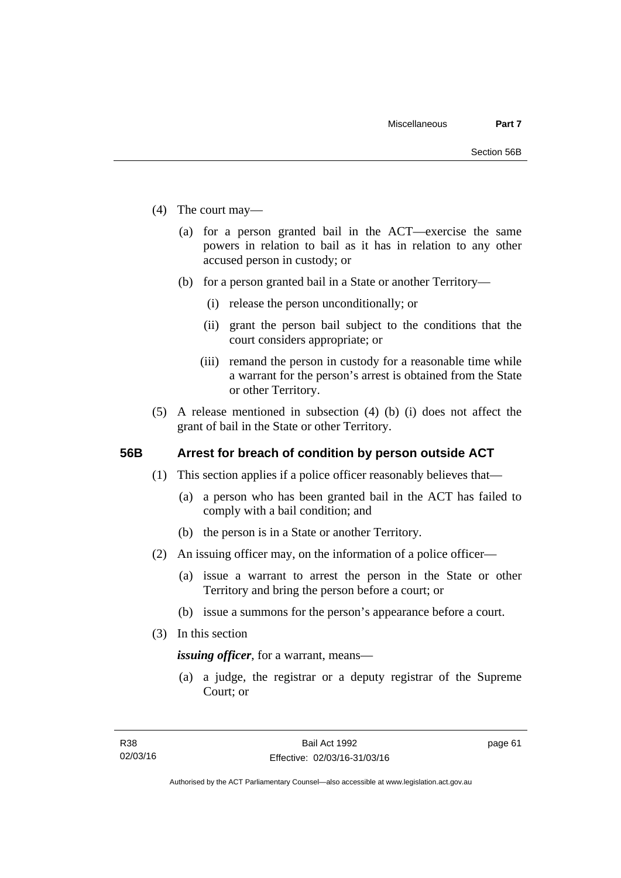(4) The court may—

(a) for a person granted bail in the ACT—exercise the same powers in relation to bail as it has in relation to any other accused person in custody; or

(b) for a person granted bail in a State or another Territory—

(i) release the person unconditionally; or

(ii) grant the person bail subject to the conditions that the court considers appropriate; or

(iii) remand the person in custody for a reasonable time while a warrant for the person's arrest is obtained from the State or other Territory.

(5) A release mentioned in subsection (4) (b) (i) does not affect the grant of bail in the State or other Territory.

## 56B Arrest for breach of condition by person outside ACT

(1) This section applies if a police officer reasonably believes that—

(a) a person who has been granted bail in the ACT has failed to comply with a bail condition; and

(b) the person is in a State or another Territory.

(2) An issuing officer may, on the information of a police officer—

(a) issue a warrant to arrest the person in the State or other Territory and bring the person before a court; or

(b) issue a summons for the person's appearance before a court.

(3) In this section

***issuing officer***, for a warrant, means—

(a) a judge, the registrar or a deputy registrar of the Supreme Court; or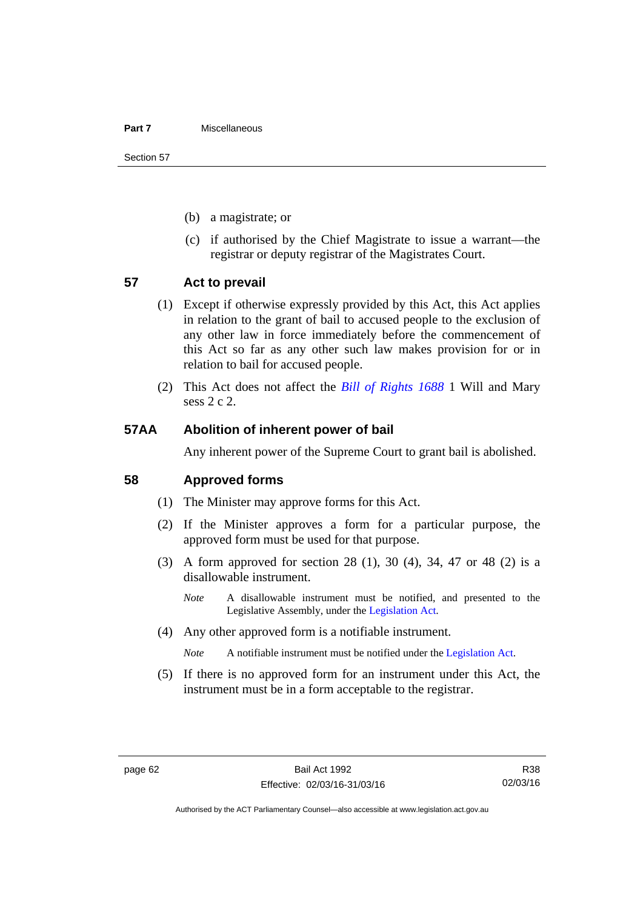(b) a magistrate; or

(c) if authorised by the Chief Magistrate to issue a warrant—the registrar or deputy registrar of the Magistrates Court.

## 57 Act to prevail

(1) Except if otherwise expressly provided by this Act, this Act applies in relation to the grant of bail to accused people to the exclusion of any other law in force immediately before the commencement of this Act so far as any other such law makes provision for or in relation to bail for accused people.

(2) This Act does not affect the *Bill of Rights 1688* 1 Will and Mary sess 2 c 2.

## 57AA Abolition of inherent power of bail

Any inherent power of the Supreme Court to grant bail is abolished.

## 58 Approved forms

(1) The Minister may approve forms for this Act.

(2) If the Minister approves a form for a particular purpose, the approved form must be used for that purpose.

(3) A form approved for section 28 (1), 30 (4), 34, 47 or 48 (2) is a disallowable instrument.

*Note* A disallowable instrument must be notified, and presented to the Legislative Assembly, under the Legislation Act.

(4) Any other approved form is a notifiable instrument.

*Note* A notifiable instrument must be notified under the Legislation Act.

(5) If there is no approved form for an instrument under this Act, the instrument must be in a form acceptable to the registrar.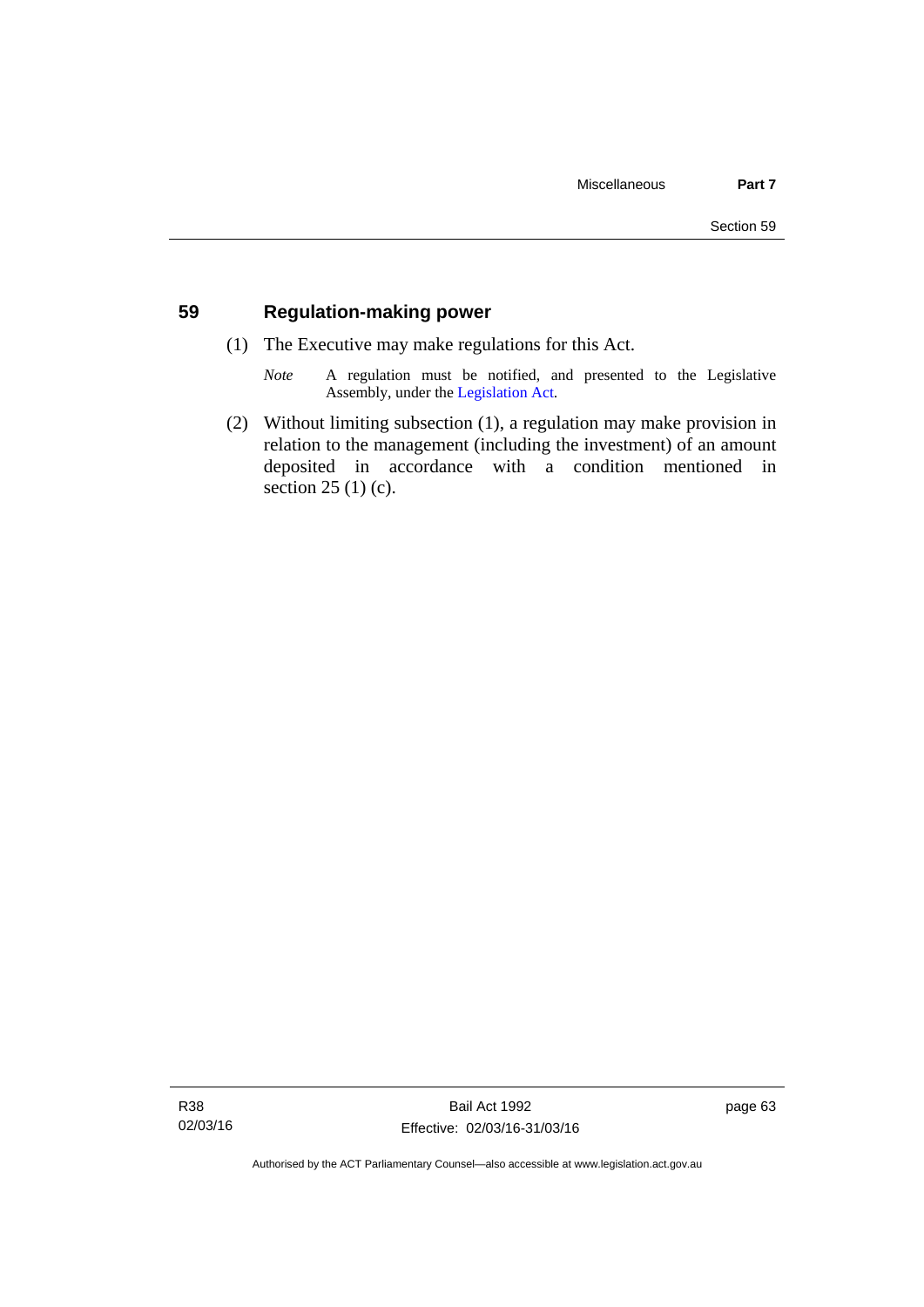## 59 Regulation-making power

(1) The Executive may make regulations for this Act.

*Note* A regulation must be notified, and presented to the Legislative Assembly, under the Legislation Act.

(2) Without limiting subsection (1), a regulation may make provision in relation to the management (including the investment) of an amount deposited in accordance with a condition mentioned in section 25 (1) (c).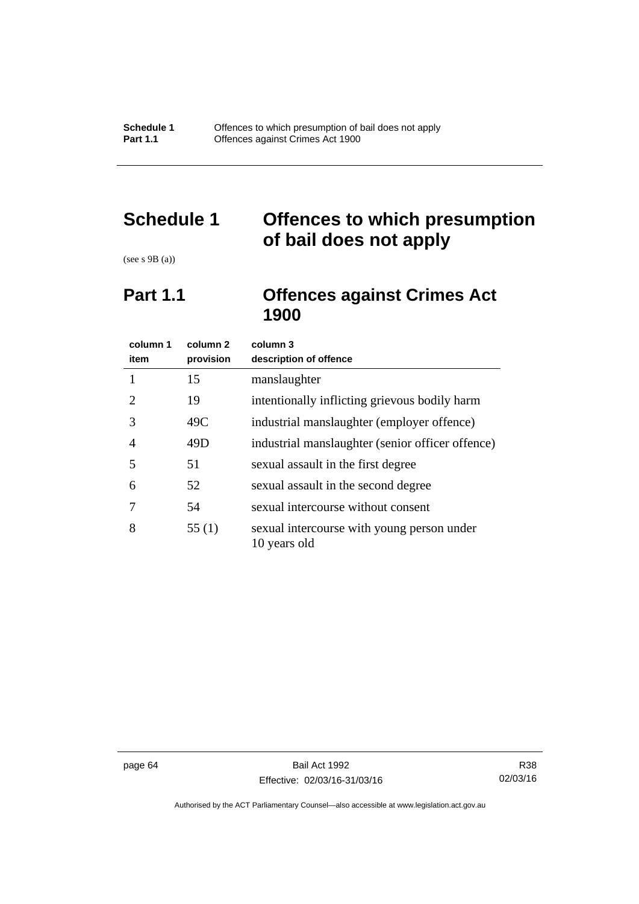# Schedule 1 Offences to which presumption of bail does not apply

(see s 9B (a))

## Part 1.1 Offences against Crimes Act 1900

| column 1 item | column 2 provision | column 3 description of offence |
|---|---|---|
| 1 | 15 | manslaughter |
| 2 | 19 | intentionally inflicting grievous bodily harm |
| 3 | 49C | industrial manslaughter (employer offence) |
| 4 | 49D | industrial manslaughter (senior officer offence) |
| 5 | 51 | sexual assault in the first degree |
| 6 | 52 | sexual assault in the second degree |
| 7 | 54 | sexual intercourse without consent |
| 8 | 55 (1) | sexual intercourse with young person under 10 years old |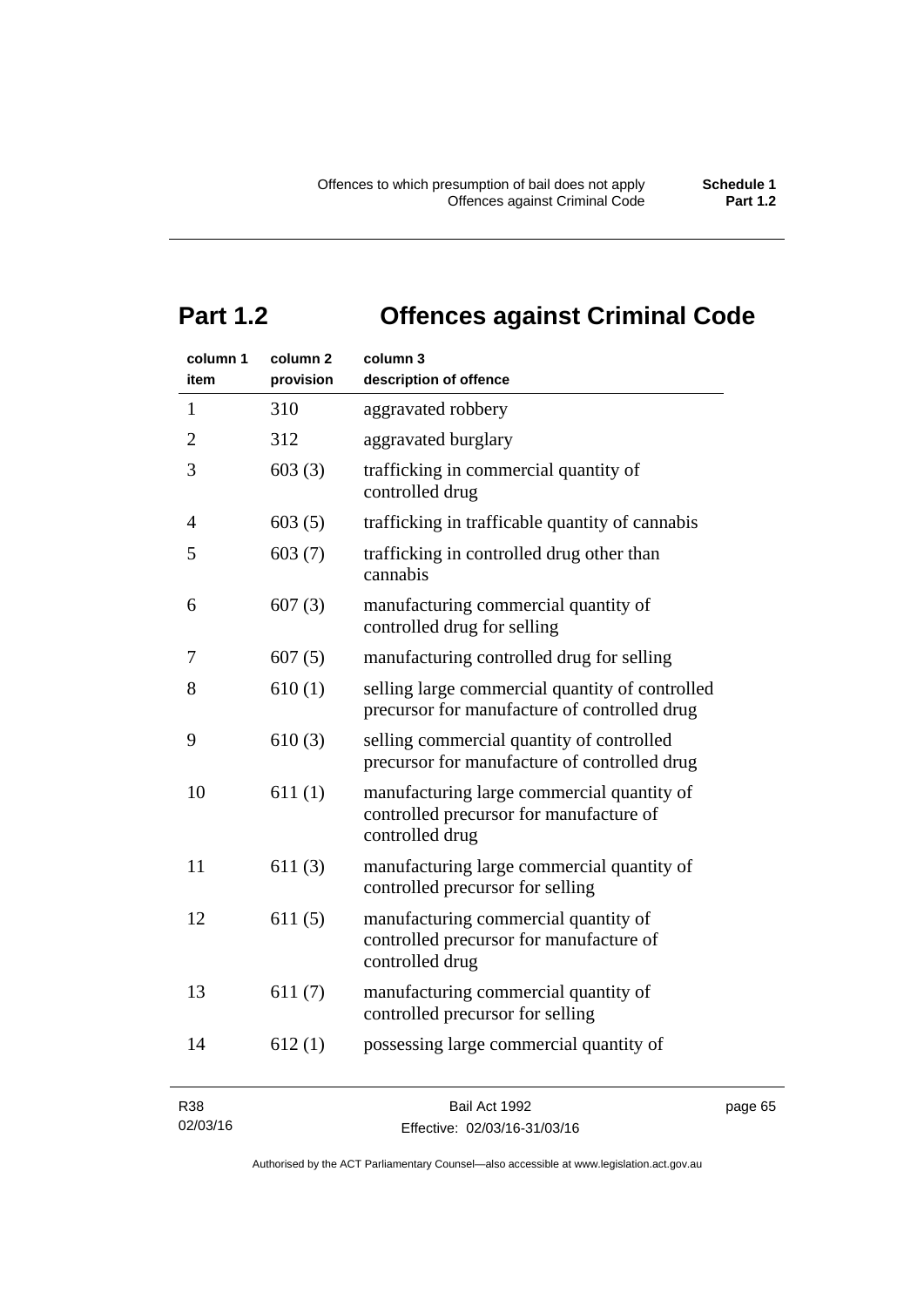## Part 1.2 Offences against Criminal Code

| column 1 item | column 2 provision | column 3 description of offence |
|---|---|---|
| 1 | 310 | aggravated robbery |
| 2 | 312 | aggravated burglary |
| 3 | 603 (3) | trafficking in commercial quantity of controlled drug |
| 4 | 603 (5) | trafficking in trafficable quantity of cannabis |
| 5 | 603 (7) | trafficking in controlled drug other than cannabis |
| 6 | 607 (3) | manufacturing commercial quantity of controlled drug for selling |
| 7 | 607 (5) | manufacturing controlled drug for selling |
| 8 | 610 (1) | selling large commercial quantity of controlled precursor for manufacture of controlled drug |
| 9 | 610 (3) | selling commercial quantity of controlled precursor for manufacture of controlled drug |
| 10 | 611 (1) | manufacturing large commercial quantity of controlled precursor for manufacture of controlled drug |
| 11 | 611 (3) | manufacturing large commercial quantity of controlled precursor for selling |
| 12 | 611 (5) | manufacturing commercial quantity of controlled precursor for manufacture of controlled drug |
| 13 | 611 (7) | manufacturing commercial quantity of controlled precursor for selling |
| 14 | 612 (1) | possessing large commercial quantity of |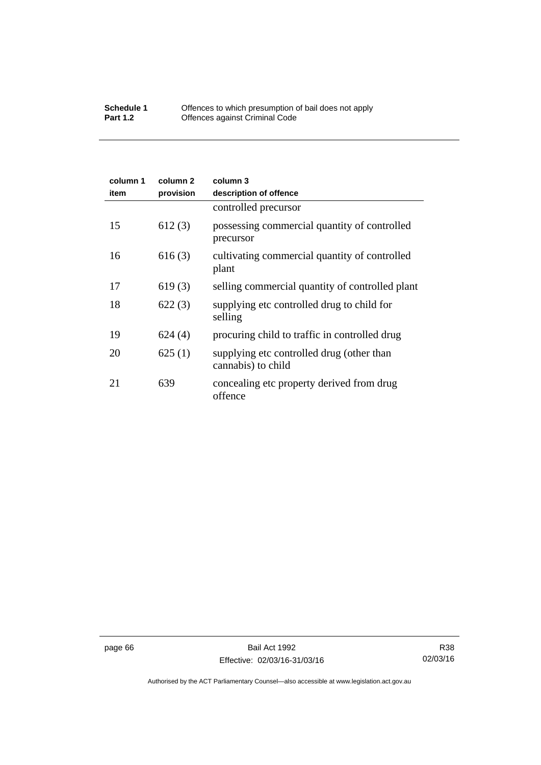| column 1 item | column 2 provision | column 3 description of offence |
|---|---|---|
| | | controlled precursor |
| 15 | 612 (3) | possessing commercial quantity of controlled precursor |
| 16 | 616 (3) | cultivating commercial quantity of controlled plant |
| 17 | 619 (3) | selling commercial quantity of controlled plant |
| 18 | 622 (3) | supplying etc controlled drug to child for selling |
| 19 | 624 (4) | procuring child to traffic in controlled drug |
| 20 | 625 (1) | supplying etc controlled drug (other than cannabis) to child |
| 21 | 639 | concealing etc property derived from drug offence |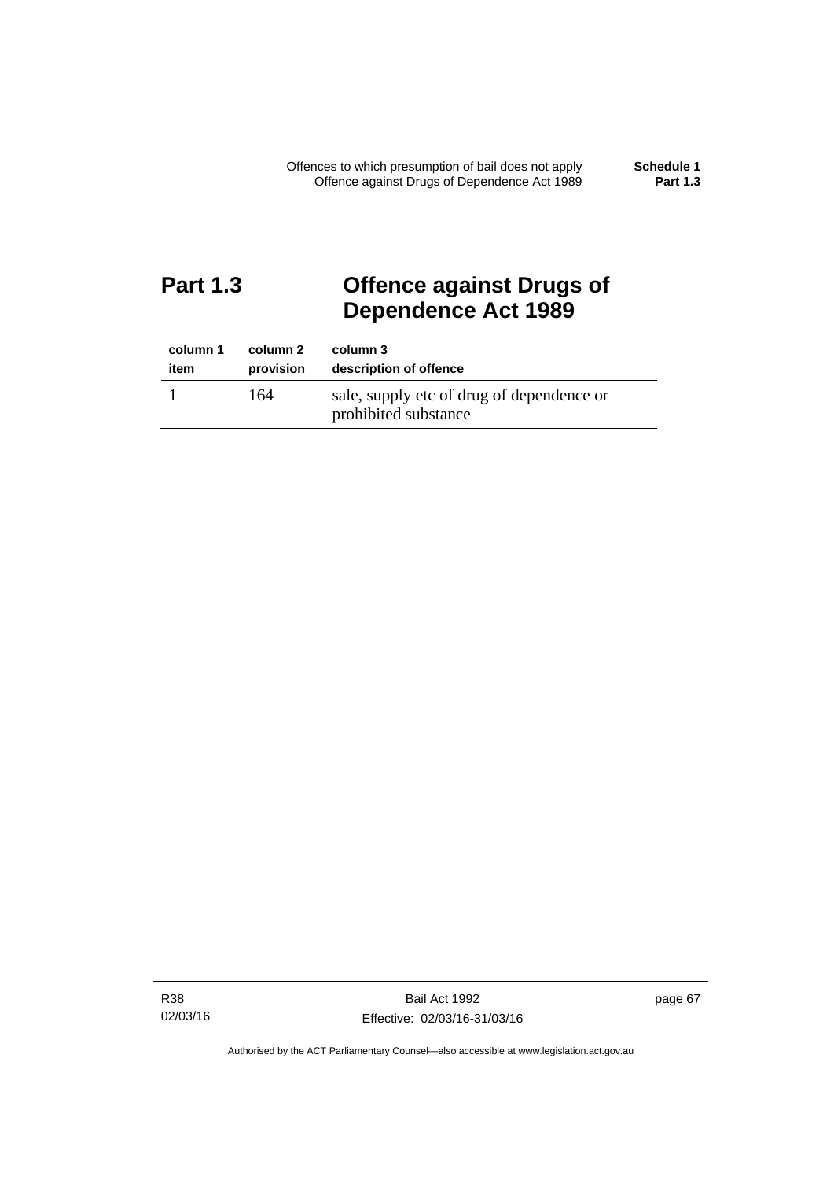## Part 1.3 Offence against Drugs of Dependence Act 1989

| column 1<br>item | column 2<br>provision | column 3<br>description of offence |
|---|---|---|
| 1 | 164 | sale, supply etc of drug of dependence or prohibited substance |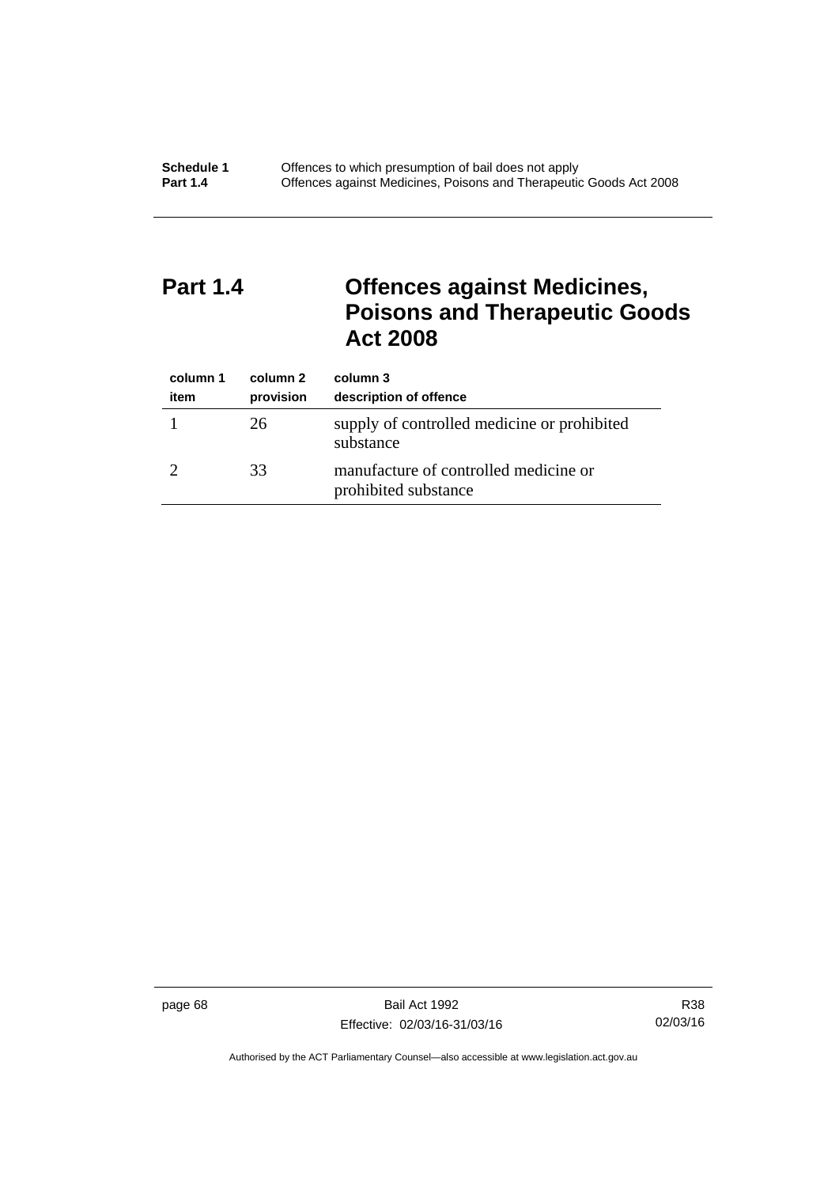## Part 1.4 Offences against Medicines, Poisons and Therapeutic Goods Act 2008

| column 1<br>item | column 2<br>provision | column 3<br>description of offence |
|---|---|---|
| 1 | 26 | supply of controlled medicine or prohibited substance |
| 2 | 33 | manufacture of controlled medicine or prohibited substance |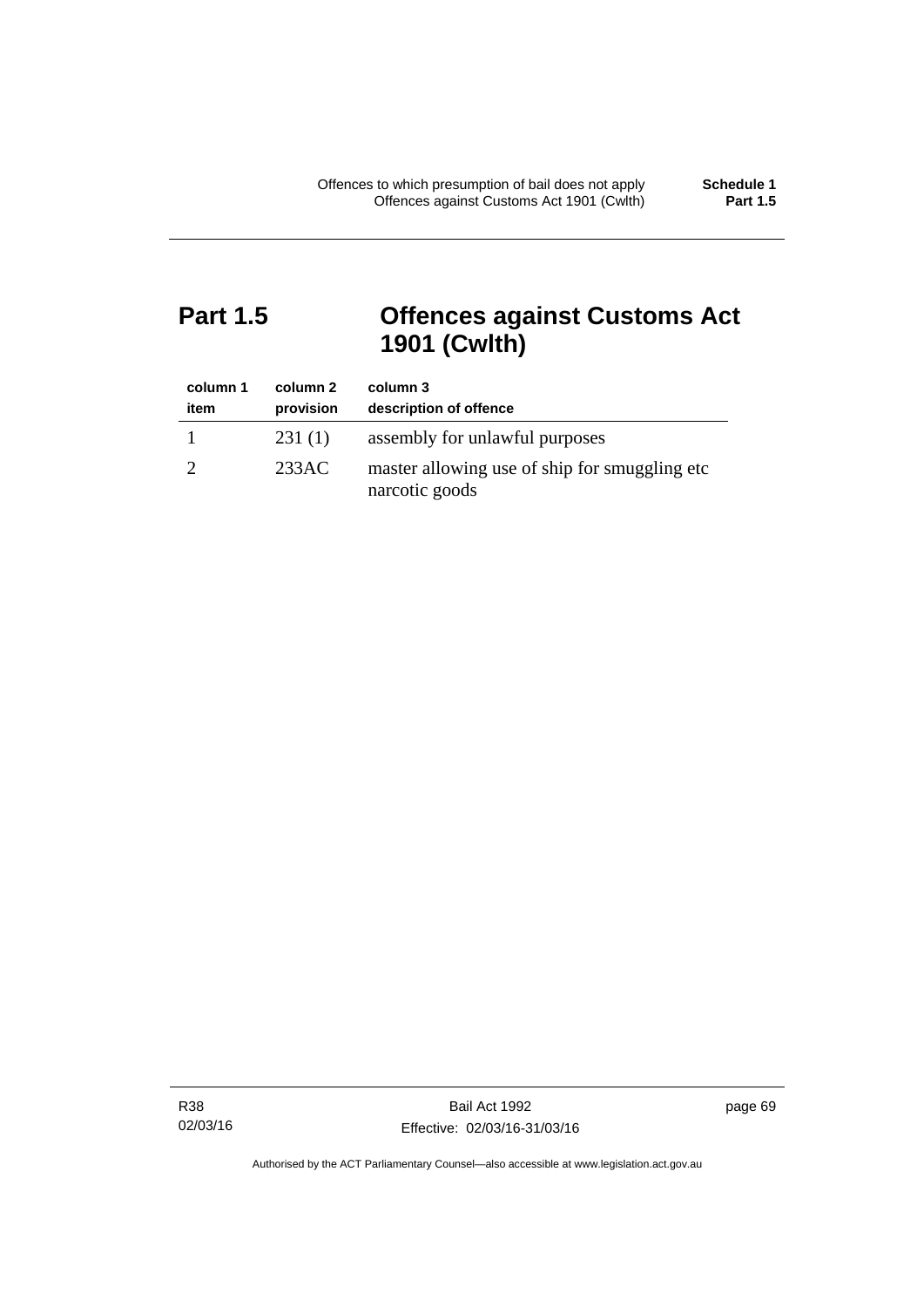## Part 1.5 Offences against Customs Act 1901 (Cwlth)

| column 1<br>item | column 2<br>provision | column 3<br>description of offence |
|---|---|---|
| 1 | 231 (1) | assembly for unlawful purposes |
| 2 | 233AC | master allowing use of ship for smuggling etc narcotic goods |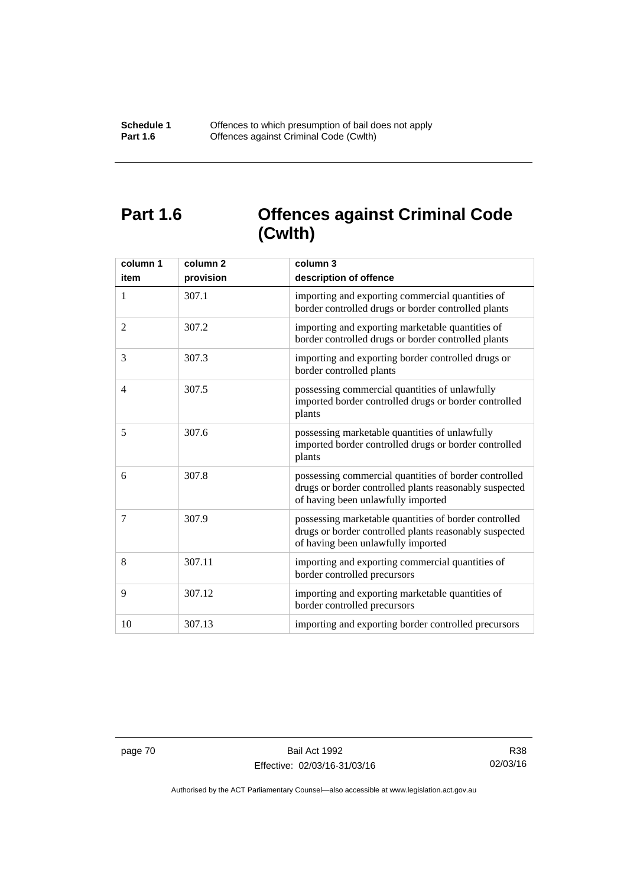## Part 1.6 Offences against Criminal Code (Cwlth)

| column 1<br>item | column 2<br>provision | column 3<br>description of offence |
|---|---|---|
| 1 | 307.1 | importing and exporting commercial quantities of border controlled drugs or border controlled plants |
| 2 | 307.2 | importing and exporting marketable quantities of border controlled drugs or border controlled plants |
| 3 | 307.3 | importing and exporting border controlled drugs or border controlled plants |
| 4 | 307.5 | possessing commercial quantities of unlawfully imported border controlled drugs or border controlled plants |
| 5 | 307.6 | possessing marketable quantities of unlawfully imported border controlled drugs or border controlled plants |
| 6 | 307.8 | possessing commercial quantities of border controlled drugs or border controlled plants reasonably suspected of having been unlawfully imported |
| 7 | 307.9 | possessing marketable quantities of border controlled drugs or border controlled plants reasonably suspected of having been unlawfully imported |
| 8 | 307.11 | importing and exporting commercial quantities of border controlled precursors |
| 9 | 307.12 | importing and exporting marketable quantities of border controlled precursors |
| 10 | 307.13 | importing and exporting border controlled precursors |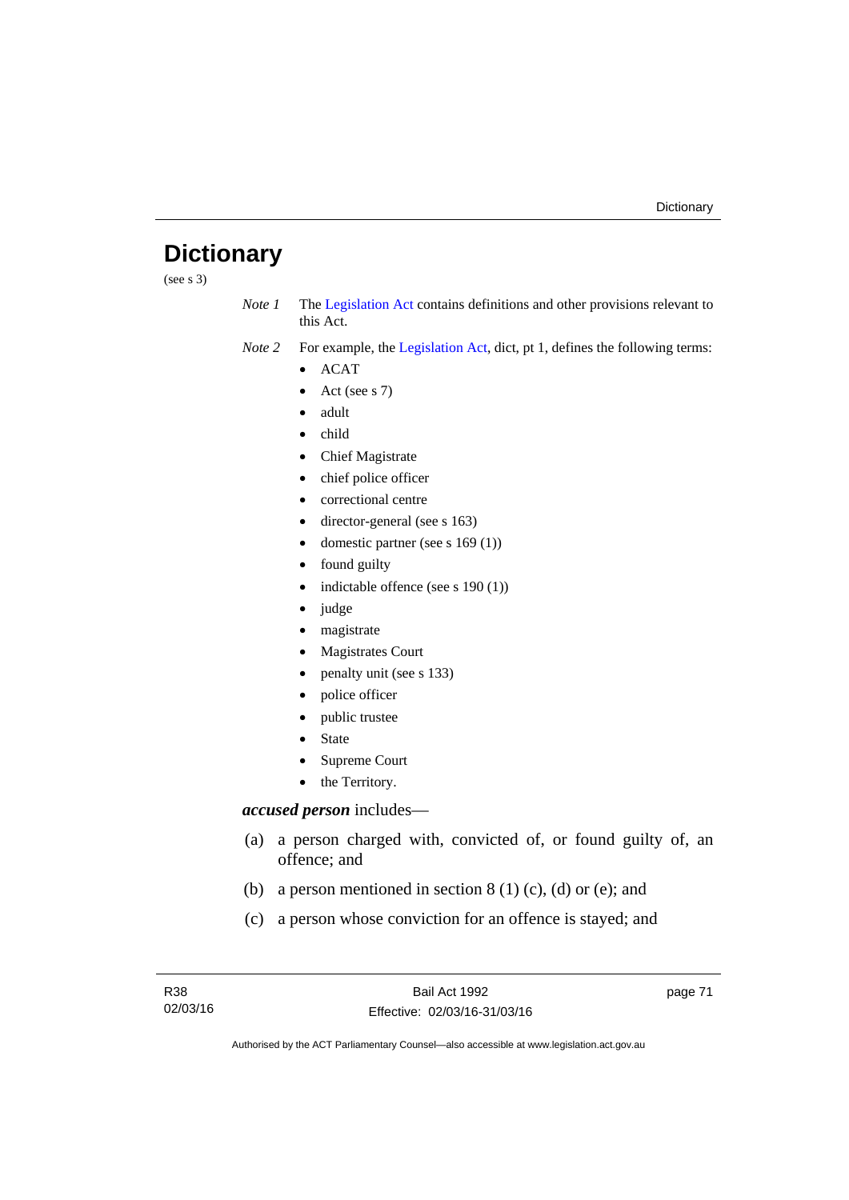# Dictionary

(see s 3)

*Note 1* The Legislation Act contains definitions and other provisions relevant to this Act.

*Note 2* For example, the Legislation Act, dict, pt 1, defines the following terms:

- ACAT
- Act (see s 7)
- adult
- child
- Chief Magistrate
- chief police officer
- correctional centre
- director-general (see s 163)
- domestic partner (see s 169 (1))
- found guilty
- indictable offence (see s 190 (1))
- judge
- magistrate
- Magistrates Court
- penalty unit (see s 133)
- police officer
- public trustee
- State
- Supreme Court
- the Territory.

***accused person*** includes—

(a) a person charged with, convicted of, or found guilty of, an offence; and

(b) a person mentioned in section 8 (1) (c), (d) or (e); and

(c) a person whose conviction for an offence is stayed; and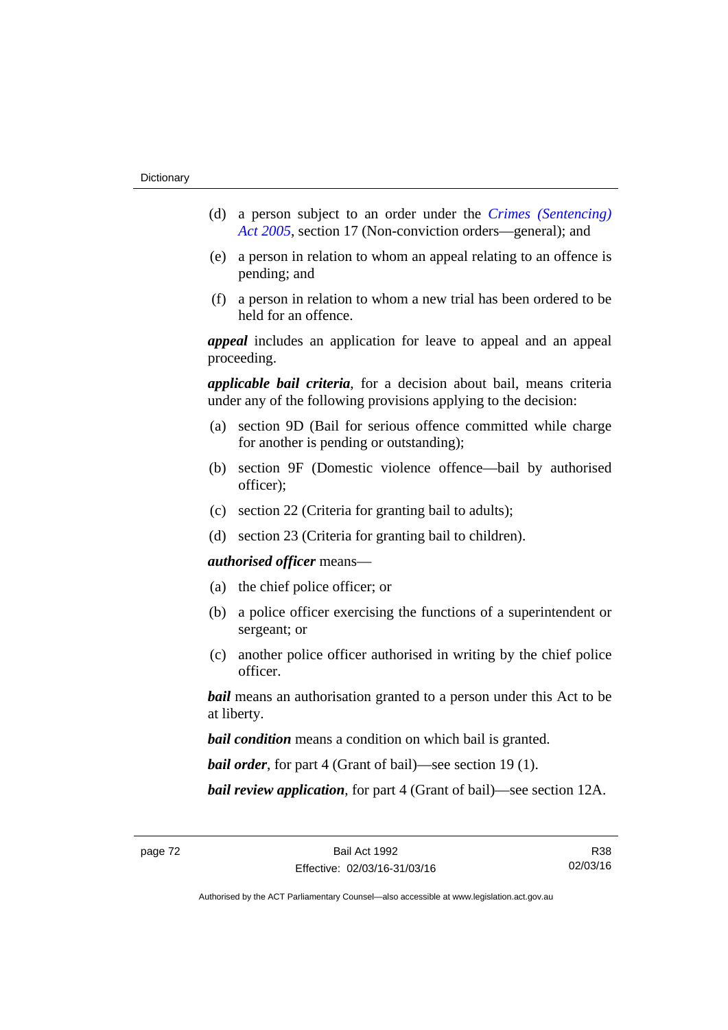(d) a person subject to an order under the *Crimes (Sentencing) Act 2005*, section 17 (Non-conviction orders—general); and

(e) a person in relation to whom an appeal relating to an offence is pending; and

(f) a person in relation to whom a new trial has been ordered to be held for an offence.

***appeal*** includes an application for leave to appeal and an appeal proceeding.

***applicable bail criteria***, for a decision about bail, means criteria under any of the following provisions applying to the decision:

(a) section 9D (Bail for serious offence committed while charge for another is pending or outstanding);

(b) section 9F (Domestic violence offence—bail by authorised officer);

(c) section 22 (Criteria for granting bail to adults);

(d) section 23 (Criteria for granting bail to children).

***authorised officer*** means—

(a) the chief police officer; or

(b) a police officer exercising the functions of a superintendent or sergeant; or

(c) another police officer authorised in writing by the chief police officer.

***bail*** means an authorisation granted to a person under this Act to be at liberty.

***bail condition*** means a condition on which bail is granted.

***bail order***, for part 4 (Grant of bail)—see section 19 (1).

***bail review application***, for part 4 (Grant of bail)—see section 12A.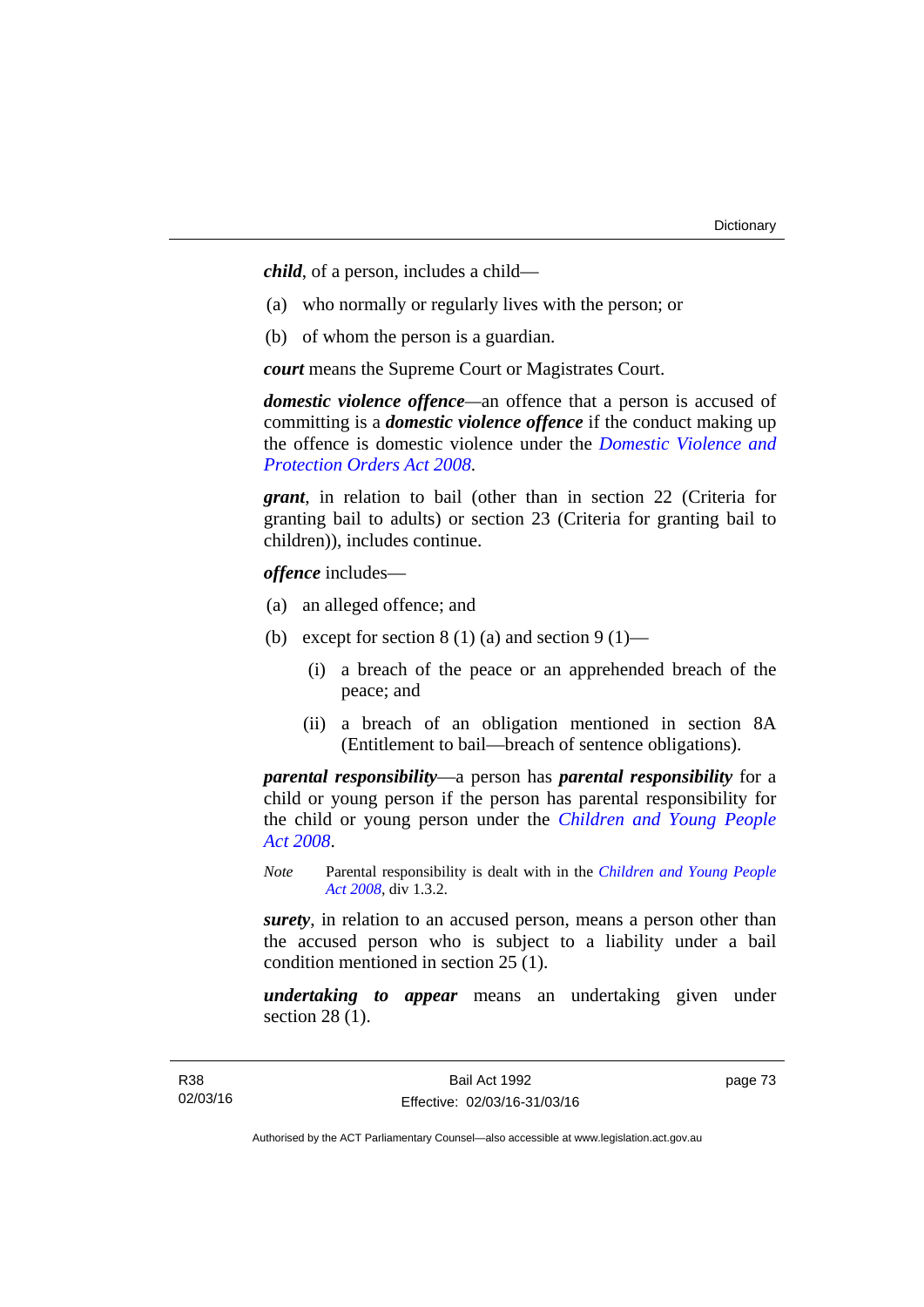***child***, of a person, includes a child—

(a) who normally or regularly lives with the person; or

(b) of whom the person is a guardian.

***court*** means the Supreme Court or Magistrates Court.

***domestic violence offence***—an offence that a person is accused of committing is a ***domestic violence offence*** if the conduct making up the offence is domestic violence under the *Domestic Violence and Protection Orders Act 2008*.

***grant***, in relation to bail (other than in section 22 (Criteria for granting bail to adults) or section 23 (Criteria for granting bail to children)), includes continue.

***offence*** includes—

(a) an alleged offence; and

(b) except for section 8 (1) (a) and section 9 (1)—

  (i) a breach of the peace or an apprehended breach of the peace; and

  (ii) a breach of an obligation mentioned in section 8A (Entitlement to bail—breach of sentence obligations).

***parental responsibility***—a person has ***parental responsibility*** for a child or young person if the person has parental responsibility for the child or young person under the *Children and Young People Act 2008*.

*Note* Parental responsibility is dealt with in the *Children and Young People Act 2008*, div 1.3.2.

***surety***, in relation to an accused person, means a person other than the accused person who is subject to a liability under a bail condition mentioned in section 25 (1).

***undertaking to appear*** means an undertaking given under section 28 (1).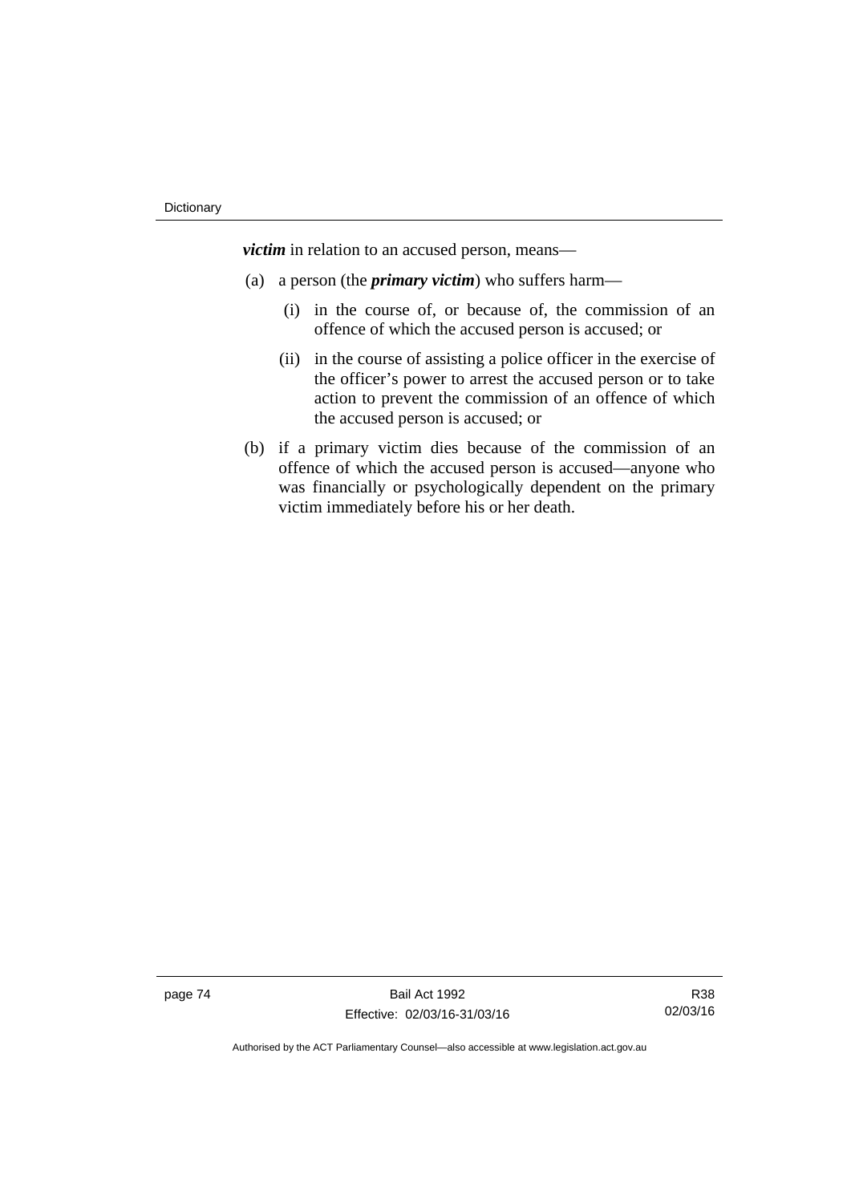***victim*** in relation to an accused person, means—

(a) a person (the ***primary victim***) who suffers harm—

(i) in the course of, or because of, the commission of an offence of which the accused person is accused; or

(ii) in the course of assisting a police officer in the exercise of the officer's power to arrest the accused person or to take action to prevent the commission of an offence of which the accused person is accused; or

(b) if a primary victim dies because of the commission of an offence of which the accused person is accused—anyone who was financially or psychologically dependent on the primary victim immediately before his or her death.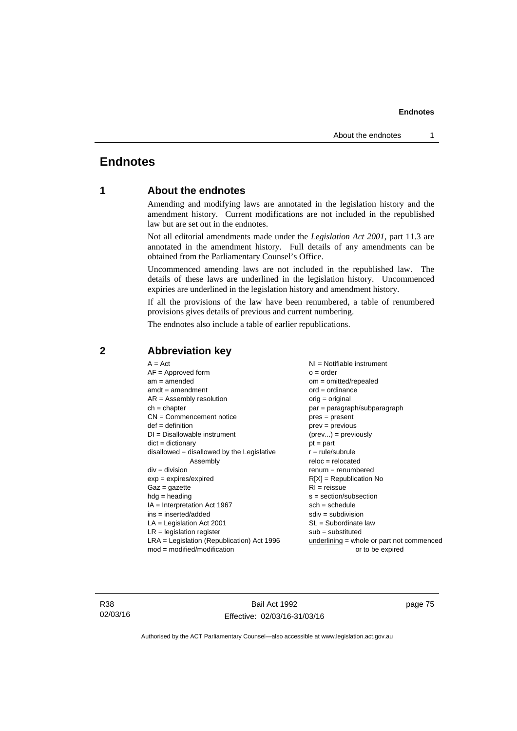# Endnotes

## 1 About the endnotes

Amending and modifying laws are annotated in the legislation history and the amendment history. Current modifications are not included in the republished law but are set out in the endnotes.

Not all editorial amendments made under the *Legislation Act 2001*, part 11.3 are annotated in the amendment history. Full details of any amendments can be obtained from the Parliamentary Counsel's Office.

Uncommenced amending laws are not included in the republished law. The details of these laws are underlined in the legislation history. Uncommenced expiries are underlined in the legislation history and amendment history.

If all the provisions of the law have been renumbered, a table of renumbered provisions gives details of previous and current numbering.

The endnotes also include a table of earlier republications.

## 2 Abbreviation key

A = Act
AF = Approved form
am = amended
amdt = amendment
AR = Assembly resolution
ch = chapter
CN = Commencement notice
def = definition
DI = Disallowable instrument
dict = dictionary
disallowed = disallowed by the Legislative Assembly
div = division
exp = expires/expired
Gaz = gazette
hdg = heading
IA = Interpretation Act 1967
ins = inserted/added
LA = Legislation Act 2001
LR = legislation register
LRA = Legislation (Republication) Act 1996
mod = modified/modification
NI = Notifiable instrument
o = order
om = omitted/repealed
ord = ordinance
orig = original
par = paragraph/subparagraph
pres = present
prev = previous
(prev...) = previously
pt = part
r = rule/subrule
reloc = relocated
renum = renumbered
R[X] = Republication No
RI = reissue
s = section/subsection
sch = schedule
sdiv = subdivision
SL = Subordinate law
sub = substituted
<u>underlining</u> = whole or part not commenced or to be expired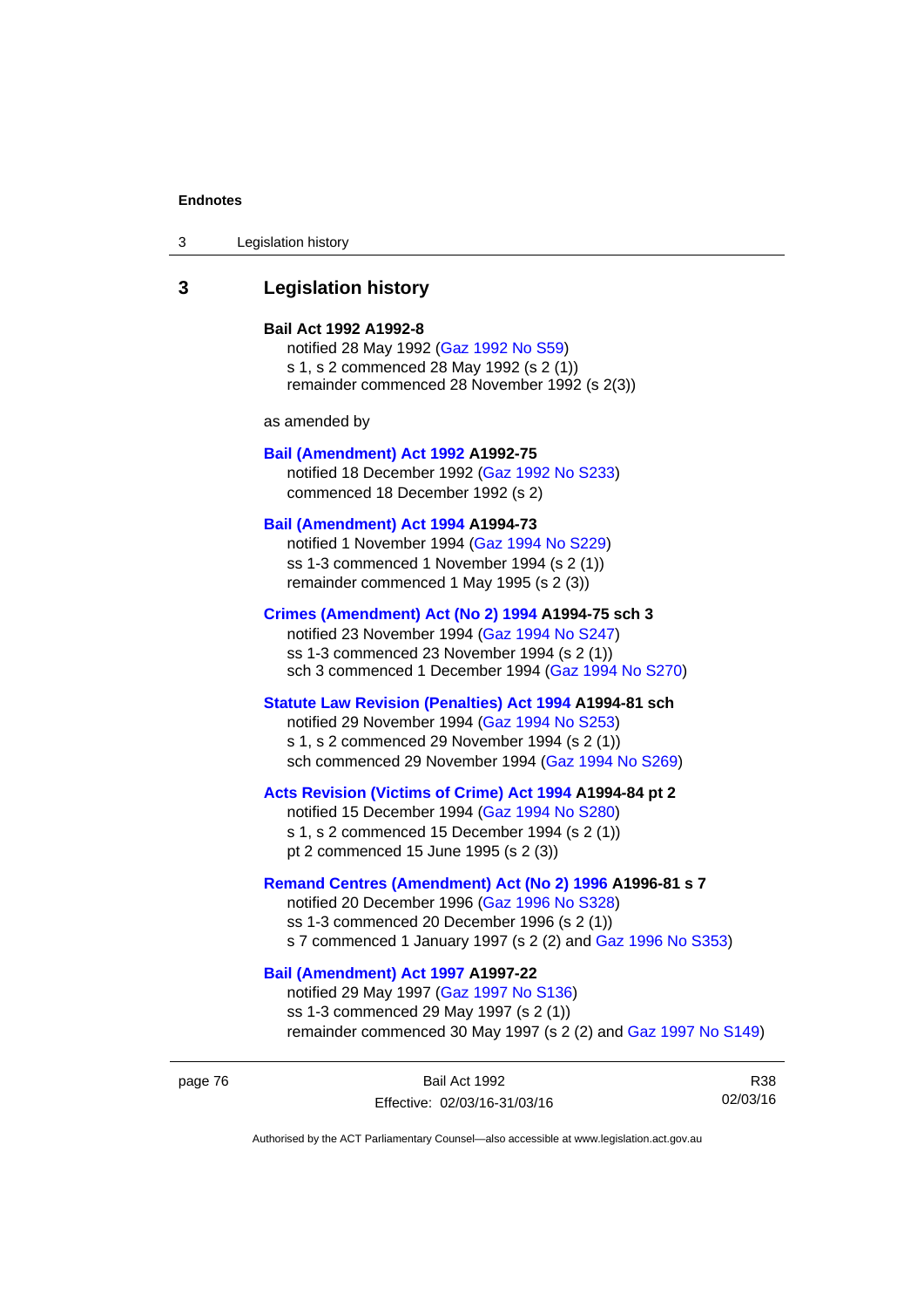## 3 Legislation history

**Bail Act 1992 A1992-8**

notified 28 May 1992 (Gaz 1992 No S59)
s 1, s 2 commenced 28 May 1992 (s 2 (1))
remainder commenced 28 November 1992 (s 2(3))

as amended by

**Bail (Amendment) Act 1992 A1992-75**

notified 18 December 1992 (Gaz 1992 No S233)
commenced 18 December 1992 (s 2)

**Bail (Amendment) Act 1994 A1994-73**

notified 1 November 1994 (Gaz 1994 No S229)
ss 1-3 commenced 1 November 1994 (s 2 (1))
remainder commenced 1 May 1995 (s 2 (3))

**Crimes (Amendment) Act (No 2) 1994 A1994-75 sch 3**

notified 23 November 1994 (Gaz 1994 No S247)
ss 1-3 commenced 23 November 1994 (s 2 (1))
sch 3 commenced 1 December 1994 (Gaz 1994 No S270)

**Statute Law Revision (Penalties) Act 1994 A1994-81 sch**

notified 29 November 1994 (Gaz 1994 No S253)
s 1, s 2 commenced 29 November 1994 (s 2 (1))
sch commenced 29 November 1994 (Gaz 1994 No S269)

**Acts Revision (Victims of Crime) Act 1994 A1994-84 pt 2**

notified 15 December 1994 (Gaz 1994 No S280)
s 1, s 2 commenced 15 December 1994 (s 2 (1))
pt 2 commenced 15 June 1995 (s 2 (3))

**Remand Centres (Amendment) Act (No 2) 1996 A1996-81 s 7**

notified 20 December 1996 (Gaz 1996 No S328)
ss 1-3 commenced 20 December 1996 (s 2 (1))
s 7 commenced 1 January 1997 (s 2 (2) and Gaz 1996 No S353)

**Bail (Amendment) Act 1997 A1997-22**

notified 29 May 1997 (Gaz 1997 No S136)
ss 1-3 commenced 29 May 1997 (s 2 (1))
remainder commenced 30 May 1997 (s 2 (2) and Gaz 1997 No S149)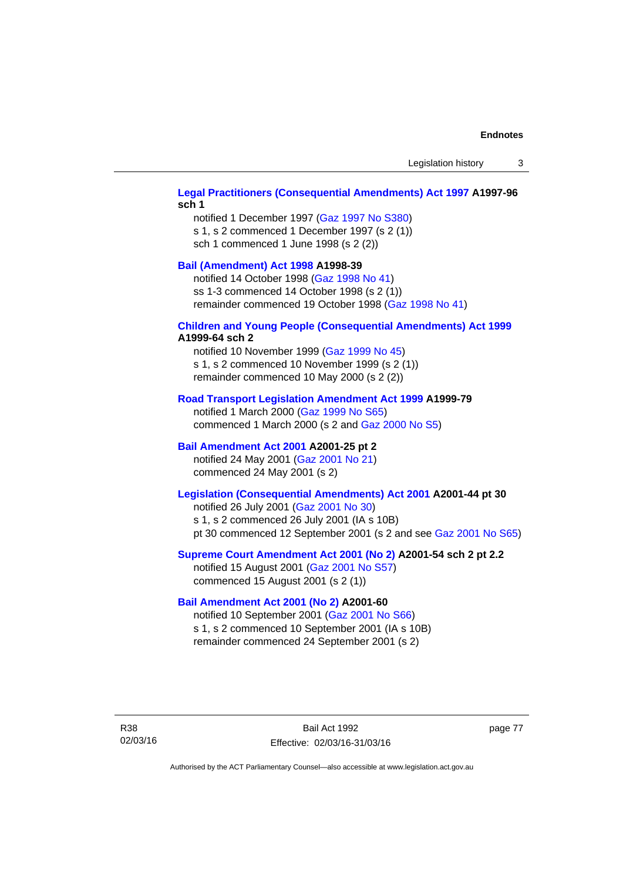**Legal Practitioners (Consequential Amendments) Act 1997 A1997-96 sch 1**

notified 1 December 1997 (Gaz 1997 No S380)
s 1, s 2 commenced 1 December 1997 (s 2 (1))
sch 1 commenced 1 June 1998 (s 2 (2))

**Bail (Amendment) Act 1998 A1998-39**

notified 14 October 1998 (Gaz 1998 No 41)
ss 1-3 commenced 14 October 1998 (s 2 (1))
remainder commenced 19 October 1998 (Gaz 1998 No 41)

**Children and Young People (Consequential Amendments) Act 1999 A1999-64 sch 2**

notified 10 November 1999 (Gaz 1999 No 45)
s 1, s 2 commenced 10 November 1999 (s 2 (1))
remainder commenced 10 May 2000 (s 2 (2))

**Road Transport Legislation Amendment Act 1999 A1999-79**

notified 1 March 2000 (Gaz 1999 No S65)
commenced 1 March 2000 (s 2 and Gaz 2000 No S5)

**Bail Amendment Act 2001 A2001-25 pt 2**

notified 24 May 2001 (Gaz 2001 No 21)
commenced 24 May 2001 (s 2)

**Legislation (Consequential Amendments) Act 2001 A2001-44 pt 30**

notified 26 July 2001 (Gaz 2001 No 30)
s 1, s 2 commenced 26 July 2001 (IA s 10B)
pt 30 commenced 12 September 2001 (s 2 and see Gaz 2001 No S65)

**Supreme Court Amendment Act 2001 (No 2) A2001-54 sch 2 pt 2.2**

notified 15 August 2001 (Gaz 2001 No S57)
commenced 15 August 2001 (s 2 (1))

**Bail Amendment Act 2001 (No 2) A2001-60**

notified 10 September 2001 (Gaz 2001 No S66)
s 1, s 2 commenced 10 September 2001 (IA s 10B)
remainder commenced 24 September 2001 (s 2)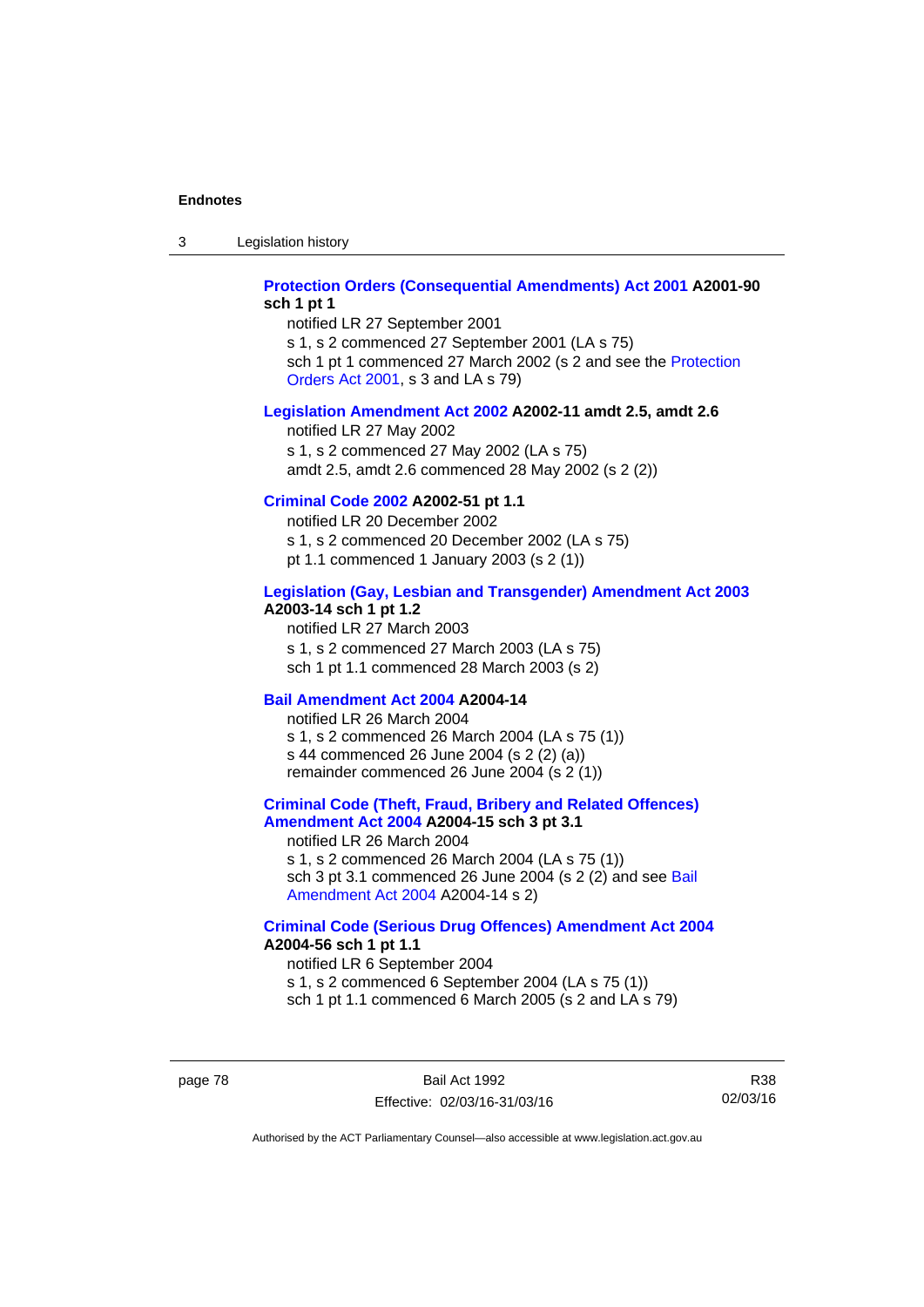**Protection Orders (Consequential Amendments) Act 2001 A2001-90 sch 1 pt 1**

notified LR 27 September 2001

s 1, s 2 commenced 27 September 2001 (LA s 75)

sch 1 pt 1 commenced 27 March 2002 (s 2 and see the Protection Orders Act 2001, s 3 and LA s 79)

**Legislation Amendment Act 2002 A2002-11 amdt 2.5, amdt 2.6**

notified LR 27 May 2002

s 1, s 2 commenced 27 May 2002 (LA s 75)

amdt 2.5, amdt 2.6 commenced 28 May 2002 (s 2 (2))

**Criminal Code 2002 A2002-51 pt 1.1**

notified LR 20 December 2002

s 1, s 2 commenced 20 December 2002 (LA s 75)

pt 1.1 commenced 1 January 2003 (s 2 (1))

**Legislation (Gay, Lesbian and Transgender) Amendment Act 2003 A2003-14 sch 1 pt 1.2**

notified LR 27 March 2003

s 1, s 2 commenced 27 March 2003 (LA s 75)

sch 1 pt 1.1 commenced 28 March 2003 (s 2)

**Bail Amendment Act 2004 A2004-14**

notified LR 26 March 2004

s 1, s 2 commenced 26 March 2004 (LA s 75 (1))

s 44 commenced 26 June 2004 (s 2 (2) (a))

remainder commenced 26 June 2004 (s 2 (1))

**Criminal Code (Theft, Fraud, Bribery and Related Offences) Amendment Act 2004 A2004-15 sch 3 pt 3.1**

notified LR 26 March 2004

s 1, s 2 commenced 26 March 2004 (LA s 75 (1))

sch 3 pt 3.1 commenced 26 June 2004 (s 2 (2) and see Bail Amendment Act 2004 A2004-14 s 2)

**Criminal Code (Serious Drug Offences) Amendment Act 2004 A2004-56 sch 1 pt 1.1**

notified LR 6 September 2004

s 1, s 2 commenced 6 September 2004 (LA s 75 (1))

sch 1 pt 1.1 commenced 6 March 2005 (s 2 and LA s 79)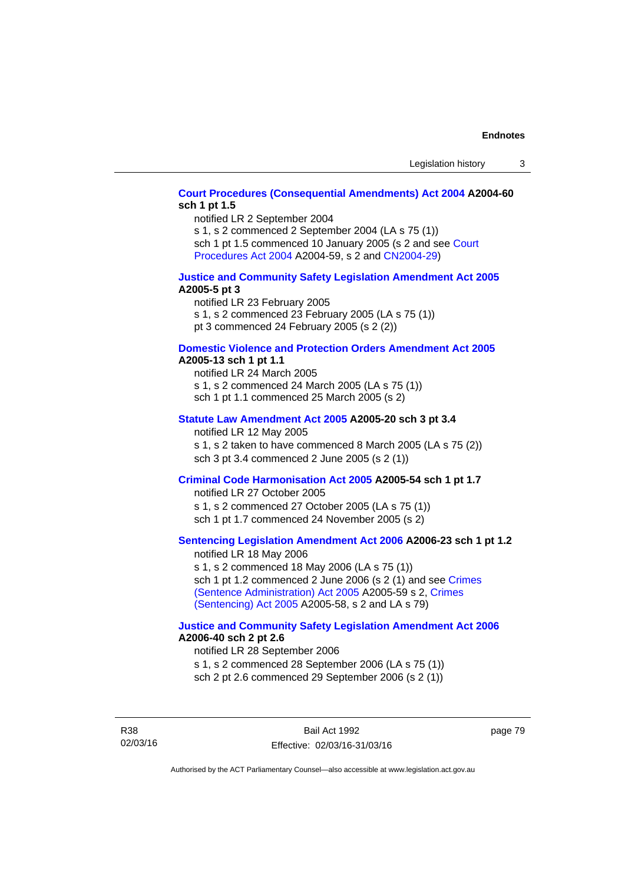**Court Procedures (Consequential Amendments) Act 2004 A2004-60 sch 1 pt 1.5**

notified LR 2 September 2004
s 1, s 2 commenced 2 September 2004 (LA s 75 (1))
sch 1 pt 1.5 commenced 10 January 2005 (s 2 and see Court Procedures Act 2004 A2004-59, s 2 and CN2004-29)

**Justice and Community Safety Legislation Amendment Act 2005 A2005-5 pt 3**

notified LR 23 February 2005
s 1, s 2 commenced 23 February 2005 (LA s 75 (1))
pt 3 commenced 24 February 2005 (s 2 (2))

**Domestic Violence and Protection Orders Amendment Act 2005 A2005-13 sch 1 pt 1.1**

notified LR 24 March 2005
s 1, s 2 commenced 24 March 2005 (LA s 75 (1))
sch 1 pt 1.1 commenced 25 March 2005 (s 2)

**Statute Law Amendment Act 2005 A2005-20 sch 3 pt 3.4**

notified LR 12 May 2005
s 1, s 2 taken to have commenced 8 March 2005 (LA s 75 (2))
sch 3 pt 3.4 commenced 2 June 2005 (s 2 (1))

**Criminal Code Harmonisation Act 2005 A2005-54 sch 1 pt 1.7**

notified LR 27 October 2005
s 1, s 2 commenced 27 October 2005 (LA s 75 (1))
sch 1 pt 1.7 commenced 24 November 2005 (s 2)

**Sentencing Legislation Amendment Act 2006 A2006-23 sch 1 pt 1.2**

notified LR 18 May 2006
s 1, s 2 commenced 18 May 2006 (LA s 75 (1))
sch 1 pt 1.2 commenced 2 June 2006 (s 2 (1) and see Crimes (Sentence Administration) Act 2005 A2005-59 s 2, Crimes (Sentencing) Act 2005 A2005-58, s 2 and LA s 79)

**Justice and Community Safety Legislation Amendment Act 2006 A2006-40 sch 2 pt 2.6**

notified LR 28 September 2006
s 1, s 2 commenced 28 September 2006 (LA s 75 (1))
sch 2 pt 2.6 commenced 29 September 2006 (s 2 (1))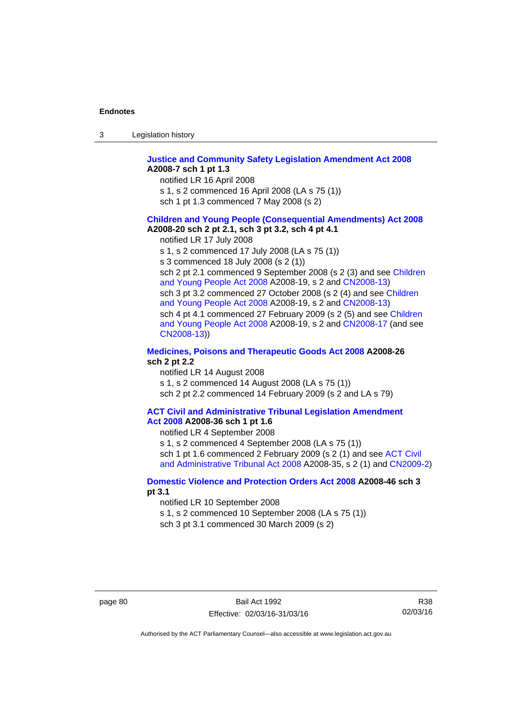**Justice and Community Safety Legislation Amendment Act 2008** **A2008-7 sch 1 pt 1.3**

notified LR 16 April 2008

s 1, s 2 commenced 16 April 2008 (LA s 75 (1))

sch 1 pt 1.3 commenced 7 May 2008 (s 2)

**Children and Young People (Consequential Amendments) Act 2008** **A2008-20 sch 2 pt 2.1, sch 3 pt 3.2, sch 4 pt 4.1**

notified LR 17 July 2008

s 1, s 2 commenced 17 July 2008 (LA s 75 (1))

s 3 commenced 18 July 2008 (s 2 (1))

sch 2 pt 2.1 commenced 9 September 2008 (s 2 (3) and see Children and Young People Act 2008 A2008-19, s 2 and CN2008-13)

sch 3 pt 3.2 commenced 27 October 2008 (s 2 (4) and see Children and Young People Act 2008 A2008-19, s 2 and CN2008-13)

sch 4 pt 4.1 commenced 27 February 2009 (s 2 (5) and see Children and Young People Act 2008 A2008-19, s 2 and CN2008-17 (and see CN2008-13))

**Medicines, Poisons and Therapeutic Goods Act 2008** **A2008-26 sch 2 pt 2.2**

notified LR 14 August 2008

s 1, s 2 commenced 14 August 2008 (LA s 75 (1))

sch 2 pt 2.2 commenced 14 February 2009 (s 2 and LA s 79)

**ACT Civil and Administrative Tribunal Legislation Amendment Act 2008** **A2008-36 sch 1 pt 1.6**

notified LR 4 September 2008

s 1, s 2 commenced 4 September 2008 (LA s 75 (1))

sch 1 pt 1.6 commenced 2 February 2009 (s 2 (1) and see ACT Civil and Administrative Tribunal Act 2008 A2008-35, s 2 (1) and CN2009-2)

**Domestic Violence and Protection Orders Act 2008** **A2008-46 sch 3 pt 3.1**

notified LR 10 September 2008

s 1, s 2 commenced 10 September 2008 (LA s 75 (1))

sch 3 pt 3.1 commenced 30 March 2009 (s 2)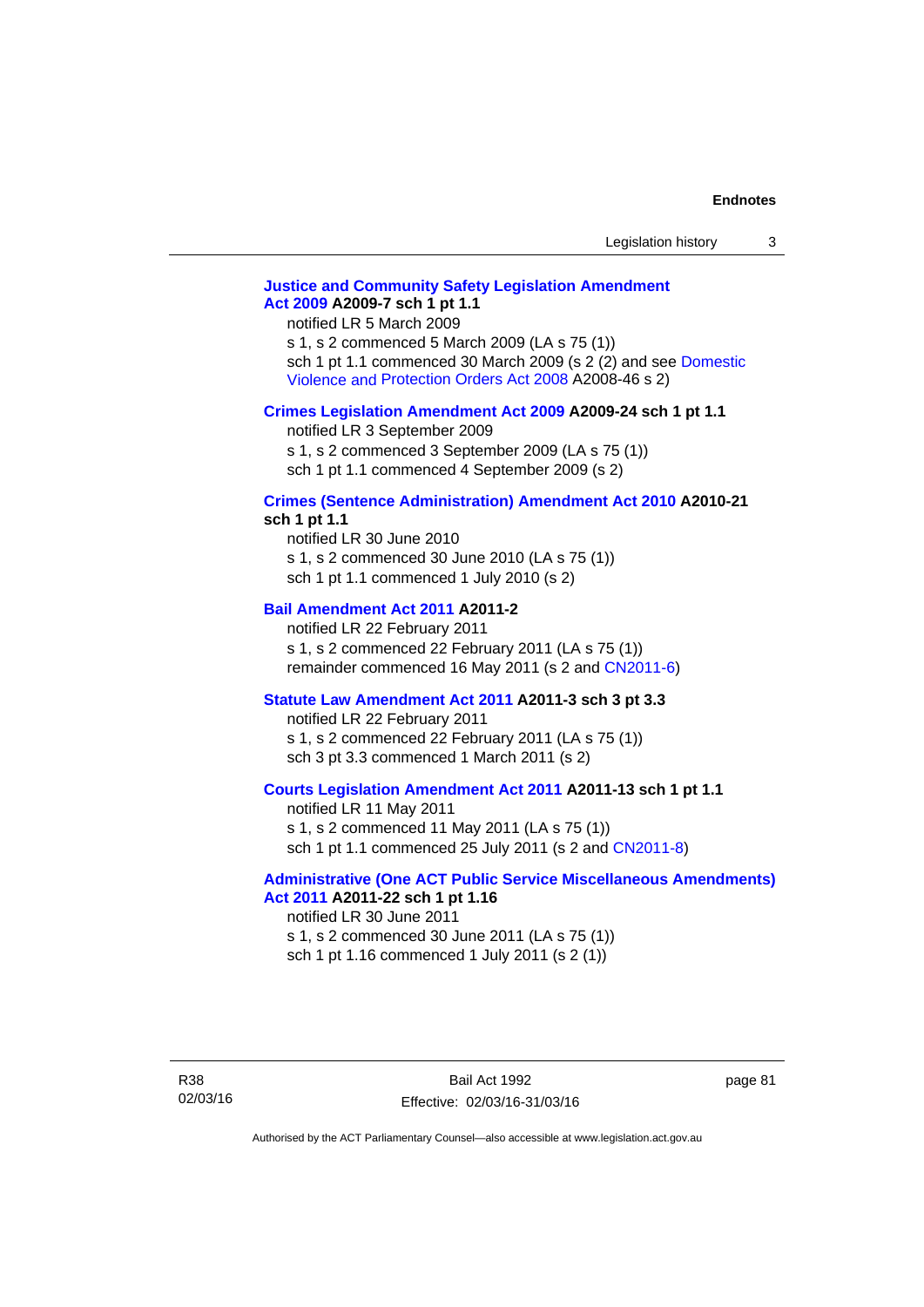**Justice and Community Safety Legislation Amendment Act 2009 A2009-7 sch 1 pt 1.1**

notified LR 5 March 2009

s 1, s 2 commenced 5 March 2009 (LA s 75 (1))

sch 1 pt 1.1 commenced 30 March 2009 (s 2 (2) and see Domestic Violence and Protection Orders Act 2008 A2008-46 s 2)

**Crimes Legislation Amendment Act 2009 A2009-24 sch 1 pt 1.1**

notified LR 3 September 2009

s 1, s 2 commenced 3 September 2009 (LA s 75 (1))

sch 1 pt 1.1 commenced 4 September 2009 (s 2)

**Crimes (Sentence Administration) Amendment Act 2010 A2010-21 sch 1 pt 1.1**

notified LR 30 June 2010

s 1, s 2 commenced 30 June 2010 (LA s 75 (1))

sch 1 pt 1.1 commenced 1 July 2010 (s 2)

**Bail Amendment Act 2011 A2011-2**

notified LR 22 February 2011

s 1, s 2 commenced 22 February 2011 (LA s 75 (1))

remainder commenced 16 May 2011 (s 2 and CN2011-6)

**Statute Law Amendment Act 2011 A2011-3 sch 3 pt 3.3**

notified LR 22 February 2011

s 1, s 2 commenced 22 February 2011 (LA s 75 (1))

sch 3 pt 3.3 commenced 1 March 2011 (s 2)

**Courts Legislation Amendment Act 2011 A2011-13 sch 1 pt 1.1**

notified LR 11 May 2011

s 1, s 2 commenced 11 May 2011 (LA s 75 (1))

sch 1 pt 1.1 commenced 25 July 2011 (s 2 and CN2011-8)

**Administrative (One ACT Public Service Miscellaneous Amendments) Act 2011 A2011-22 sch 1 pt 1.16**

notified LR 30 June 2011

s 1, s 2 commenced 30 June 2011 (LA s 75 (1))

sch 1 pt 1.16 commenced 1 July 2011 (s 2 (1))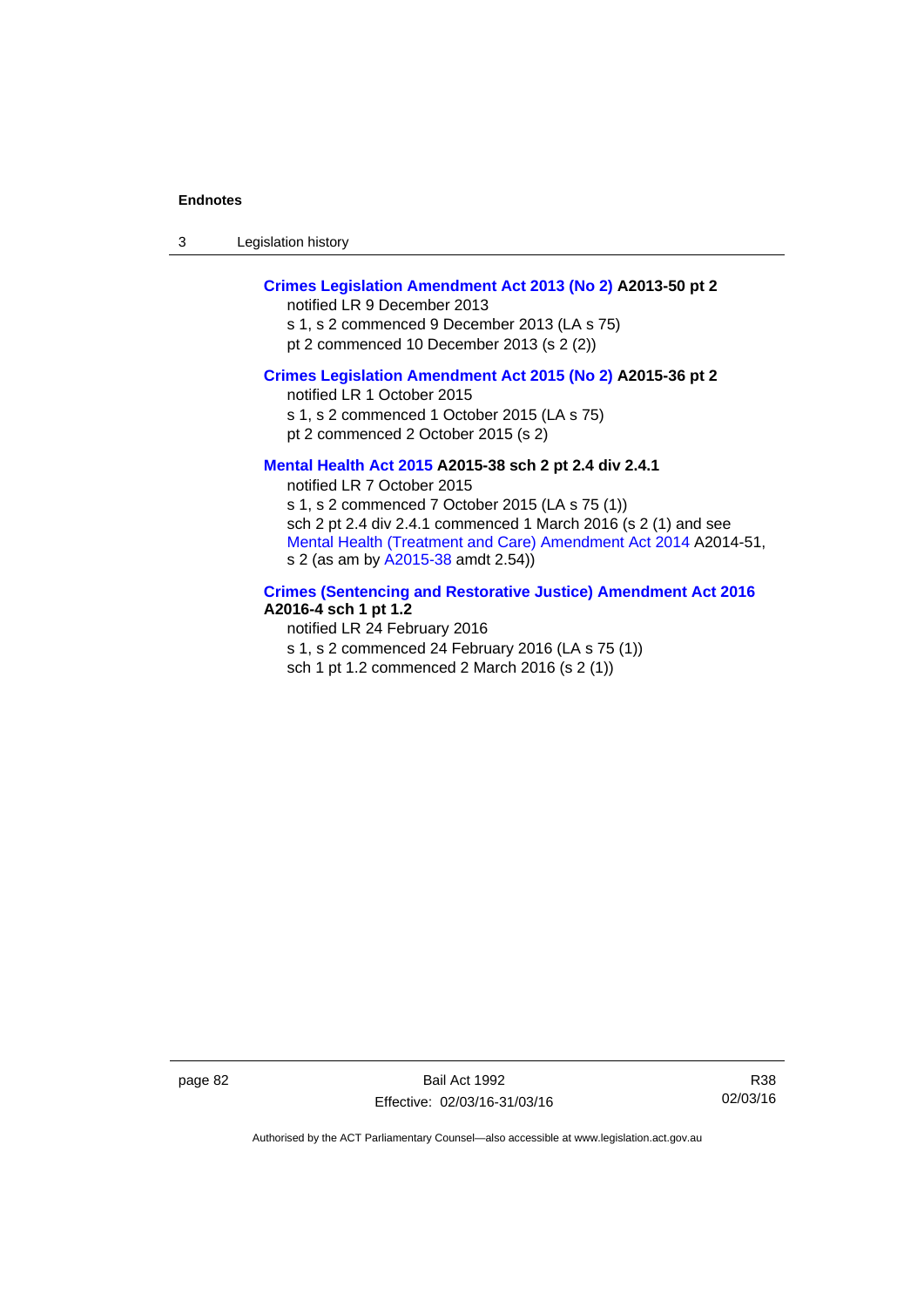**Crimes Legislation Amendment Act 2013 (No 2) A2013-50 pt 2**

notified LR 9 December 2013

s 1, s 2 commenced 9 December 2013 (LA s 75)

pt 2 commenced 10 December 2013 (s 2 (2))

**Crimes Legislation Amendment Act 2015 (No 2) A2015-36 pt 2**

notified LR 1 October 2015

s 1, s 2 commenced 1 October 2015 (LA s 75)

pt 2 commenced 2 October 2015 (s 2)

**Mental Health Act 2015 A2015-38 sch 2 pt 2.4 div 2.4.1**

notified LR 7 October 2015

s 1, s 2 commenced 7 October 2015 (LA s 75 (1))

sch 2 pt 2.4 div 2.4.1 commenced 1 March 2016 (s 2 (1) and see Mental Health (Treatment and Care) Amendment Act 2014 A2014-51, s 2 (as am by A2015-38 amdt 2.54))

**Crimes (Sentencing and Restorative Justice) Amendment Act 2016 A2016-4 sch 1 pt 1.2**

notified LR 24 February 2016

s 1, s 2 commenced 24 February 2016 (LA s 75 (1))

sch 1 pt 1.2 commenced 2 March 2016 (s 2 (1))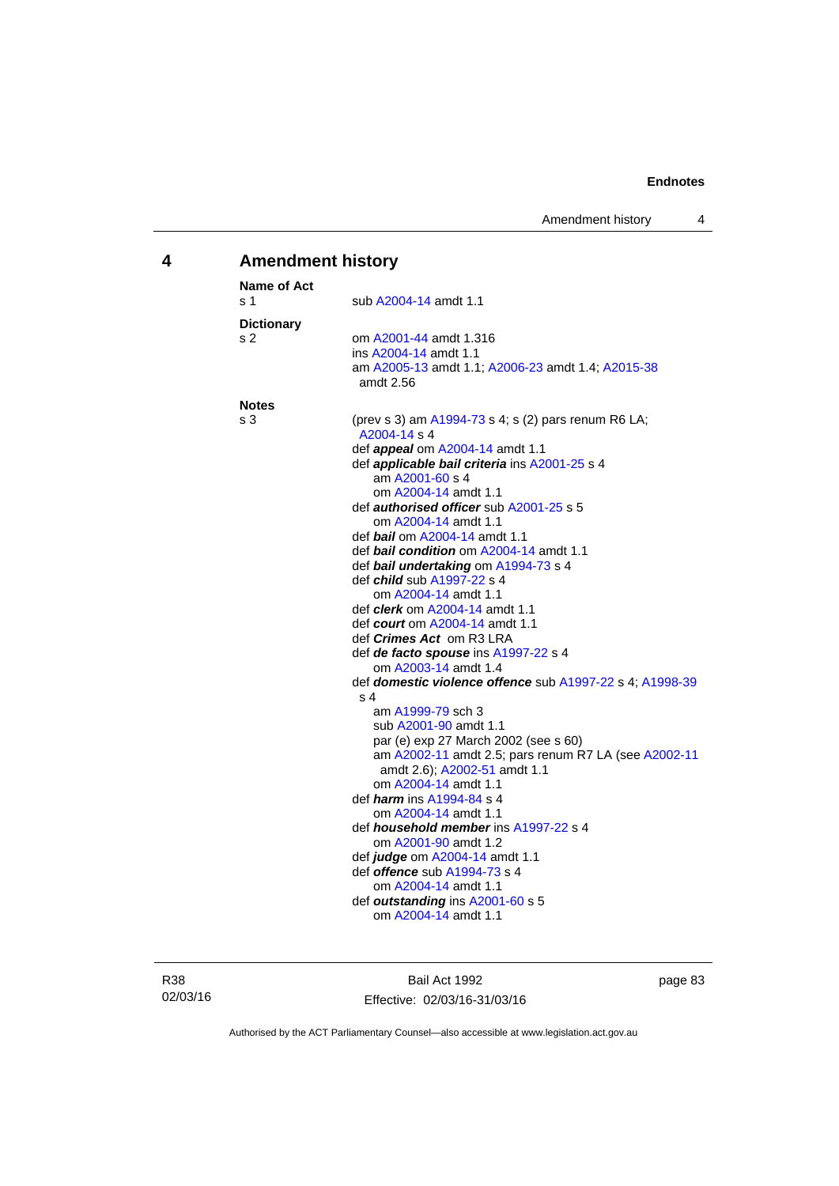## 4 Amendment history

**Name of Act**
s 1 sub A2004-14 amdt 1.1

**Dictionary**
s 2 om A2001-44 amdt 1.316
ins A2004-14 amdt 1.1
am A2005-13 amdt 1.1; A2006-23 amdt 1.4; A2015-38 amdt 2.56

**Notes**
s 3 (prev s 3) am A1994-73 s 4; s (2) pars renum R6 LA; A2004-14 s 4
def ***appeal*** om A2004-14 amdt 1.1
def ***applicable bail criteria*** ins A2001-25 s 4
am A2001-60 s 4
om A2004-14 amdt 1.1
def ***authorised officer*** sub A2001-25 s 5
om A2004-14 amdt 1.1
def ***bail*** om A2004-14 amdt 1.1
def ***bail condition*** om A2004-14 amdt 1.1
def ***bail undertaking*** om A1994-73 s 4
def ***child*** sub A1997-22 s 4
om A2004-14 amdt 1.1
def ***clerk*** om A2004-14 amdt 1.1
def ***court*** om A2004-14 amdt 1.1
def ***Crimes Act*** om R3 LRA
def ***de facto spouse*** ins A1997-22 s 4
om A2003-14 amdt 1.4
def ***domestic violence offence*** sub A1997-22 s 4; A1998-39 s 4
am A1999-79 sch 3
sub A2001-90 amdt 1.1
par (e) exp 27 March 2002 (see s 60)
am A2002-11 amdt 2.5; pars renum R7 LA (see A2002-11 amdt 2.6); A2002-51 amdt 1.1
om A2004-14 amdt 1.1
def ***harm*** ins A1994-84 s 4
om A2004-14 amdt 1.1
def ***household member*** ins A1997-22 s 4
om A2001-90 amdt 1.2
def ***judge*** om A2004-14 amdt 1.1
def ***offence*** sub A1994-73 s 4
om A2004-14 amdt 1.1
def ***outstanding*** ins A2001-60 s 5
om A2004-14 amdt 1.1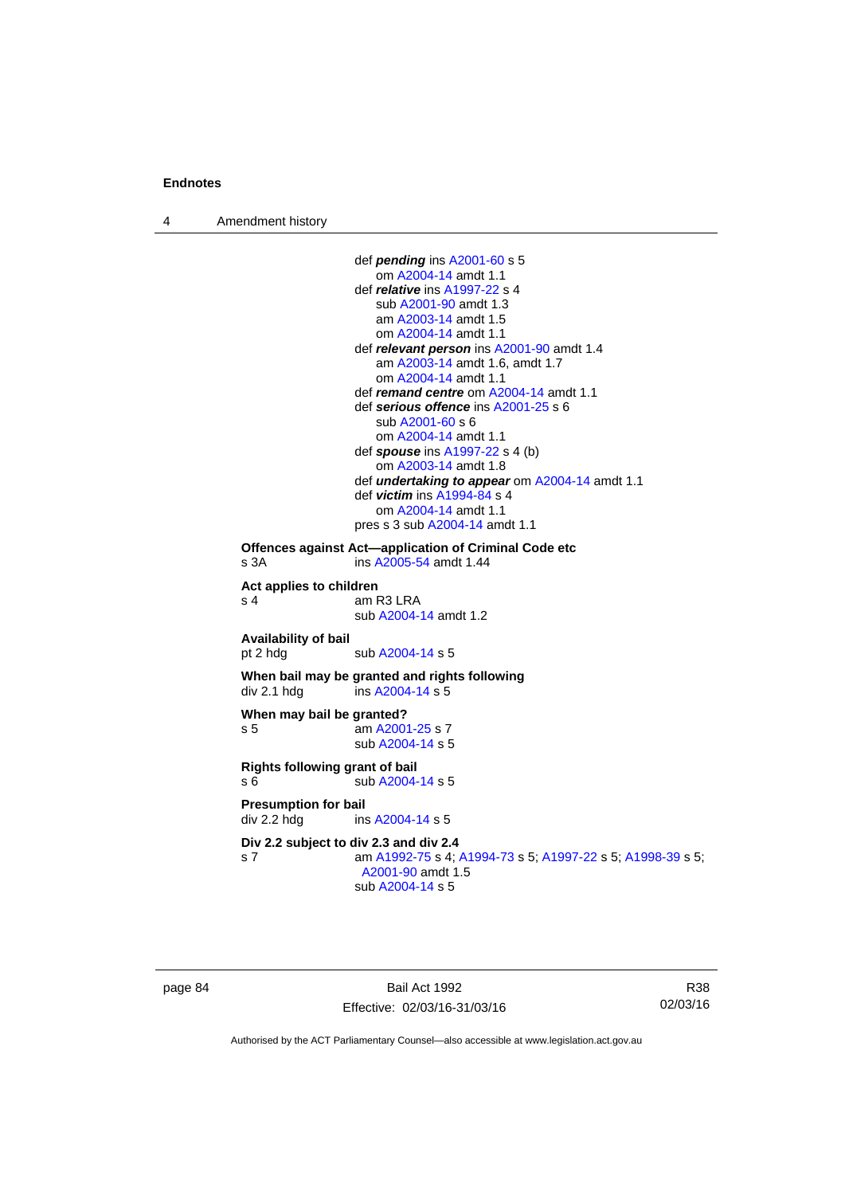def ***pending*** ins A2001-60 s 5
om A2004-14 amdt 1.1
def ***relative*** ins A1997-22 s 4
sub A2001-90 amdt 1.3
am A2003-14 amdt 1.5
om A2004-14 amdt 1.1
def ***relevant person*** ins A2001-90 amdt 1.4
am A2003-14 amdt 1.6, amdt 1.7
om A2004-14 amdt 1.1
def ***remand centre*** om A2004-14 amdt 1.1
def ***serious offence*** ins A2001-25 s 6
sub A2001-60 s 6
om A2004-14 amdt 1.1
def ***spouse*** ins A1997-22 s 4 (b)
om A2003-14 amdt 1.8
def ***undertaking to appear*** om A2004-14 amdt 1.1
def ***victim*** ins A1994-84 s 4
om A2004-14 amdt 1.1
pres s 3 sub A2004-14 amdt 1.1

**Offences against Act—application of Criminal Code etc**
s 3A ins A2005-54 amdt 1.44

**Act applies to children**
s 4 am R3 LRA
sub A2004-14 amdt 1.2

**Availability of bail**
pt 2 hdg sub A2004-14 s 5

**When bail may be granted and rights following**
div 2.1 hdg ins A2004-14 s 5

**When may bail be granted?**
s 5 am A2001-25 s 7
sub A2004-14 s 5

**Rights following grant of bail**
s 6 sub A2004-14 s 5

**Presumption for bail**
div 2.2 hdg ins A2004-14 s 5

**Div 2.2 subject to div 2.3 and div 2.4**
s 7 am A1992-75 s 4; A1994-73 s 5; A1997-22 s 5; A1998-39 s 5; A2001-90 amdt 1.5
sub A2004-14 s 5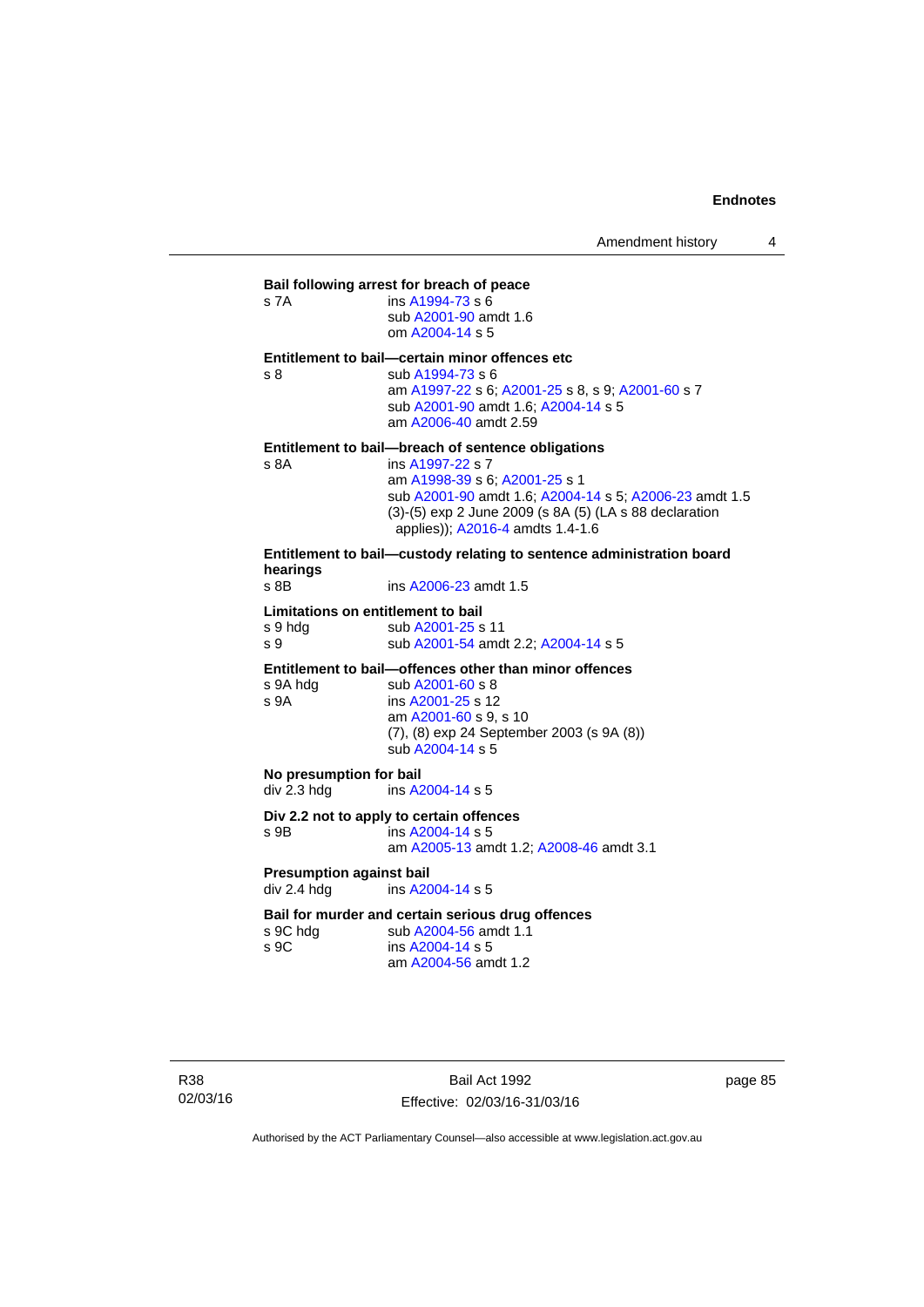**Bail following arrest for breach of peace**

s 7A — ins A1994-73 s 6
sub A2001-90 amdt 1.6
om A2004-14 s 5

**Entitlement to bail—certain minor offences etc**

s 8 — sub A1994-73 s 6
am A1997-22 s 6; A2001-25 s 8, s 9; A2001-60 s 7
sub A2001-90 amdt 1.6; A2004-14 s 5
am A2006-40 amdt 2.59

**Entitlement to bail—breach of sentence obligations**

s 8A — ins A1997-22 s 7
am A1998-39 s 6; A2001-25 s 1
sub A2001-90 amdt 1.6; A2004-14 s 5; A2006-23 amdt 1.5
(3)-(5) exp 2 June 2009 (s 8A (5) (LA s 88 declaration applies)); A2016-4 amdts 1.4-1.6

**Entitlement to bail—custody relating to sentence administration board hearings**

s 8B — ins A2006-23 amdt 1.5

**Limitations on entitlement to bail**

s 9 hdg — sub A2001-25 s 11
s 9 — sub A2001-54 amdt 2.2; A2004-14 s 5

**Entitlement to bail—offences other than minor offences**

s 9A hdg — sub A2001-60 s 8
s 9A — ins A2001-25 s 12
am A2001-60 s 9, s 10
(7), (8) exp 24 September 2003 (s 9A (8))
sub A2004-14 s 5

**No presumption for bail**

div 2.3 hdg — ins A2004-14 s 5

**Div 2.2 not to apply to certain offences**

s 9B — ins A2004-14 s 5
am A2005-13 amdt 1.2; A2008-46 amdt 3.1

**Presumption against bail**

div 2.4 hdg — ins A2004-14 s 5

**Bail for murder and certain serious drug offences**

s 9C hdg — sub A2004-56 amdt 1.1
s 9C — ins A2004-14 s 5
am A2004-56 amdt 1.2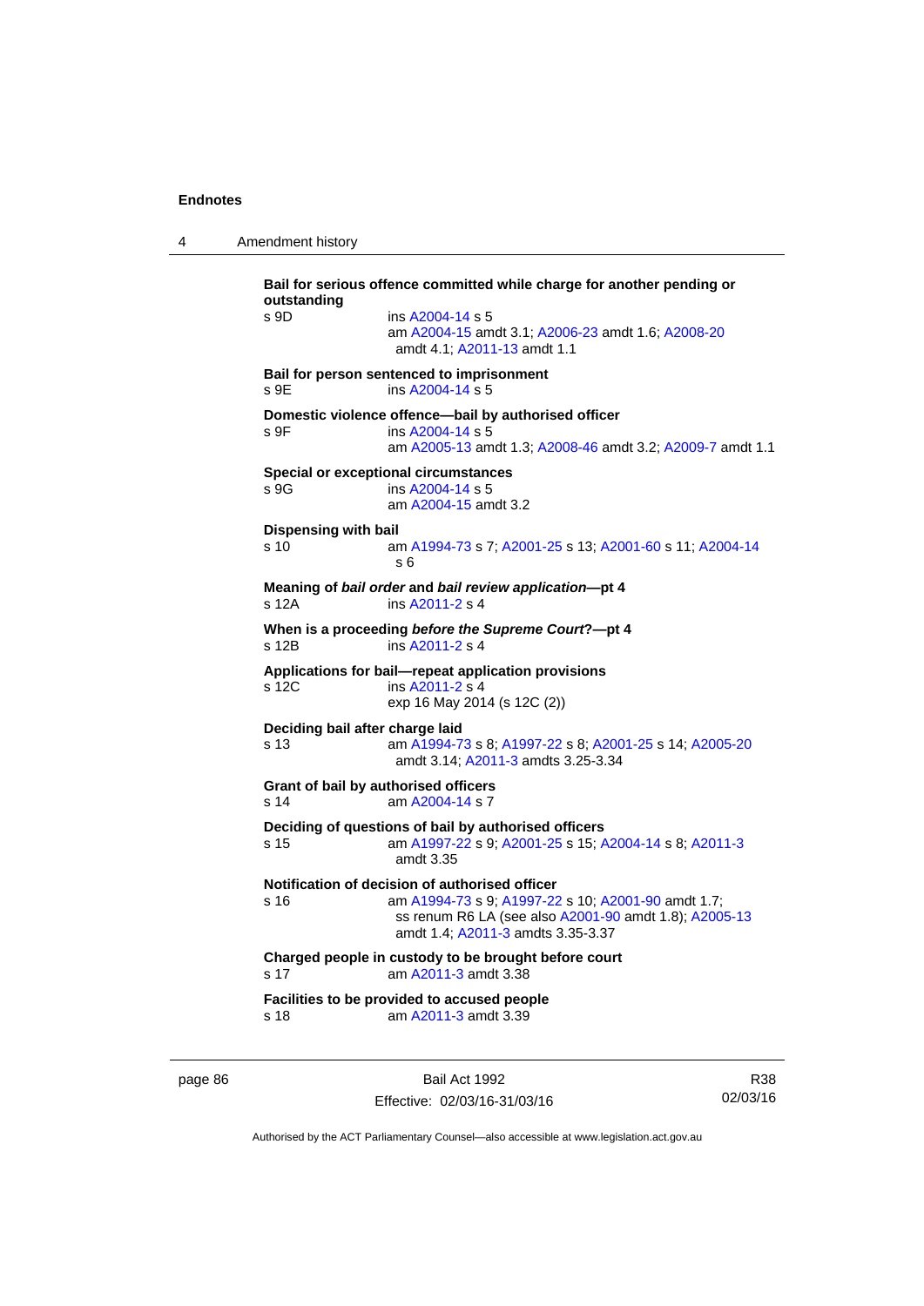**Bail for serious offence committed while charge for another pending or outstanding**

s 9D ins A2004-14 s 5
am A2004-15 amdt 3.1; A2006-23 amdt 1.6; A2008-20 amdt 4.1; A2011-13 amdt 1.1

**Bail for person sentenced to imprisonment**

s 9E ins A2004-14 s 5

**Domestic violence offence—bail by authorised officer**

s 9F ins A2004-14 s 5
am A2005-13 amdt 1.3; A2008-46 amdt 3.2; A2009-7 amdt 1.1

**Special or exceptional circumstances**

s 9G ins A2004-14 s 5
am A2004-15 amdt 3.2

**Dispensing with bail**

s 10 am A1994-73 s 7; A2001-25 s 13; A2001-60 s 11; A2004-14 s 6

**Meaning of *bail order* and *bail review application*—pt 4**

s 12A ins A2011-2 s 4

**When is a proceeding *before the Supreme Court*?—pt 4**

s 12B ins A2011-2 s 4

**Applications for bail—repeat application provisions**

s 12C ins A2011-2 s 4
exp 16 May 2014 (s 12C (2))

**Deciding bail after charge laid**

s 13 am A1994-73 s 8; A1997-22 s 8; A2001-25 s 14; A2005-20 amdt 3.14; A2011-3 amdts 3.25-3.34

**Grant of bail by authorised officers**

s 14 am A2004-14 s 7

**Deciding of questions of bail by authorised officers**

s 15 am A1997-22 s 9; A2001-25 s 15; A2004-14 s 8; A2011-3 amdt 3.35

**Notification of decision of authorised officer**

s 16 am A1994-73 s 9; A1997-22 s 10; A2001-90 amdt 1.7; ss renum R6 LA (see also A2001-90 amdt 1.8); A2005-13 amdt 1.4; A2011-3 amdts 3.35-3.37

**Charged people in custody to be brought before court**

s 17 am A2011-3 amdt 3.38

**Facilities to be provided to accused people**

s 18 am A2011-3 amdt 3.39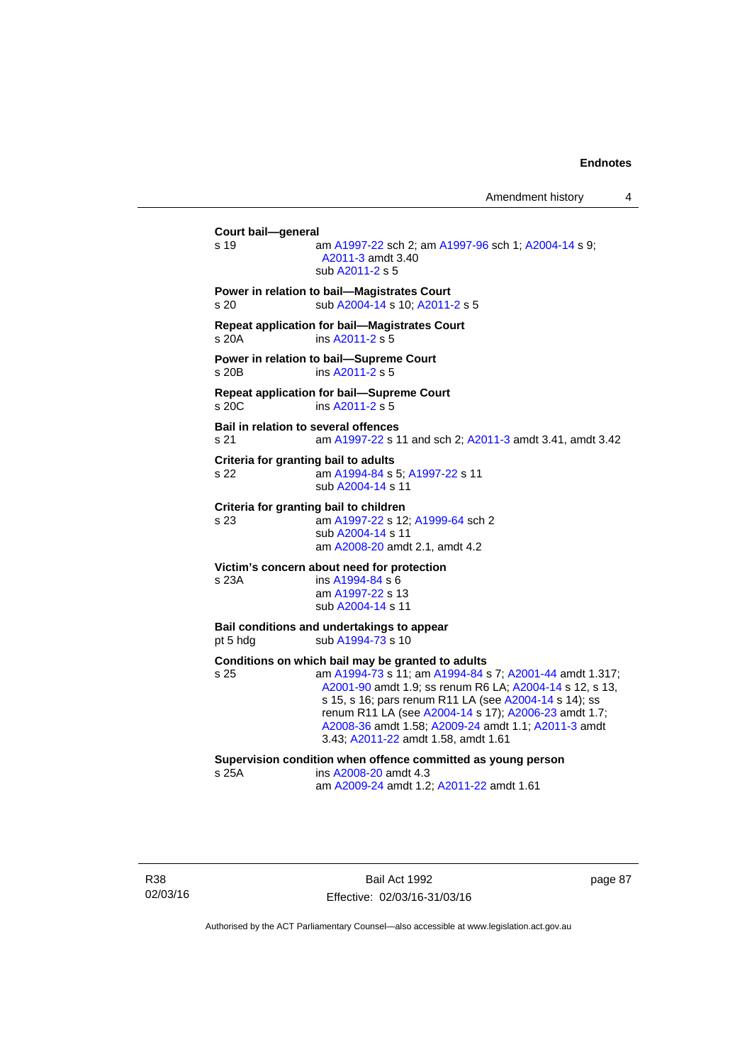**Court bail—general**
s 19 am A1997-22 sch 2; am A1997-96 sch 1; A2004-14 s 9; A2011-3 amdt 3.40
sub A2011-2 s 5

**Power in relation to bail—Magistrates Court**
s 20 sub A2004-14 s 10; A2011-2 s 5

**Repeat application for bail—Magistrates Court**
s 20A ins A2011-2 s 5

**Power in relation to bail—Supreme Court**
s 20B ins A2011-2 s 5

**Repeat application for bail—Supreme Court**
s 20C ins A2011-2 s 5

**Bail in relation to several offences**
s 21 am A1997-22 s 11 and sch 2; A2011-3 amdt 3.41, amdt 3.42

**Criteria for granting bail to adults**
s 22 am A1994-84 s 5; A1997-22 s 11
sub A2004-14 s 11

**Criteria for granting bail to children**
s 23 am A1997-22 s 12; A1999-64 sch 2
sub A2004-14 s 11
am A2008-20 amdt 2.1, amdt 4.2

**Victim's concern about need for protection**
s 23A ins A1994-84 s 6
am A1997-22 s 13
sub A2004-14 s 11

**Bail conditions and undertakings to appear**
pt 5 hdg sub A1994-73 s 10

**Conditions on which bail may be granted to adults**
s 25 am A1994-73 s 11; am A1994-84 s 7; A2001-44 amdt 1.317; A2001-90 amdt 1.9; ss renum R6 LA; A2004-14 s 12, s 13, s 15, s 16; pars renum R11 LA (see A2004-14 s 14); ss renum R11 LA (see A2004-14 s 17); A2006-23 amdt 1.7; A2008-36 amdt 1.58; A2009-24 amdt 1.1; A2011-3 amdt 3.43; A2011-22 amdt 1.58, amdt 1.61

**Supervision condition when offence committed as young person**
s 25A ins A2008-20 amdt 4.3
am A2009-24 amdt 1.2; A2011-22 amdt 1.61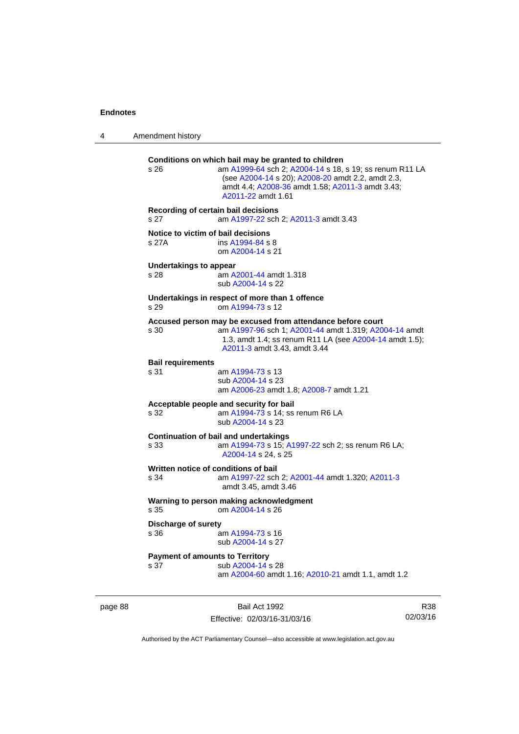**Conditions on which bail may be granted to children**

s 26 — am A1999-64 sch 2; A2004-14 s 18, s 19; ss renum R11 LA (see A2004-14 s 20); A2008-20 amdt 2.2, amdt 2.3, amdt 4.4; A2008-36 amdt 1.58; A2011-3 amdt 3.43; A2011-22 amdt 1.61

**Recording of certain bail decisions**

s 27 — am A1997-22 sch 2; A2011-3 amdt 3.43

**Notice to victim of bail decisions**

s 27A — ins A1994-84 s 8
om A2004-14 s 21

**Undertakings to appear**

s 28 — am A2001-44 amdt 1.318
sub A2004-14 s 22

**Undertakings in respect of more than 1 offence**

s 29 — om A1994-73 s 12

**Accused person may be excused from attendance before court**

s 30 — am A1997-96 sch 1; A2001-44 amdt 1.319; A2004-14 amdt 1.3, amdt 1.4; ss renum R11 LA (see A2004-14 amdt 1.5); A2011-3 amdt 3.43, amdt 3.44

**Bail requirements**

s 31 — am A1994-73 s 13
sub A2004-14 s 23
am A2006-23 amdt 1.8; A2008-7 amdt 1.21

**Acceptable people and security for bail**

s 32 — am A1994-73 s 14; ss renum R6 LA
sub A2004-14 s 23

**Continuation of bail and undertakings**

s 33 — am A1994-73 s 15; A1997-22 sch 2; ss renum R6 LA; A2004-14 s 24, s 25

**Written notice of conditions of bail**

s 34 — am A1997-22 sch 2; A2001-44 amdt 1.320; A2011-3 amdt 3.45, amdt 3.46

**Warning to person making acknowledgment**

s 35 — om A2004-14 s 26

**Discharge of surety**

s 36 — am A1994-73 s 16
sub A2004-14 s 27

**Payment of amounts to Territory**

s 37 — sub A2004-14 s 28
am A2004-60 amdt 1.16; A2010-21 amdt 1.1, amdt 1.2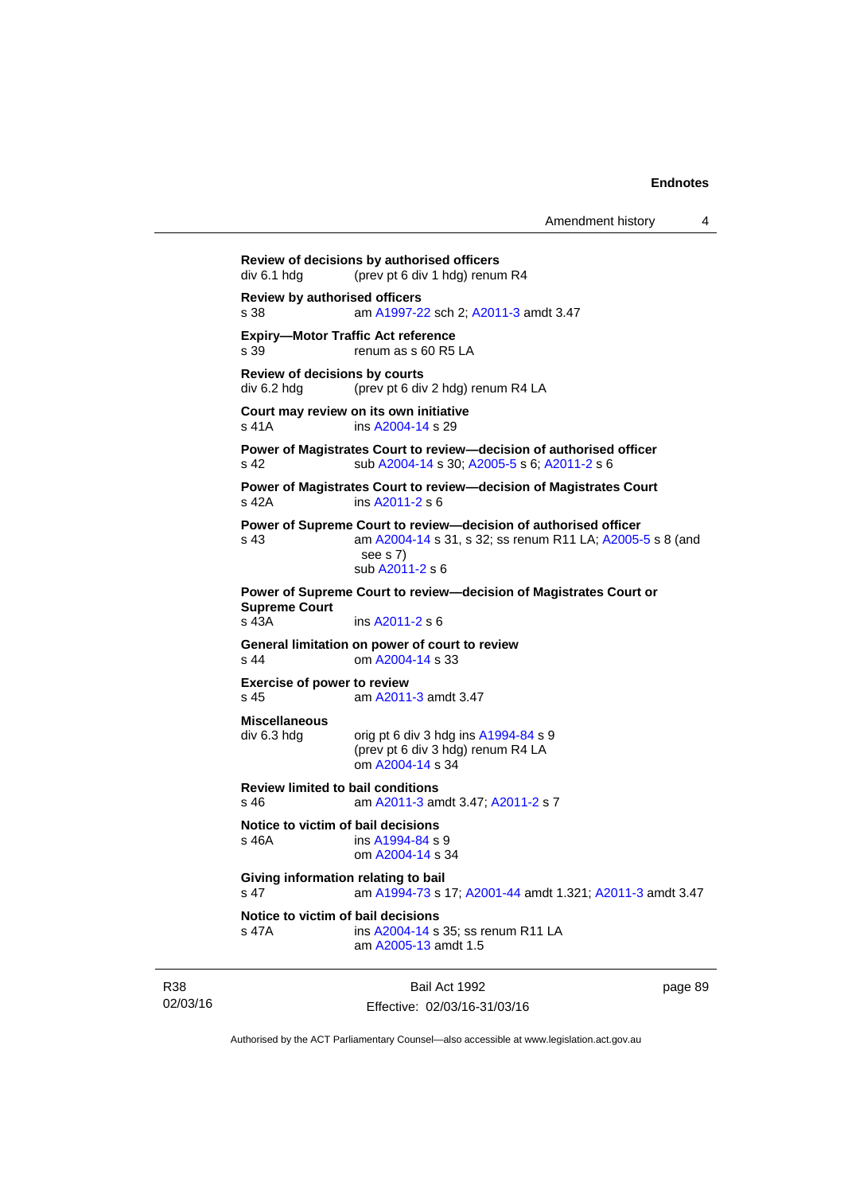**Review of decisions by authorised officers**
div 6.1 hdg (prev pt 6 div 1 hdg) renum R4

**Review by authorised officers**
s 38 am A1997-22 sch 2; A2011-3 amdt 3.47

**Expiry—Motor Traffic Act reference**
s 39 renum as s 60 R5 LA

**Review of decisions by courts**
div 6.2 hdg (prev pt 6 div 2 hdg) renum R4 LA

**Court may review on its own initiative**
s 41A ins A2004-14 s 29

**Power of Magistrates Court to review—decision of authorised officer**
s 42 sub A2004-14 s 30; A2005-5 s 6; A2011-2 s 6

**Power of Magistrates Court to review—decision of Magistrates Court**
s 42A ins A2011-2 s 6

**Power of Supreme Court to review—decision of authorised officer**
s 43 am A2004-14 s 31, s 32; ss renum R11 LA; A2005-5 s 8 (and see s 7)
sub A2011-2 s 6

**Power of Supreme Court to review—decision of Magistrates Court or Supreme Court**
s 43A ins A2011-2 s 6

**General limitation on power of court to review**
s 44 om A2004-14 s 33

**Exercise of power to review**
s 45 am A2011-3 amdt 3.47

**Miscellaneous**
div 6.3 hdg orig pt 6 div 3 hdg ins A1994-84 s 9
(prev pt 6 div 3 hdg) renum R4 LA
om A2004-14 s 34

**Review limited to bail conditions**
s 46 am A2011-3 amdt 3.47; A2011-2 s 7

**Notice to victim of bail decisions**
s 46A ins A1994-84 s 9
om A2004-14 s 34

**Giving information relating to bail**
s 47 am A1994-73 s 17; A2001-44 amdt 1.321; A2011-3 amdt 3.47

**Notice to victim of bail decisions**
s 47A ins A2004-14 s 35; ss renum R11 LA
am A2005-13 amdt 1.5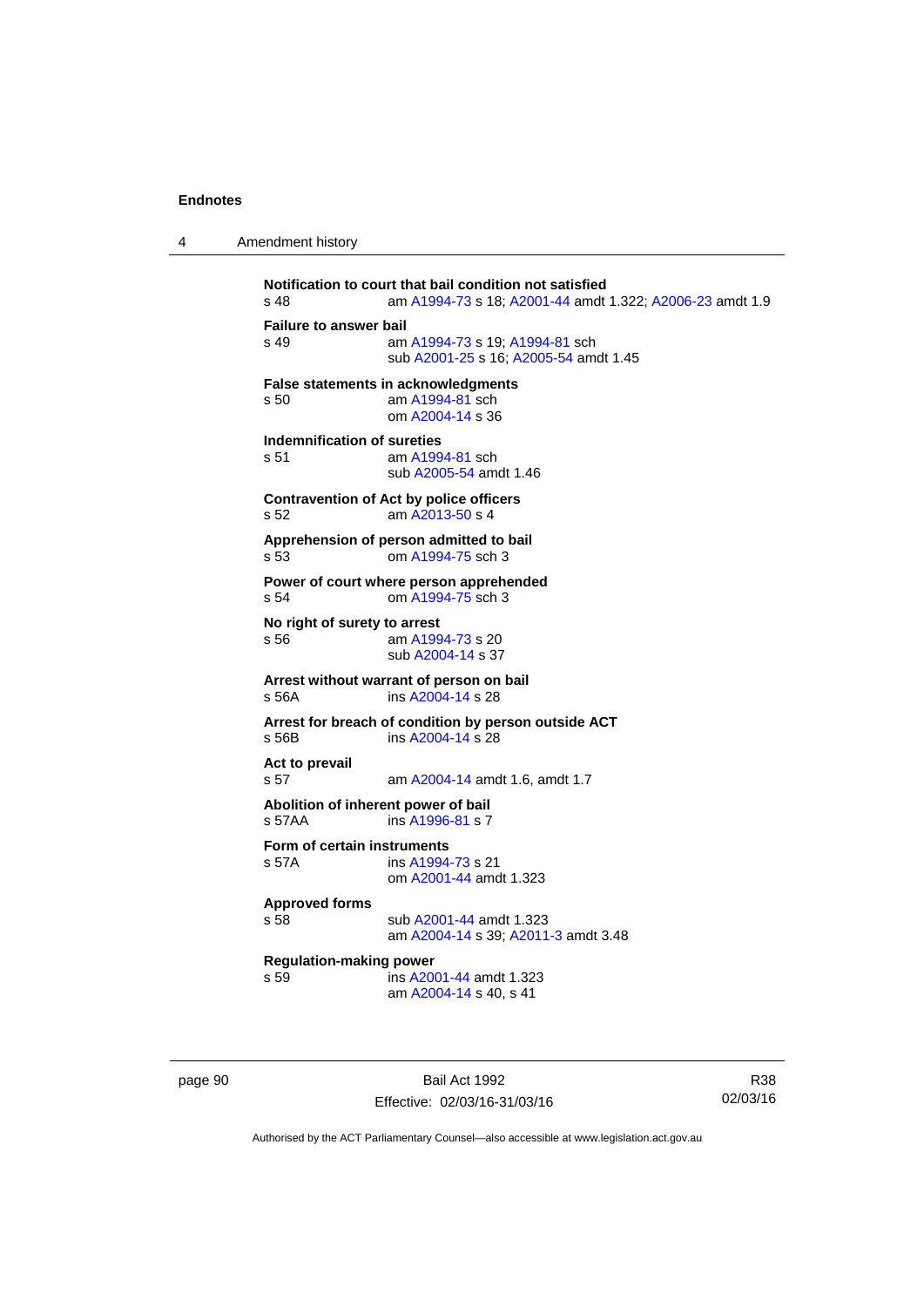**Notification to court that bail condition not satisfied**
s 48 am A1994-73 s 18; A2001-44 amdt 1.322; A2006-23 amdt 1.9

**Failure to answer bail**
s 49 am A1994-73 s 19; A1994-81 sch
sub A2001-25 s 16; A2005-54 amdt 1.45

**False statements in acknowledgments**
s 50 am A1994-81 sch
om A2004-14 s 36

**Indemnification of sureties**
s 51 am A1994-81 sch
sub A2005-54 amdt 1.46

**Contravention of Act by police officers**
s 52 am A2013-50 s 4

**Apprehension of person admitted to bail**
s 53 om A1994-75 sch 3

**Power of court where person apprehended**
s 54 om A1994-75 sch 3

**No right of surety to arrest**
s 56 am A1994-73 s 20
sub A2004-14 s 37

**Arrest without warrant of person on bail**
s 56A ins A2004-14 s 28

**Arrest for breach of condition by person outside ACT**
s 56B ins A2004-14 s 28

**Act to prevail**
s 57 am A2004-14 amdt 1.6, amdt 1.7

**Abolition of inherent power of bail**
s 57AA ins A1996-81 s 7

**Form of certain instruments**
s 57A ins A1994-73 s 21
om A2001-44 amdt 1.323

**Approved forms**
s 58 sub A2001-44 amdt 1.323
am A2004-14 s 39; A2011-3 amdt 3.48

**Regulation-making power**
s 59 ins A2001-44 amdt 1.323
am A2004-14 s 40, s 41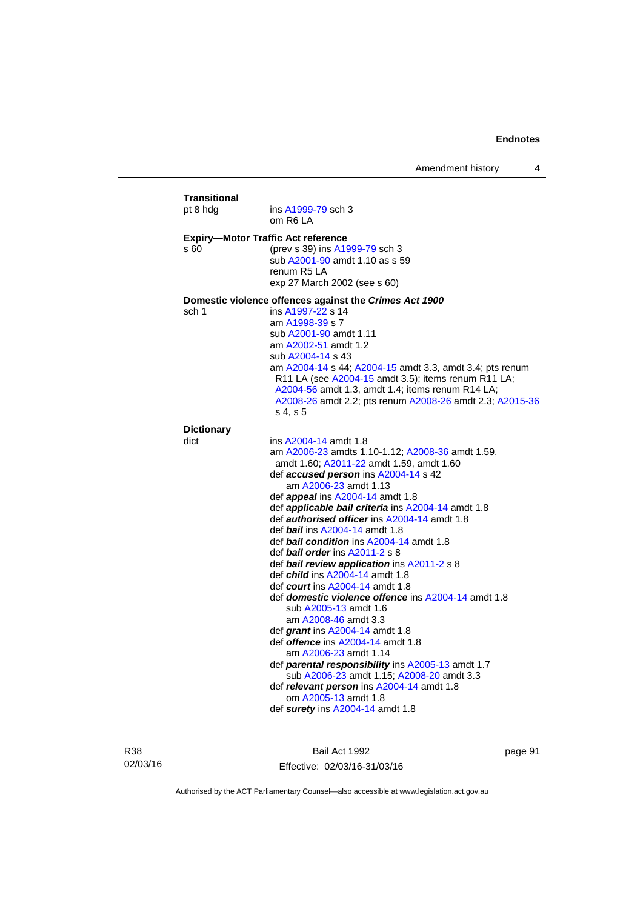**Transitional**

pt 8 hdg ins A1999-79 sch 3
om R6 LA

**Expiry—Motor Traffic Act reference**

s 60 (prev s 39) ins A1999-79 sch 3
sub A2001-90 amdt 1.10 as s 59
renum R5 LA
exp 27 March 2002 (see s 60)

**Domestic violence offences against the *Crimes Act 1900***

sch 1 ins A1997-22 s 14
am A1998-39 s 7
sub A2001-90 amdt 1.11
am A2002-51 amdt 1.2
sub A2004-14 s 43
am A2004-14 s 44; A2004-15 amdt 3.3, amdt 3.4; pts renum R11 LA (see A2004-15 amdt 3.5); items renum R11 LA; A2004-56 amdt 1.3, amdt 1.4; items renum R14 LA; A2008-26 amdt 2.2; pts renum A2008-26 amdt 2.3; A2015-36 s 4, s 5

**Dictionary**

dict ins A2004-14 amdt 1.8
am A2006-23 amdts 1.10-1.12; A2008-36 amdt 1.59, amdt 1.60; A2011-22 amdt 1.59, amdt 1.60
def ***accused person*** ins A2004-14 s 42
  am A2006-23 amdt 1.13
def ***appeal*** ins A2004-14 amdt 1.8
def ***applicable bail criteria*** ins A2004-14 amdt 1.8
def ***authorised officer*** ins A2004-14 amdt 1.8
def ***bail*** ins A2004-14 amdt 1.8
def ***bail condition*** ins A2004-14 amdt 1.8
def ***bail order*** ins A2011-2 s 8
def ***bail review application*** ins A2011-2 s 8
def ***child*** ins A2004-14 amdt 1.8
def ***court*** ins A2004-14 amdt 1.8
def ***domestic violence offence*** ins A2004-14 amdt 1.8
  sub A2005-13 amdt 1.6
  am A2008-46 amdt 3.3
def ***grant*** ins A2004-14 amdt 1.8
def ***offence*** ins A2004-14 amdt 1.8
  am A2006-23 amdt 1.14
def ***parental responsibility*** ins A2005-13 amdt 1.7
  sub A2006-23 amdt 1.15; A2008-20 amdt 3.3
def ***relevant person*** ins A2004-14 amdt 1.8
  om A2005-13 amdt 1.8
def ***surety*** ins A2004-14 amdt 1.8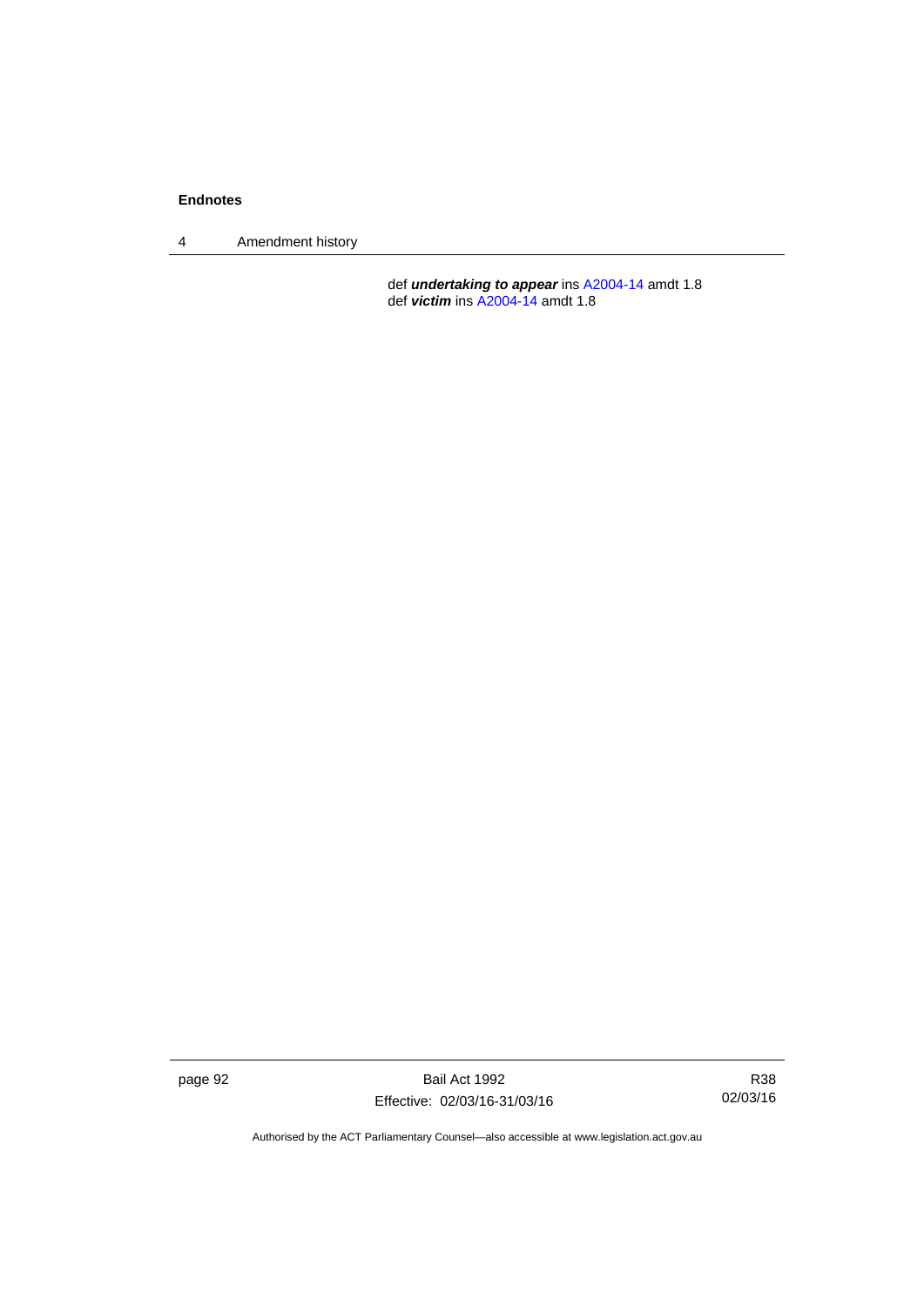def ***undertaking to appear*** ins A2004-14 amdt 1.8
def ***victim*** ins A2004-14 amdt 1.8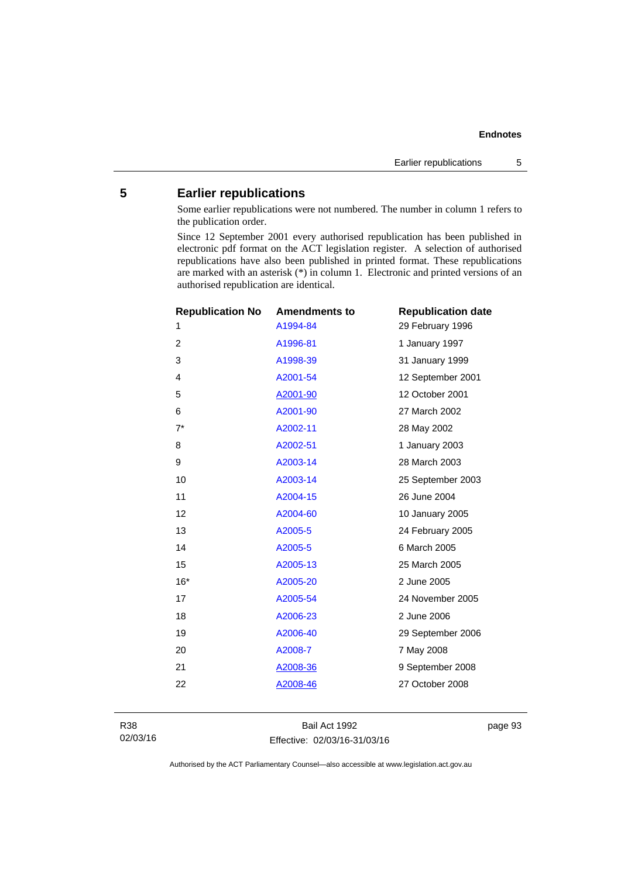## 5 Earlier republications

Some earlier republications were not numbered. The number in column 1 refers to the publication order.

Since 12 September 2001 every authorised republication has been published in electronic pdf format on the ACT legislation register. A selection of authorised republications have also been published in printed format. These republications are marked with an asterisk (*) in column 1. Electronic and printed versions of an authorised republication are identical.

| Republication No | Amendments to | Republication date |
|---|---|---|
| 1 | A1994-84 | 29 February 1996 |
| 2 | A1996-81 | 1 January 1997 |
| 3 | A1998-39 | 31 January 1999 |
| 4 | A2001-54 | 12 September 2001 |
| 5 | A2001-90 | 12 October 2001 |
| 6 | A2001-90 | 27 March 2002 |
| 7* | A2002-11 | 28 May 2002 |
| 8 | A2002-51 | 1 January 2003 |
| 9 | A2003-14 | 28 March 2003 |
| 10 | A2003-14 | 25 September 2003 |
| 11 | A2004-15 | 26 June 2004 |
| 12 | A2004-60 | 10 January 2005 |
| 13 | A2005-5 | 24 February 2005 |
| 14 | A2005-5 | 6 March 2005 |
| 15 | A2005-13 | 25 March 2005 |
| 16* | A2005-20 | 2 June 2005 |
| 17 | A2005-54 | 24 November 2005 |
| 18 | A2006-23 | 2 June 2006 |
| 19 | A2006-40 | 29 September 2006 |
| 20 | A2008-7 | 7 May 2008 |
| 21 | A2008-36 | 9 September 2008 |
| 22 | A2008-46 | 27 October 2008 |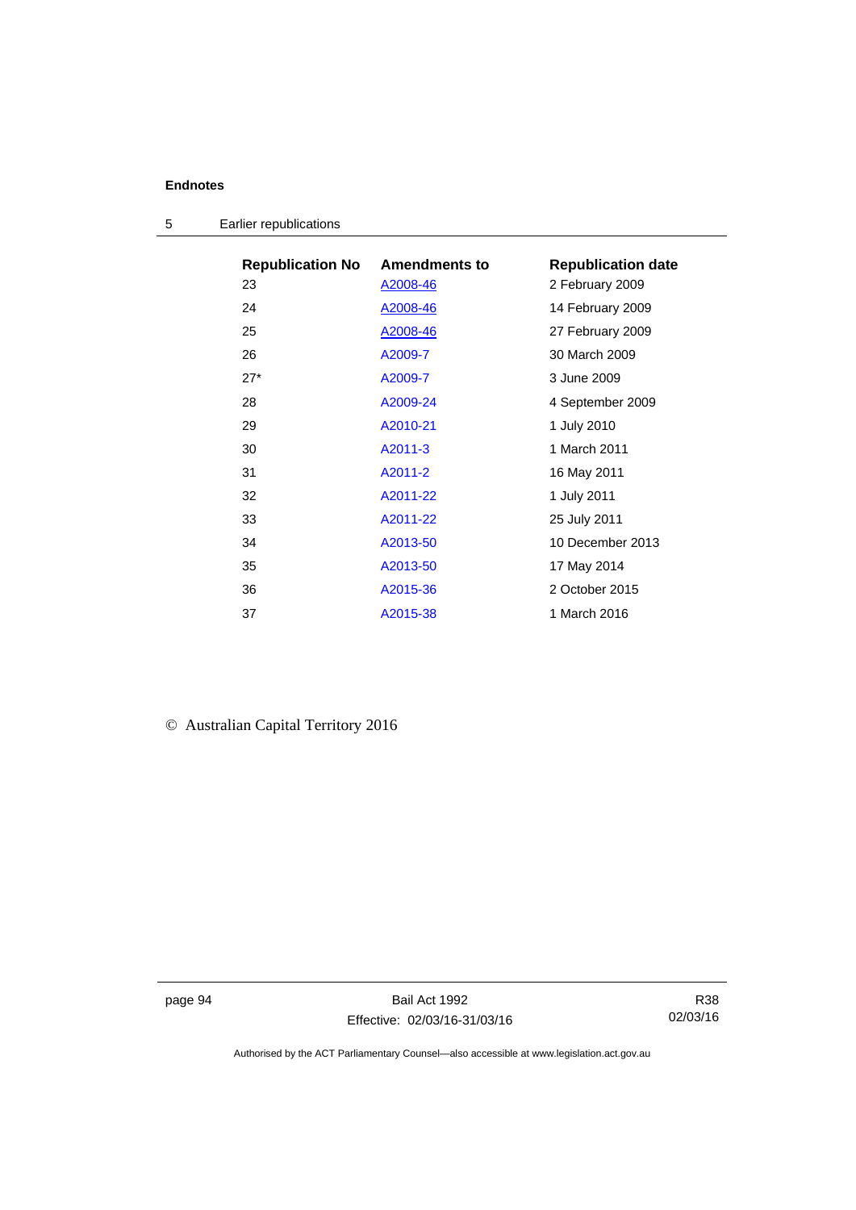## 5 Earlier republications

| Republication No | Amendments to | Republication date |
|---|---|---|
| 23 | A2008-46 | 2 February 2009 |
| 24 | A2008-46 | 14 February 2009 |
| 25 | A2008-46 | 27 February 2009 |
| 26 | A2009-7 | 30 March 2009 |
| 27* | A2009-7 | 3 June 2009 |
| 28 | A2009-24 | 4 September 2009 |
| 29 | A2010-21 | 1 July 2010 |
| 30 | A2011-3 | 1 March 2011 |
| 31 | A2011-2 | 16 May 2011 |
| 32 | A2011-22 | 1 July 2011 |
| 33 | A2011-22 | 25 July 2011 |
| 34 | A2013-50 | 10 December 2013 |
| 35 | A2013-50 | 17 May 2014 |
| 36 | A2015-36 | 2 October 2015 |
| 37 | A2015-38 | 1 March 2016 |

© Australian Capital Territory 2016